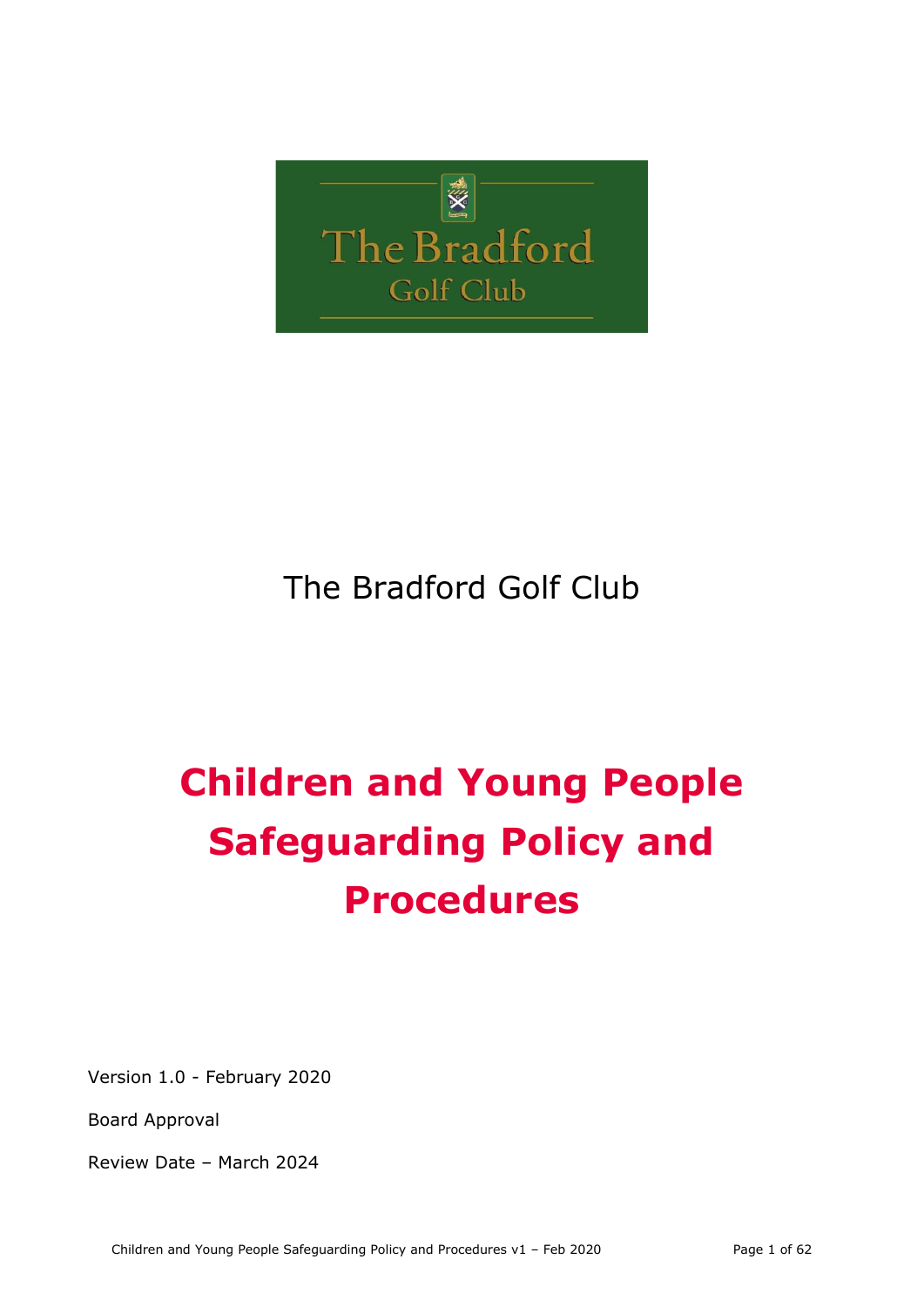The Bradford Golf Club

# Children and Young People Safeguarding Policy and Procedures

Version 1.0 - February 2020

Board Approval

Review Date – March 2024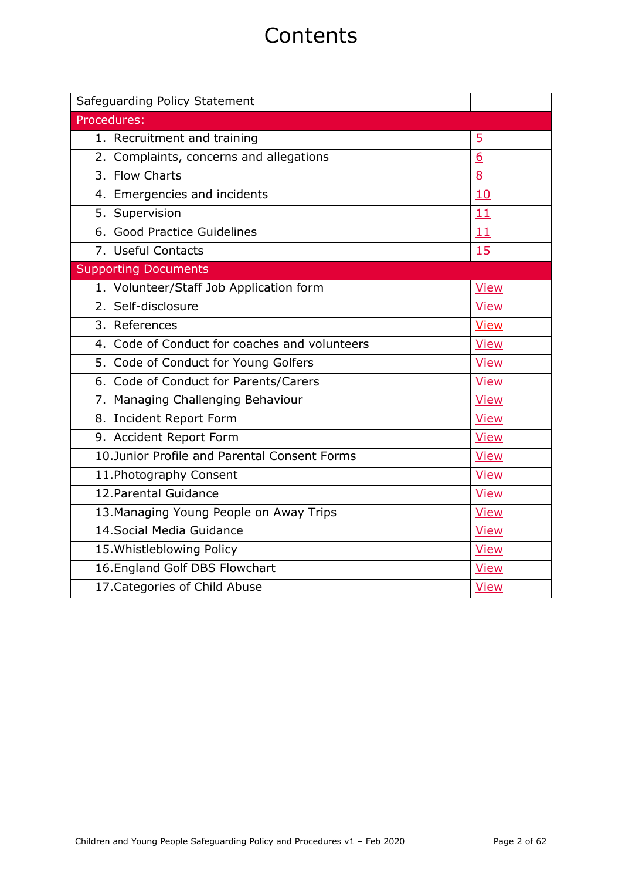# Contents

| Safeguarding Policy Statement | |
|---|---|
| Procedures: | |
| 1. Recruitment and training | 5 |
| 2. Complaints, concerns and allegations | 6 |
| 3. Flow Charts | 8 |
| 4. Emergencies and incidents | 10 |
| 5. Supervision | 11 |
| 6. Good Practice Guidelines | 11 |
| 7. Useful Contacts | 15 |
| Supporting Documents | |
| 1. Volunteer/Staff Job Application form | View |
| 2. Self-disclosure | View |
| 3. References | View |
| 4. Code of Conduct for coaches and volunteers | View |
| 5. Code of Conduct for Young Golfers | View |
| 6. Code of Conduct for Parents/Carers | View |
| 7. Managing Challenging Behaviour | View |
| 8. Incident Report Form | View |
| 9. Accident Report Form | View |
| 10. Junior Profile and Parental Consent Forms | View |
| 11. Photography Consent | View |
| 12. Parental Guidance | View |
| 13. Managing Young People on Away Trips | View |
| 14. Social Media Guidance | View |
| 15. Whistleblowing Policy | View |
| 16. England Golf DBS Flowchart | View |
| 17. Categories of Child Abuse | View |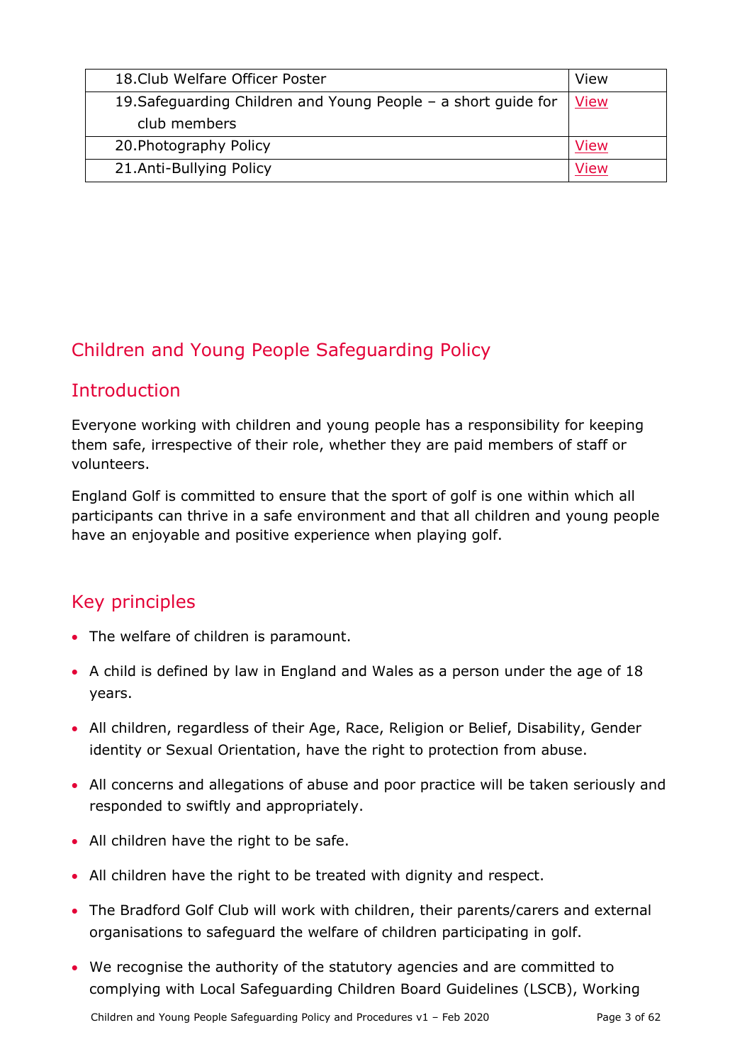| | |
|---|---|
| 18. Club Welfare Officer Poster | View |
| 19. Safeguarding Children and Young People – a short guide for club members | View |
| 20. Photography Policy | View |
| 21. Anti-Bullying Policy | View |

# Children and Young People Safeguarding Policy

## Introduction

Everyone working with children and young people has a responsibility for keeping them safe, irrespective of their role, whether they are paid members of staff or volunteers.

England Golf is committed to ensure that the sport of golf is one within which all participants can thrive in a safe environment and that all children and young people have an enjoyable and positive experience when playing golf.

## Key principles

- The welfare of children is paramount.
- A child is defined by law in England and Wales as a person under the age of 18 years.
- All children, regardless of their Age, Race, Religion or Belief, Disability, Gender identity or Sexual Orientation, have the right to protection from abuse.
- All concerns and allegations of abuse and poor practice will be taken seriously and responded to swiftly and appropriately.
- All children have the right to be safe.
- All children have the right to be treated with dignity and respect.
- The Bradford Golf Club will work with children, their parents/carers and external organisations to safeguard the welfare of children participating in golf.
- We recognise the authority of the statutory agencies and are committed to complying with Local Safeguarding Children Board Guidelines (LSCB), Working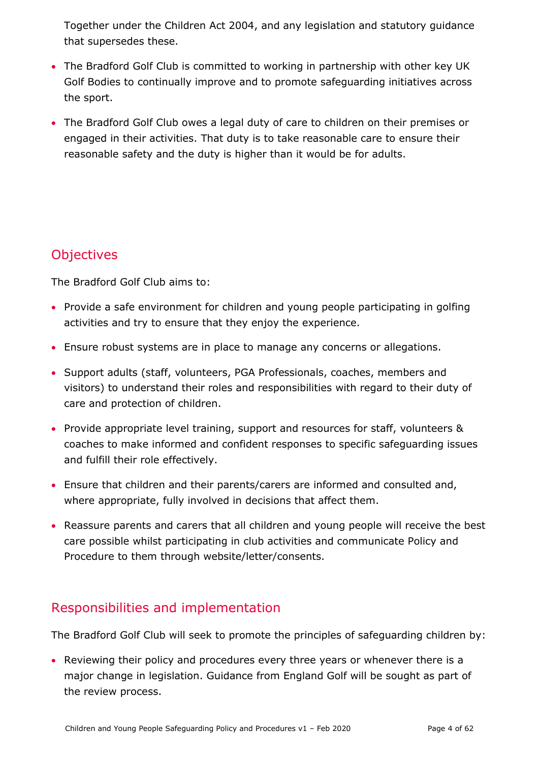Together under the Children Act 2004, and any legislation and statutory guidance that supersedes these.

- The Bradford Golf Club is committed to working in partnership with other key UK Golf Bodies to continually improve and to promote safeguarding initiatives across the sport.
- The Bradford Golf Club owes a legal duty of care to children on their premises or engaged in their activities. That duty is to take reasonable care to ensure their reasonable safety and the duty is higher than it would be for adults.

## Objectives

The Bradford Golf Club aims to:

- Provide a safe environment for children and young people participating in golfing activities and try to ensure that they enjoy the experience.
- Ensure robust systems are in place to manage any concerns or allegations.
- Support adults (staff, volunteers, PGA Professionals, coaches, members and visitors) to understand their roles and responsibilities with regard to their duty of care and protection of children.
- Provide appropriate level training, support and resources for staff, volunteers & coaches to make informed and confident responses to specific safeguarding issues and fulfill their role effectively.
- Ensure that children and their parents/carers are informed and consulted and, where appropriate, fully involved in decisions that affect them.
- Reassure parents and carers that all children and young people will receive the best care possible whilst participating in club activities and communicate Policy and Procedure to them through website/letter/consents.

## Responsibilities and implementation

The Bradford Golf Club will seek to promote the principles of safeguarding children by:

- Reviewing their policy and procedures every three years or whenever there is a major change in legislation. Guidance from England Golf will be sought as part of the review process.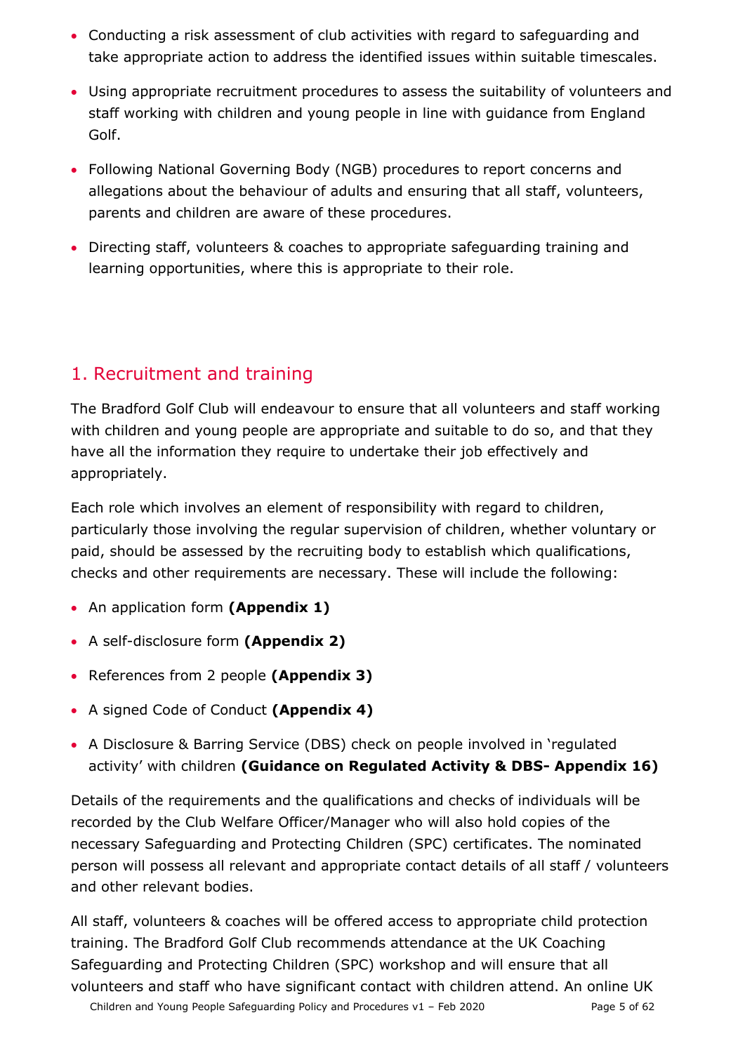- Conducting a risk assessment of club activities with regard to safeguarding and take appropriate action to address the identified issues within suitable timescales.
- Using appropriate recruitment procedures to assess the suitability of volunteers and staff working with children and young people in line with guidance from England Golf.
- Following National Governing Body (NGB) procedures to report concerns and allegations about the behaviour of adults and ensuring that all staff, volunteers, parents and children are aware of these procedures.
- Directing staff, volunteers & coaches to appropriate safeguarding training and learning opportunities, where this is appropriate to their role.

## 1. Recruitment and training

The Bradford Golf Club will endeavour to ensure that all volunteers and staff working with children and young people are appropriate and suitable to do so, and that they have all the information they require to undertake their job effectively and appropriately.

Each role which involves an element of responsibility with regard to children, particularly those involving the regular supervision of children, whether voluntary or paid, should be assessed by the recruiting body to establish which qualifications, checks and other requirements are necessary. These will include the following:

- An application form **(Appendix 1)**
- A self-disclosure form **(Appendix 2)**
- References from 2 people **(Appendix 3)**
- A signed Code of Conduct **(Appendix 4)**
- A Disclosure & Barring Service (DBS) check on people involved in 'regulated activity' with children **(Guidance on Regulated Activity & DBS- Appendix 16)**

Details of the requirements and the qualifications and checks of individuals will be recorded by the Club Welfare Officer/Manager who will also hold copies of the necessary Safeguarding and Protecting Children (SPC) certificates. The nominated person will possess all relevant and appropriate contact details of all staff / volunteers and other relevant bodies.

All staff, volunteers & coaches will be offered access to appropriate child protection training. The Bradford Golf Club recommends attendance at the UK Coaching Safeguarding and Protecting Children (SPC) workshop and will ensure that all volunteers and staff who have significant contact with children attend. An online UK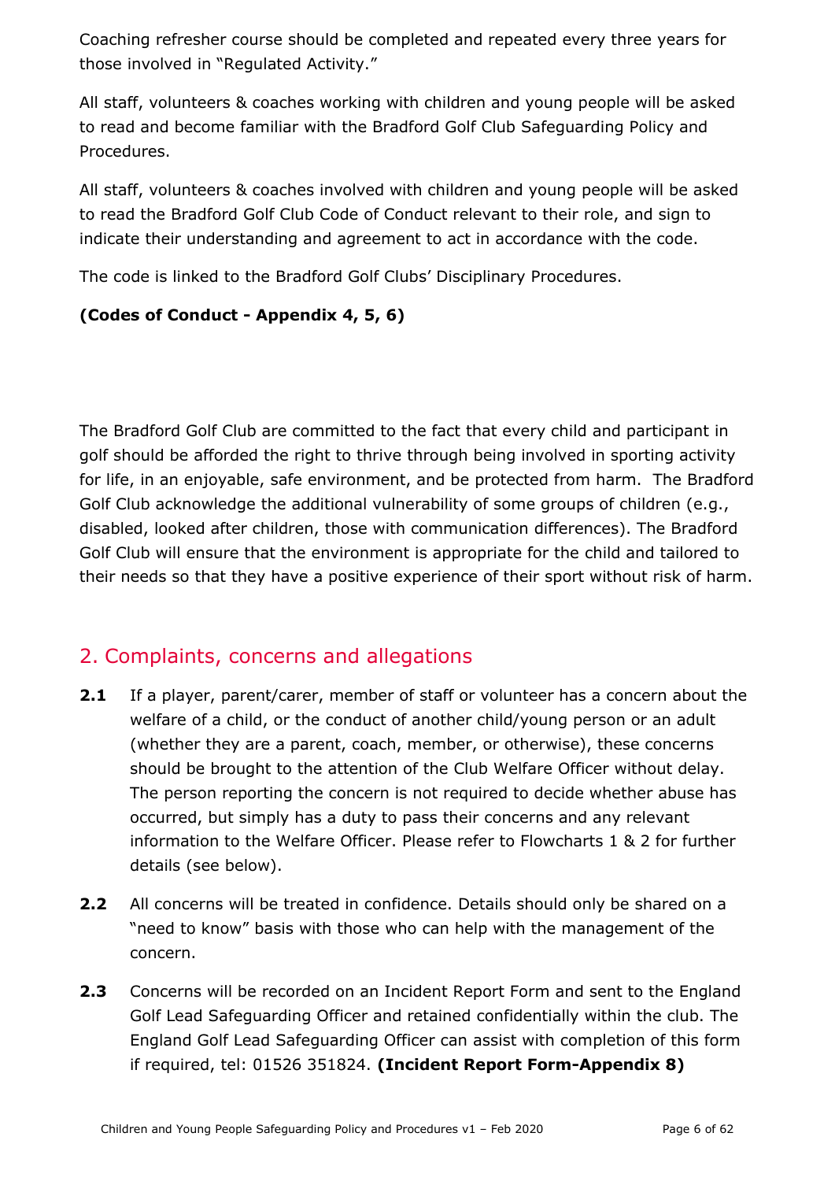Coaching refresher course should be completed and repeated every three years for those involved in "Regulated Activity."

All staff, volunteers & coaches working with children and young people will be asked to read and become familiar with the Bradford Golf Club Safeguarding Policy and Procedures.

All staff, volunteers & coaches involved with children and young people will be asked to read the Bradford Golf Club Code of Conduct relevant to their role, and sign to indicate their understanding and agreement to act in accordance with the code.

The code is linked to the Bradford Golf Clubs' Disciplinary Procedures.

**(Codes of Conduct - Appendix 4, 5, 6)**

The Bradford Golf Club are committed to the fact that every child and participant in golf should be afforded the right to thrive through being involved in sporting activity for life, in an enjoyable, safe environment, and be protected from harm. The Bradford Golf Club acknowledge the additional vulnerability of some groups of children (e.g., disabled, looked after children, those with communication differences). The Bradford Golf Club will ensure that the environment is appropriate for the child and tailored to their needs so that they have a positive experience of their sport without risk of harm.

## 2. Complaints, concerns and allegations

**2.1** If a player, parent/carer, member of staff or volunteer has a concern about the welfare of a child, or the conduct of another child/young person or an adult (whether they are a parent, coach, member, or otherwise), these concerns should be brought to the attention of the Club Welfare Officer without delay. The person reporting the concern is not required to decide whether abuse has occurred, but simply has a duty to pass their concerns and any relevant information to the Welfare Officer. Please refer to Flowcharts 1 & 2 for further details (see below).

**2.2** All concerns will be treated in confidence. Details should only be shared on a "need to know" basis with those who can help with the management of the concern.

**2.3** Concerns will be recorded on an Incident Report Form and sent to the England Golf Lead Safeguarding Officer and retained confidentially within the club. The England Golf Lead Safeguarding Officer can assist with completion of this form if required, tel: 01526 351824. **(Incident Report Form-Appendix 8)**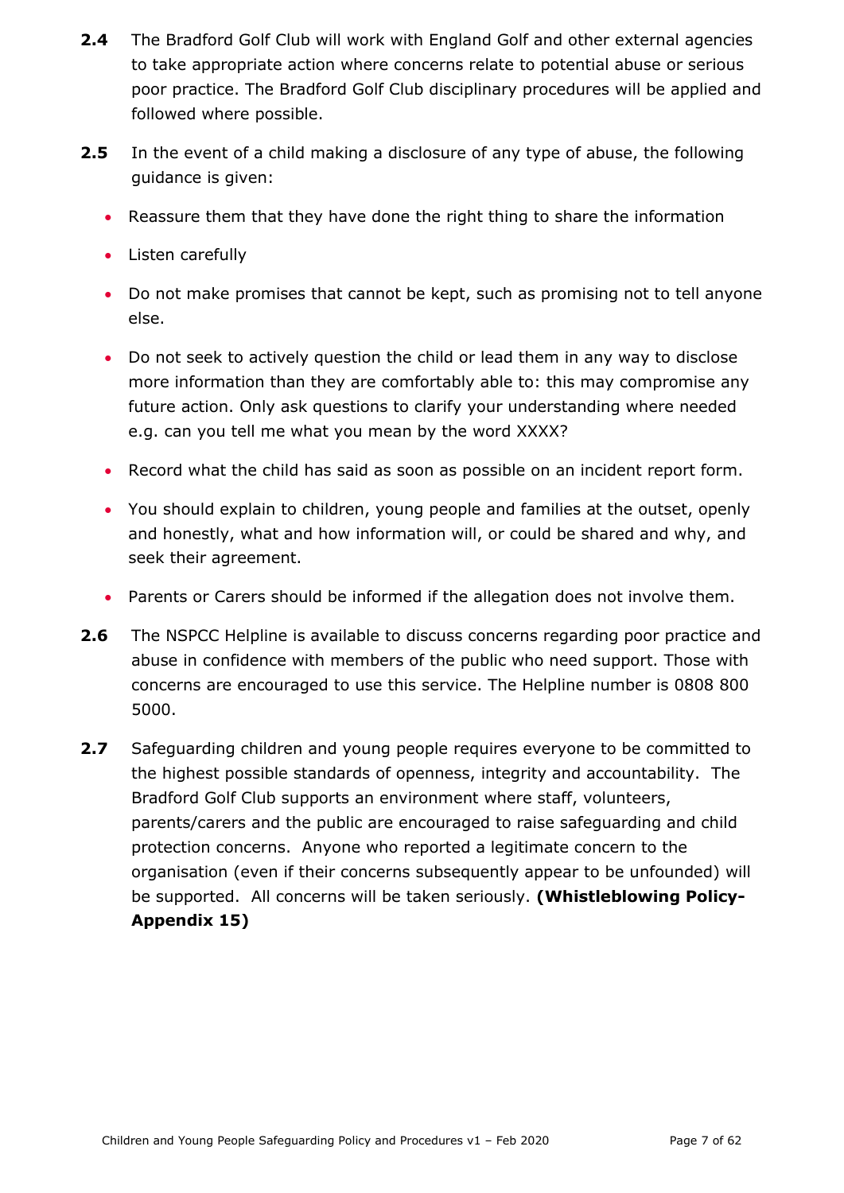**2.4** The Bradford Golf Club will work with England Golf and other external agencies to take appropriate action where concerns relate to potential abuse or serious poor practice. The Bradford Golf Club disciplinary procedures will be applied and followed where possible.

**2.5** In the event of a child making a disclosure of any type of abuse, the following guidance is given:

- Reassure them that they have done the right thing to share the information
- Listen carefully
- Do not make promises that cannot be kept, such as promising not to tell anyone else.
- Do not seek to actively question the child or lead them in any way to disclose more information than they are comfortably able to: this may compromise any future action. Only ask questions to clarify your understanding where needed e.g. can you tell me what you mean by the word XXXX?
- Record what the child has said as soon as possible on an incident report form.
- You should explain to children, young people and families at the outset, openly and honestly, what and how information will, or could be shared and why, and seek their agreement.
- Parents or Carers should be informed if the allegation does not involve them.

**2.6** The NSPCC Helpline is available to discuss concerns regarding poor practice and abuse in confidence with members of the public who need support. Those with concerns are encouraged to use this service. The Helpline number is 0808 800 5000.

**2.7** Safeguarding children and young people requires everyone to be committed to the highest possible standards of openness, integrity and accountability. The Bradford Golf Club supports an environment where staff, volunteers, parents/carers and the public are encouraged to raise safeguarding and child protection concerns. Anyone who reported a legitimate concern to the organisation (even if their concerns subsequently appear to be unfounded) will be supported. All concerns will be taken seriously. **(Whistleblowing Policy- Appendix 15)**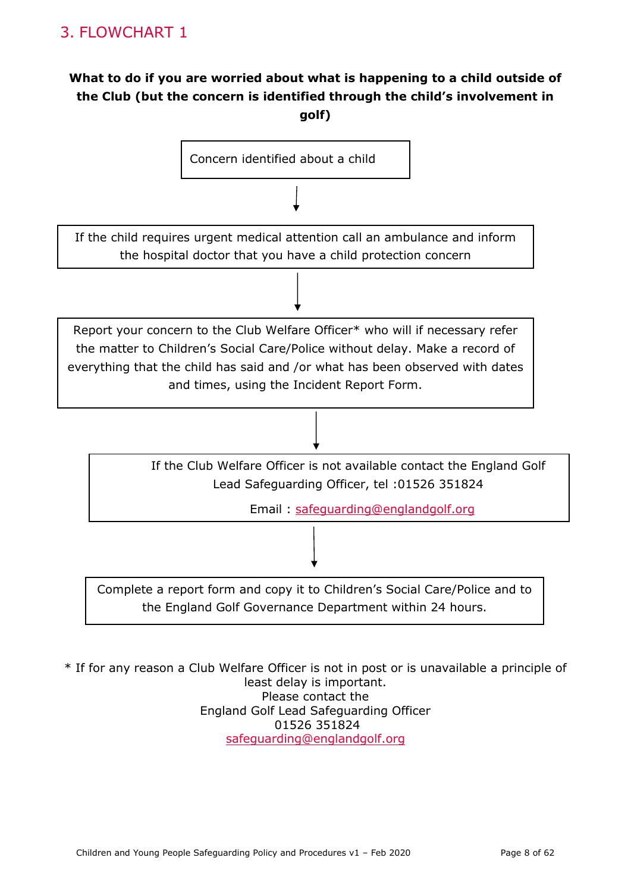## 3. FLOWCHART 1

**What to do if you are worried about what is happening to a child outside of the Club (but the concern is identified through the child's involvement in golf)**

Concern identified about a child

↓

If the child requires urgent medical attention call an ambulance and inform the hospital doctor that you have a child protection concern

↓

Report your concern to the Club Welfare Officer* who will if necessary refer the matter to Children's Social Care/Police without delay. Make a record of everything that the child has said and /or what has been observed with dates and times, using the Incident Report Form.

↓

If the Club Welfare Officer is not available contact the England Golf Lead Safeguarding Officer, tel :01526 351824

Email : safeguarding@englandgolf.org

↓

Complete a report form and copy it to Children's Social Care/Police and to the England Golf Governance Department within 24 hours.

* If for any reason a Club Welfare Officer is not in post or is unavailable a principle of least delay is important.
Please contact the
England Golf Lead Safeguarding Officer
01526 351824
safeguarding@englandgolf.org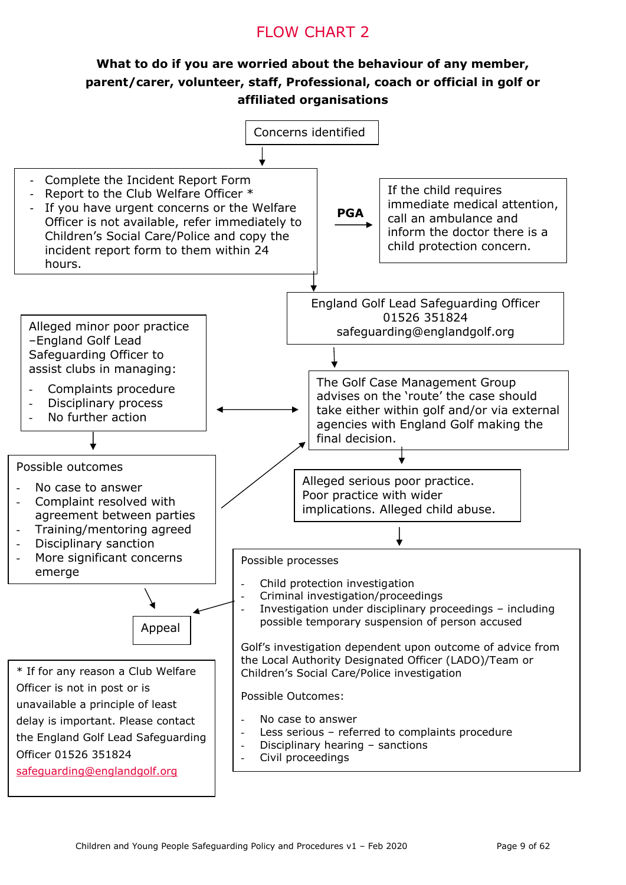# FLOW CHART 2

**What to do if you are worried about the behaviour of any member, parent/carer, volunteer, staff, Professional, coach or official in golf or affiliated organisations**

Concerns identified

- Complete the Incident Report Form
- Report to the Club Welfare Officer *
- If you have urgent concerns or the Welfare Officer is not available, refer immediately to Children's Social Care/Police and copy the incident report form to them within 24 hours.

**PGA**

If the child requires immediate medical attention, call an ambulance and inform the doctor there is a child protection concern.

England Golf Lead Safeguarding Officer
01526 351824
safeguarding@englandgolf.org

The Golf Case Management Group advises on the 'route' the case should take either within golf and/or via external agencies with England Golf making the final decision.

Alleged minor poor practice –England Golf Lead Safeguarding Officer to assist clubs in managing:

- Complaints procedure
- Disciplinary process
- No further action

Possible outcomes

- No case to answer
- Complaint resolved with agreement between parties
- Training/mentoring agreed
- Disciplinary sanction
- More significant concerns emerge

Alleged serious poor practice. Poor practice with wider implications. Alleged child abuse.

Possible processes

- Child protection investigation
- Criminal investigation/proceedings
- Investigation under disciplinary proceedings – including possible temporary suspension of person accused

Golf's investigation dependent upon outcome of advice from the Local Authority Designated Officer (LADO)/Team or Children's Social Care/Police investigation

Possible Outcomes:

- No case to answer
- Less serious – referred to complaints procedure
- Disciplinary hearing – sanctions
- Civil proceedings

Appeal

* If for any reason a Club Welfare Officer is not in post or is unavailable a principle of least delay is important. Please contact the England Golf Lead Safeguarding Officer 01526 351824 safeguarding@englandgolf.org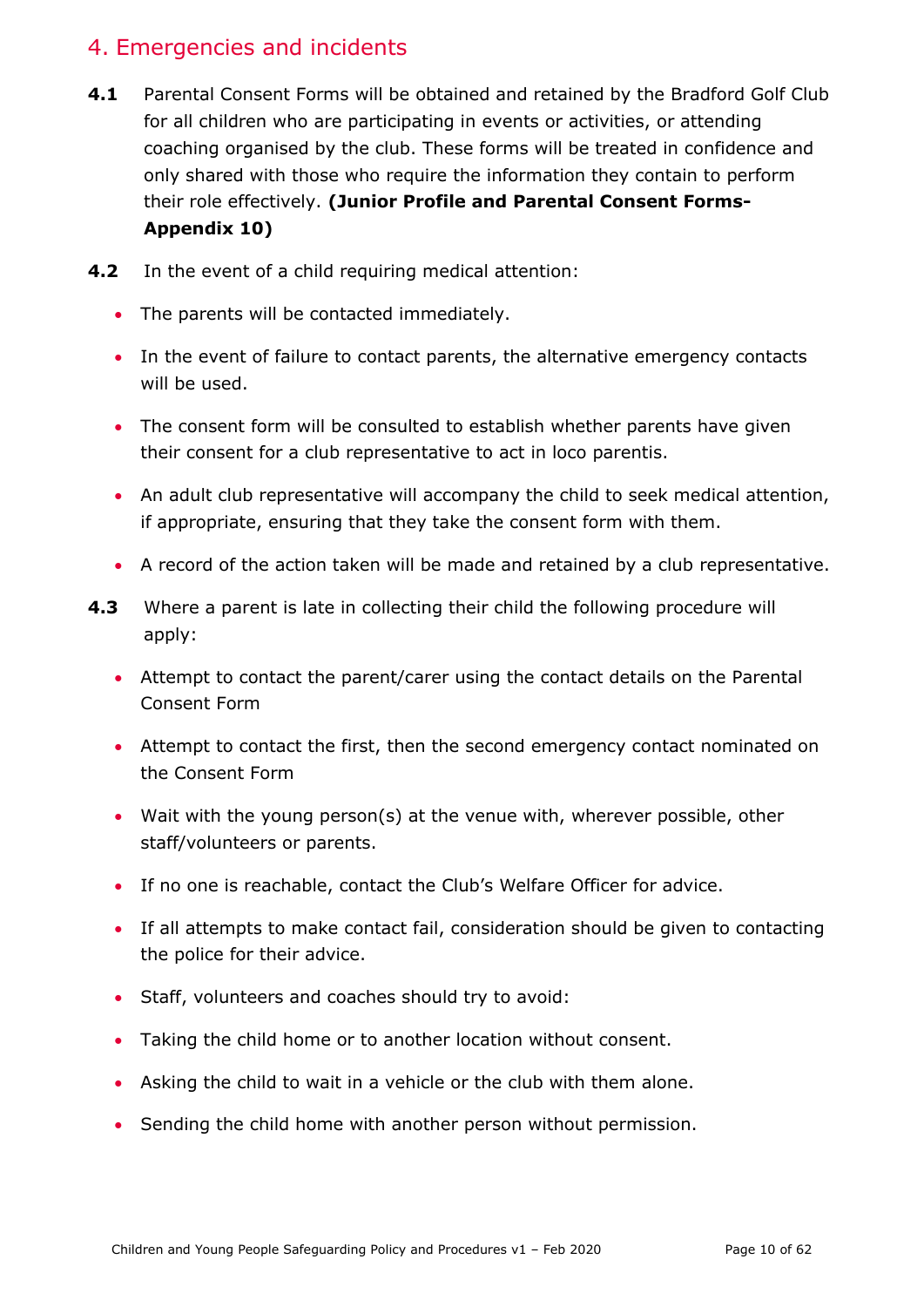## 4. Emergencies and incidents

**4.1** Parental Consent Forms will be obtained and retained by the Bradford Golf Club for all children who are participating in events or activities, or attending coaching organised by the club. These forms will be treated in confidence and only shared with those who require the information they contain to perform their role effectively. **(Junior Profile and Parental Consent Forms- Appendix 10)**

**4.2** In the event of a child requiring medical attention:

- The parents will be contacted immediately.
- In the event of failure to contact parents, the alternative emergency contacts will be used.
- The consent form will be consulted to establish whether parents have given their consent for a club representative to act in loco parentis.
- An adult club representative will accompany the child to seek medical attention, if appropriate, ensuring that they take the consent form with them.
- A record of the action taken will be made and retained by a club representative.

**4.3** Where a parent is late in collecting their child the following procedure will apply:

- Attempt to contact the parent/carer using the contact details on the Parental Consent Form
- Attempt to contact the first, then the second emergency contact nominated on the Consent Form
- Wait with the young person(s) at the venue with, wherever possible, other staff/volunteers or parents.
- If no one is reachable, contact the Club's Welfare Officer for advice.
- If all attempts to make contact fail, consideration should be given to contacting the police for their advice.
- Staff, volunteers and coaches should try to avoid:
- Taking the child home or to another location without consent.
- Asking the child to wait in a vehicle or the club with them alone.
- Sending the child home with another person without permission.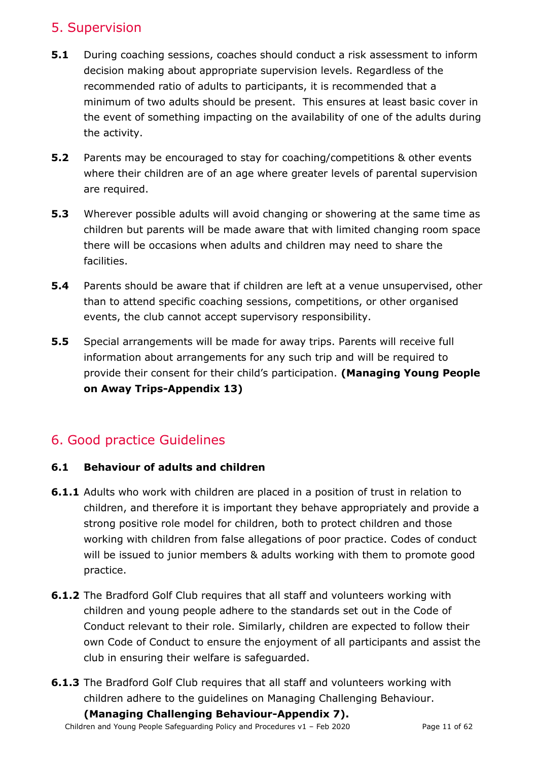## 5. Supervision

**5.1** During coaching sessions, coaches should conduct a risk assessment to inform decision making about appropriate supervision levels. Regardless of the recommended ratio of adults to participants, it is recommended that a minimum of two adults should be present. This ensures at least basic cover in the event of something impacting on the availability of one of the adults during the activity.

**5.2** Parents may be encouraged to stay for coaching/competitions & other events where their children are of an age where greater levels of parental supervision are required.

**5.3** Wherever possible adults will avoid changing or showering at the same time as children but parents will be made aware that with limited changing room space there will be occasions when adults and children may need to share the facilities.

**5.4** Parents should be aware that if children are left at a venue unsupervised, other than to attend specific coaching sessions, competitions, or other organised events, the club cannot accept supervisory responsibility.

**5.5** Special arrangements will be made for away trips. Parents will receive full information about arrangements for any such trip and will be required to provide their consent for their child's participation. **(Managing Young People on Away Trips-Appendix 13)**

## 6. Good practice Guidelines

### 6.1 Behaviour of adults and children

**6.1.1** Adults who work with children are placed in a position of trust in relation to children, and therefore it is important they behave appropriately and provide a strong positive role model for children, both to protect children and those working with children from false allegations of poor practice. Codes of conduct will be issued to junior members & adults working with them to promote good practice.

**6.1.2** The Bradford Golf Club requires that all staff and volunteers working with children and young people adhere to the standards set out in the Code of Conduct relevant to their role. Similarly, children are expected to follow their own Code of Conduct to ensure the enjoyment of all participants and assist the club in ensuring their welfare is safeguarded.

**6.1.3** The Bradford Golf Club requires that all staff and volunteers working with children adhere to the guidelines on Managing Challenging Behaviour. **(Managing Challenging Behaviour-Appendix 7).**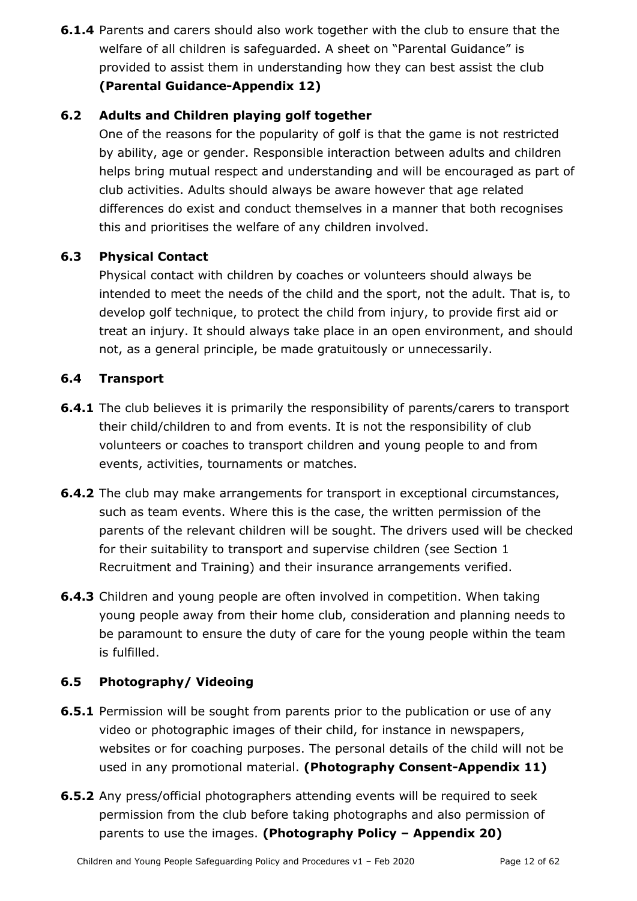**6.1.4** Parents and carers should also work together with the club to ensure that the welfare of all children is safeguarded. A sheet on "Parental Guidance" is provided to assist them in understanding how they can best assist the club **(Parental Guidance-Appendix 12)**

### 6.2 Adults and Children playing golf together

One of the reasons for the popularity of golf is that the game is not restricted by ability, age or gender. Responsible interaction between adults and children helps bring mutual respect and understanding and will be encouraged as part of club activities. Adults should always be aware however that age related differences do exist and conduct themselves in a manner that both recognises this and prioritises the welfare of any children involved.

### 6.3 Physical Contact

Physical contact with children by coaches or volunteers should always be intended to meet the needs of the child and the sport, not the adult. That is, to develop golf technique, to protect the child from injury, to provide first aid or treat an injury. It should always take place in an open environment, and should not, as a general principle, be made gratuitously or unnecessarily.

### 6.4 Transport

**6.4.1** The club believes it is primarily the responsibility of parents/carers to transport their child/children to and from events. It is not the responsibility of club volunteers or coaches to transport children and young people to and from events, activities, tournaments or matches.

**6.4.2** The club may make arrangements for transport in exceptional circumstances, such as team events. Where this is the case, the written permission of the parents of the relevant children will be sought. The drivers used will be checked for their suitability to transport and supervise children (see Section 1 Recruitment and Training) and their insurance arrangements verified.

**6.4.3** Children and young people are often involved in competition. When taking young people away from their home club, consideration and planning needs to be paramount to ensure the duty of care for the young people within the team is fulfilled.

### 6.5 Photography/ Videoing

**6.5.1** Permission will be sought from parents prior to the publication or use of any video or photographic images of their child, for instance in newspapers, websites or for coaching purposes. The personal details of the child will not be used in any promotional material. **(Photography Consent-Appendix 11)**

**6.5.2** Any press/official photographers attending events will be required to seek permission from the club before taking photographs and also permission of parents to use the images. **(Photography Policy – Appendix 20)**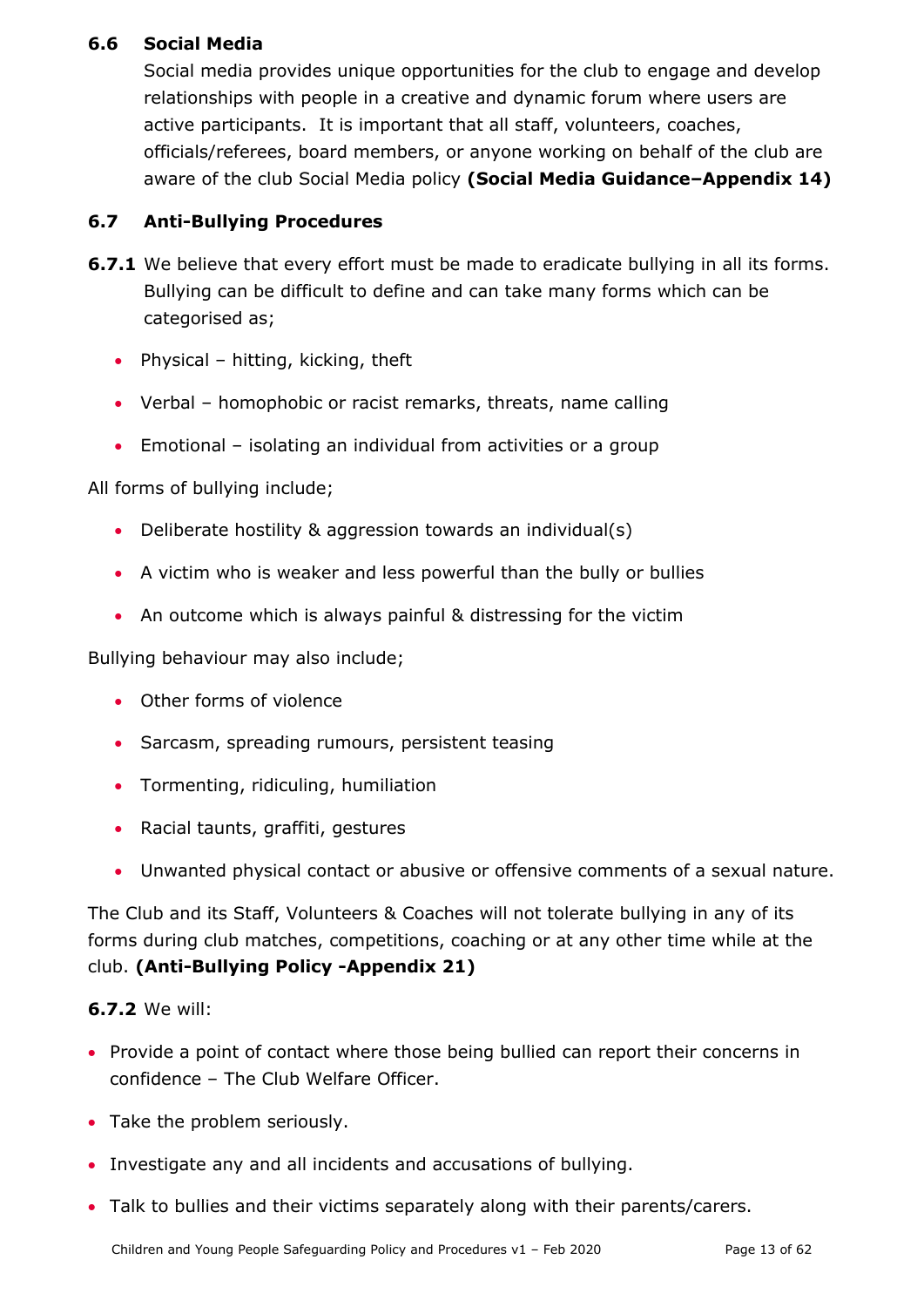### 6.6 Social Media

Social media provides unique opportunities for the club to engage and develop relationships with people in a creative and dynamic forum where users are active participants. It is important that all staff, volunteers, coaches, officials/referees, board members, or anyone working on behalf of the club are aware of the club Social Media policy **(Social Media Guidance–Appendix 14)**

### 6.7 Anti-Bullying Procedures

**6.7.1** We believe that every effort must be made to eradicate bullying in all its forms. Bullying can be difficult to define and can take many forms which can be categorised as;

- Physical – hitting, kicking, theft
- Verbal – homophobic or racist remarks, threats, name calling
- Emotional – isolating an individual from activities or a group

All forms of bullying include;

- Deliberate hostility & aggression towards an individual(s)
- A victim who is weaker and less powerful than the bully or bullies
- An outcome which is always painful & distressing for the victim

Bullying behaviour may also include;

- Other forms of violence
- Sarcasm, spreading rumours, persistent teasing
- Tormenting, ridiculing, humiliation
- Racial taunts, graffiti, gestures
- Unwanted physical contact or abusive or offensive comments of a sexual nature.

The Club and its Staff, Volunteers & Coaches will not tolerate bullying in any of its forms during club matches, competitions, coaching or at any other time while at the club. **(Anti-Bullying Policy -Appendix 21)**

**6.7.2** We will:

- Provide a point of contact where those being bullied can report their concerns in confidence – The Club Welfare Officer.
- Take the problem seriously.
- Investigate any and all incidents and accusations of bullying.
- Talk to bullies and their victims separately along with their parents/carers.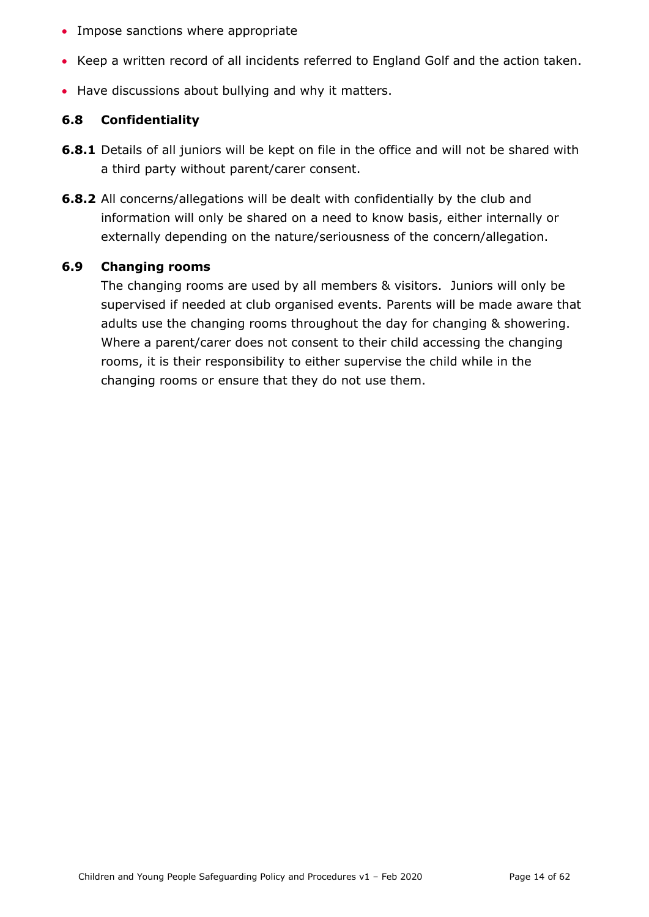- Impose sanctions where appropriate
- Keep a written record of all incidents referred to England Golf and the action taken.
- Have discussions about bullying and why it matters.

### 6.8 Confidentiality

**6.8.1** Details of all juniors will be kept on file in the office and will not be shared with a third party without parent/carer consent.

**6.8.2** All concerns/allegations will be dealt with confidentially by the club and information will only be shared on a need to know basis, either internally or externally depending on the nature/seriousness of the concern/allegation.

### 6.9 Changing rooms

The changing rooms are used by all members & visitors. Juniors will only be supervised if needed at club organised events. Parents will be made aware that adults use the changing rooms throughout the day for changing & showering. Where a parent/carer does not consent to their child accessing the changing rooms, it is their responsibility to either supervise the child while in the changing rooms or ensure that they do not use them.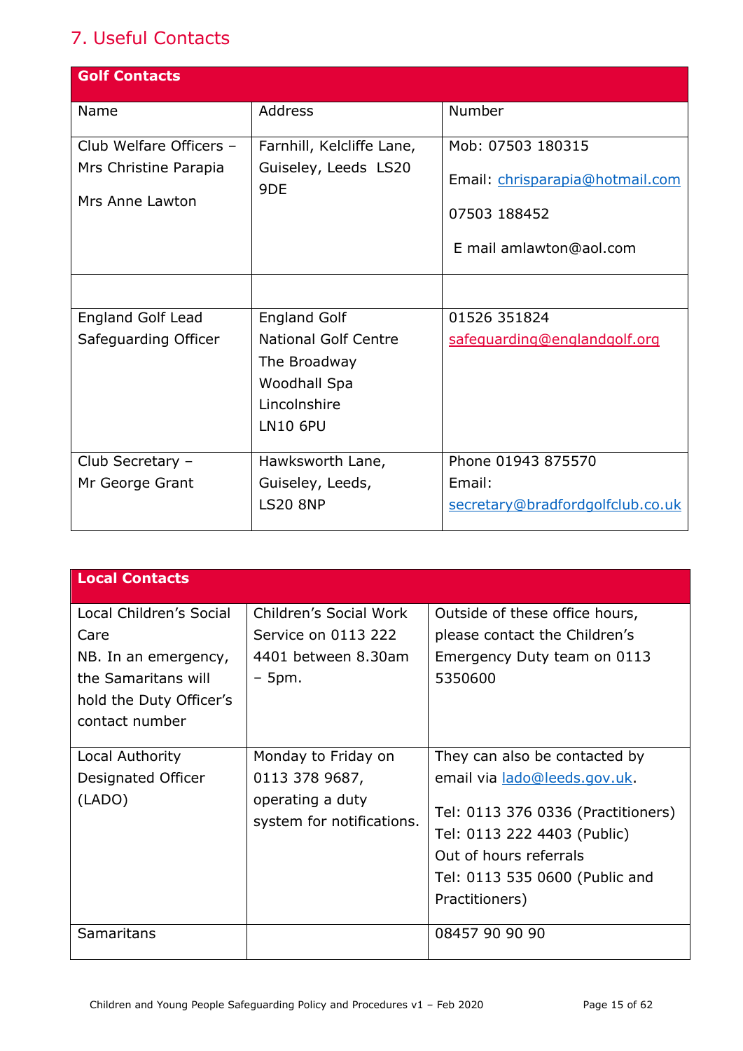## 7. Useful Contacts

| Golf Contacts | | |
|---|---|---|
| Name | Address | Number |
| Club Welfare Officers – Mrs Christine Parapia<br><br>Mrs Anne Lawton | Farnhill, Kelcliffe Lane, Guiseley, Leeds LS20 9DE | Mob: 07503 180315<br><br>Email: chrisparapia@hotmail.com<br><br>07503 188452<br><br>E mail amlawton@aol.com |
| | | |
| England Golf Lead Safeguarding Officer | England Golf<br>National Golf Centre<br>The Broadway<br>Woodhall Spa<br>Lincolnshire<br>LN10 6PU | 01526 351824<br>safeguarding@englandgolf.org |
| Club Secretary – Mr George Grant | Hawksworth Lane, Guiseley, Leeds, LS20 8NP | Phone 01943 875570<br>Email:<br>secretary@bradfordgolfclub.co.uk |

| Local Contacts | | |
|---|---|---|
| Local Children's Social Care<br>NB. In an emergency, the Samaritans will hold the Duty Officer's contact number | Children's Social Work Service on 0113 222 4401 between 8.30am – 5pm. | Outside of these office hours, please contact the Children's Emergency Duty team on 0113 5350600 |
| Local Authority Designated Officer (LADO) | Monday to Friday on 0113 378 9687, operating a duty system for notifications. | They can also be contacted by email via lado@leeds.gov.uk.<br><br>Tel: 0113 376 0336 (Practitioners)<br>Tel: 0113 222 4403 (Public)<br>Out of hours referrals<br>Tel: 0113 535 0600 (Public and Practitioners) |
| Samaritans | | 08457 90 90 90 |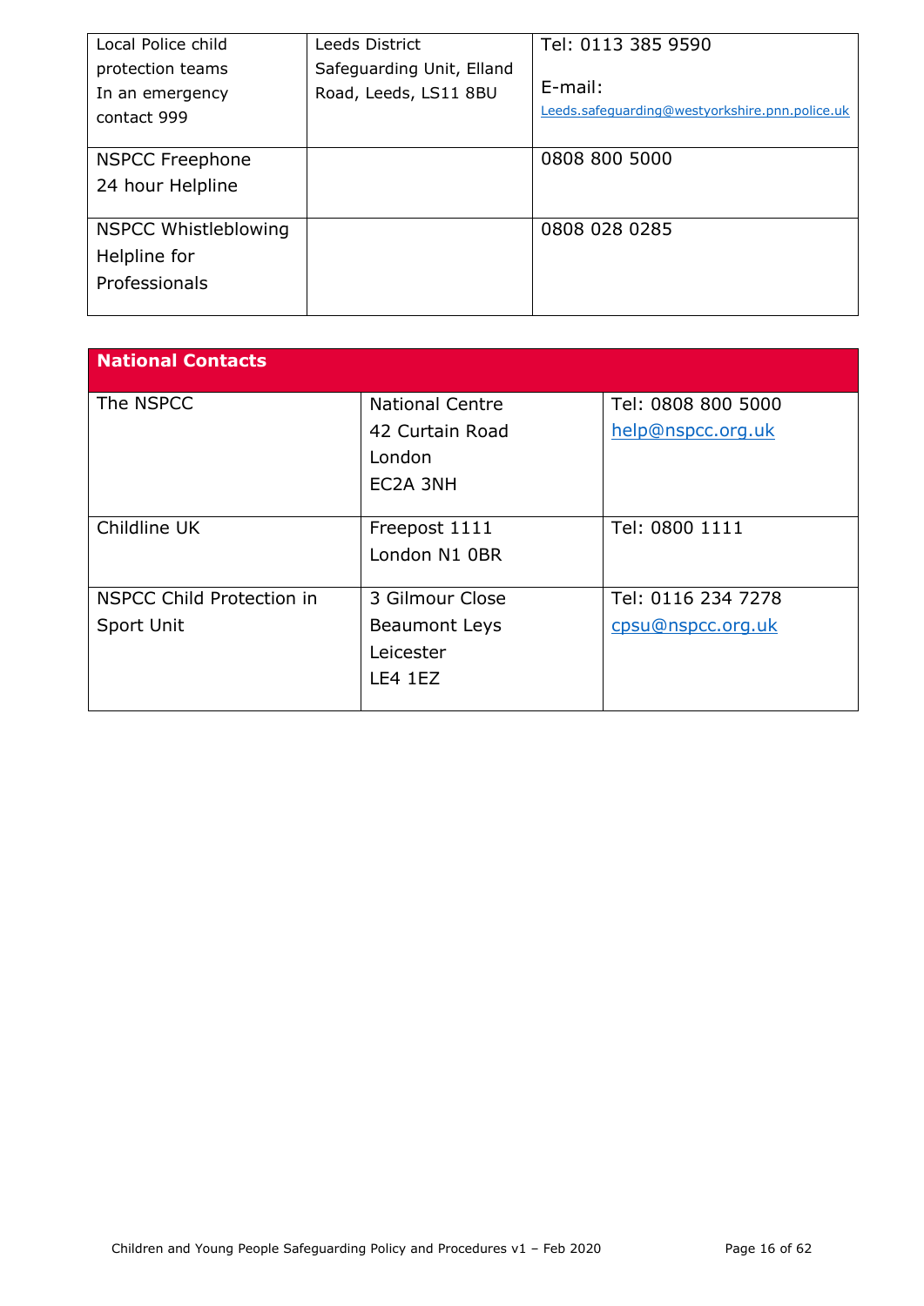| | | |
|---|---|---|
| Local Police child protection teams In an emergency contact 999 | Leeds District Safeguarding Unit, Elland Road, Leeds, LS11 8BU | Tel: 0113 385 9590<br><br>E-mail:<br>Leeds.safeguarding@westyorkshire.pnn.police.uk |
| NSPCC Freephone 24 hour Helpline | | 0808 800 5000 |
| NSPCC Whistleblowing Helpline for Professionals | | 0808 028 0285 |

| **National Contacts** | | |
|---|---|---|
| The NSPCC | National Centre<br>42 Curtain Road<br>London<br>EC2A 3NH | Tel: 0808 800 5000<br>help@nspcc.org.uk |
| Childline UK | Freepost 1111<br>London N1 0BR | Tel: 0800 1111 |
| NSPCC Child Protection in Sport Unit | 3 Gilmour Close<br>Beaumont Leys<br>Leicester<br>LE4 1EZ | Tel: 0116 234 7278<br>cpsu@nspcc.org.uk |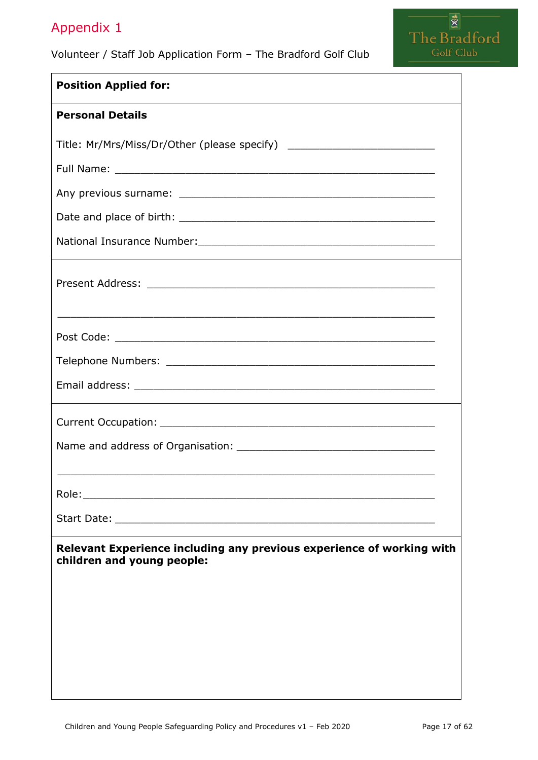# Appendix 1

Volunteer / Staff Job Application Form – The Bradford Golf Club

**Position Applied for:**

**Personal Details**

Title: Mr/Mrs/Miss/Dr/Other (please specify) ______________________

Full Name: ______________________________________________

Any previous surname: _____________________________________

Date and place of birth: ____________________________________

National Insurance Number:__________________________________

Present Address: ________________________________________

______________________________________________________

Post Code: ______________________________________________

Telephone Numbers: ______________________________________

Email address: ___________________________________________

Current Occupation: _______________________________________

Name and address of Organisation: ____________________________

______________________________________________________

Role:__________________________________________________

Start Date: ______________________________________________

**Relevant Experience including any previous experience of working with children and young people:**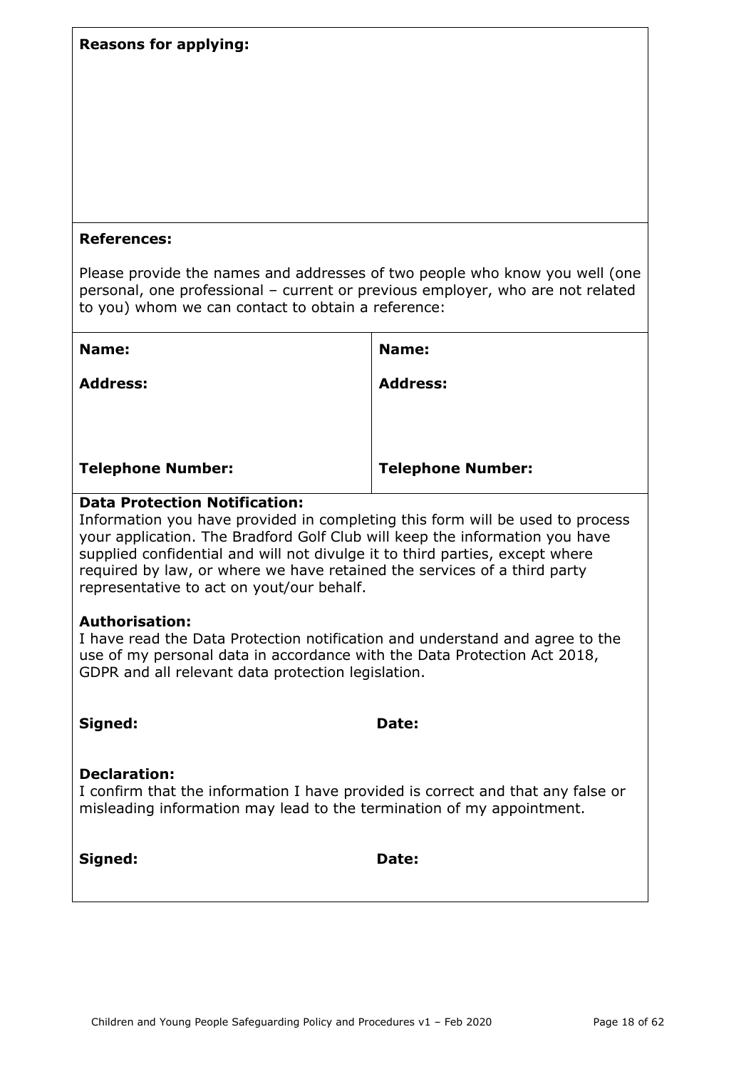**Reasons for applying:**

**References:**

Please provide the names and addresses of two people who know you well (one personal, one professional – current or previous employer, who are not related to you) whom we can contact to obtain a reference:

| **Name:**<br><br>**Address:**<br><br><br><br>**Telephone Number:** | **Name:**<br><br>**Address:**<br><br><br><br>**Telephone Number:** |
|---|---|

**Data Protection Notification:**
Information you have provided in completing this form will be used to process your application. The Bradford Golf Club will keep the information you have supplied confidential and will not divulge it to third parties, except where required by law, or where we have retained the services of a third party representative to act on yout/our behalf.

**Authorisation:**
I have read the Data Protection notification and understand and agree to the use of my personal data in accordance with the Data Protection Act 2018, GDPR and all relevant data protection legislation.

**Signed:** **Date:**

**Declaration:**
I confirm that the information I have provided is correct and that any false or misleading information may lead to the termination of my appointment.

**Signed:** **Date:**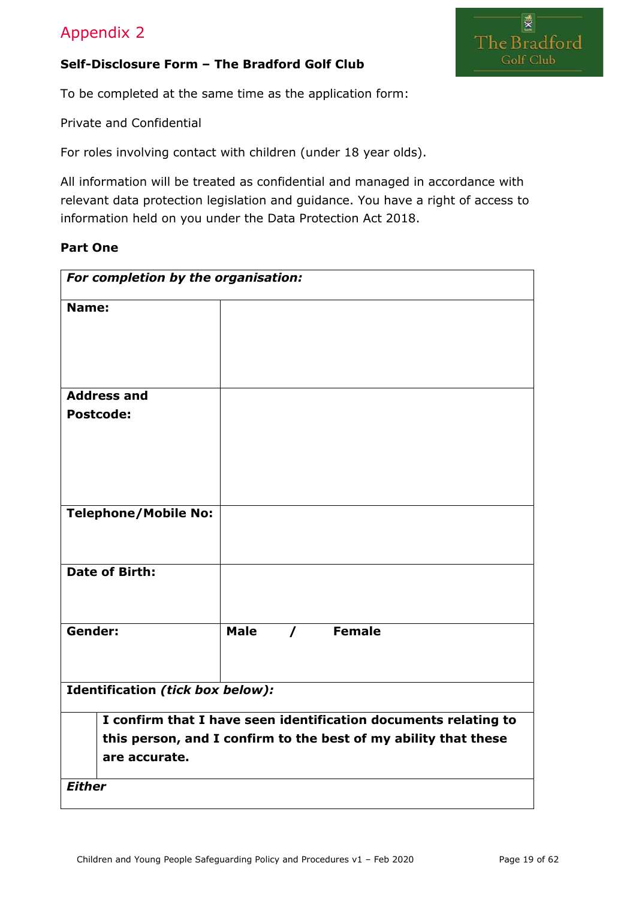# Appendix 2

**Self-Disclosure Form – The Bradford Golf Club**

To be completed at the same time as the application form:

Private and Confidential

For roles involving contact with children (under 18 year olds).

All information will be treated as confidential and managed in accordance with relevant data protection legislation and guidance. You have a right of access to information held on you under the Data Protection Act 2018.

**Part One**

| ***For completion by the organisation:*** | |
|---|---|
| **Name:** | |
| **Address and Postcode:** | |
| **Telephone/Mobile No:** | |
| **Date of Birth:** | |
| **Gender:** | **Male / Female** |
| **Identification *(tick box below)*:** | |
| | **I confirm that I have seen identification documents relating to this person, and I confirm to the best of my ability that these are accurate.** |
| ***Either*** | |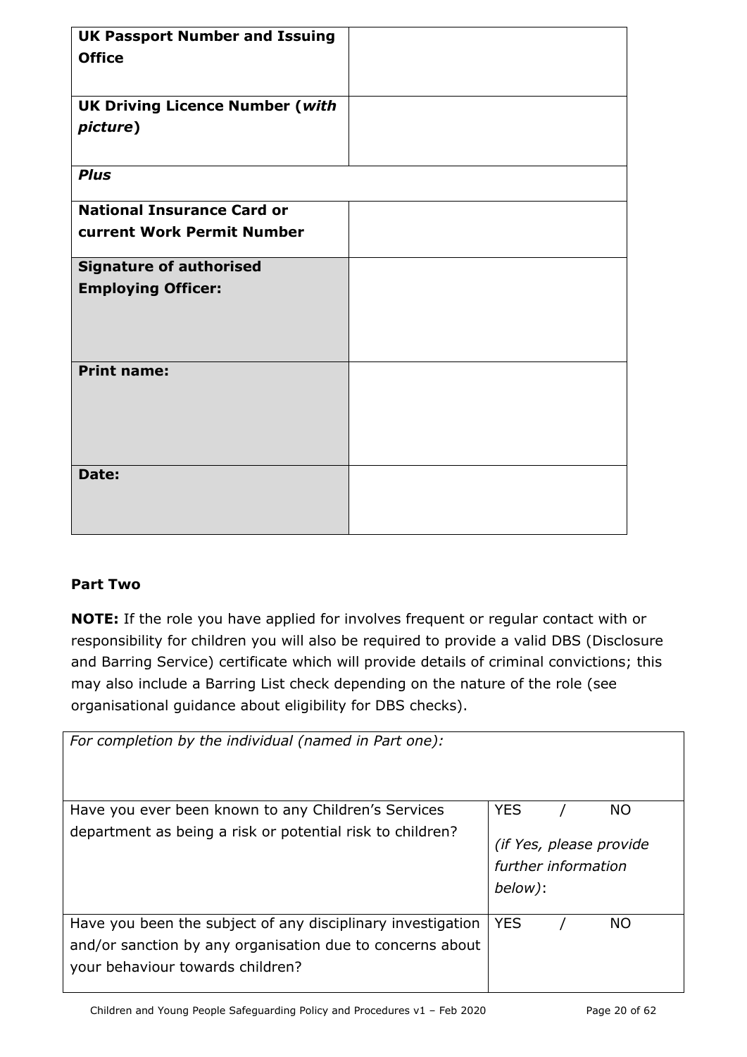| **UK Passport Number and Issuing Office** | |
|---|---|
| **UK Driving Licence Number (*with picture*)** | |
| ***Plus*** | |
| **National Insurance Card or current Work Permit Number** | |
| **Signature of authorised Employing Officer:** | |
| **Print name:** | |
| **Date:** | |

**Part Two**

**NOTE:** If the role you have applied for involves frequent or regular contact with or responsibility for children you will also be required to provide a valid DBS (Disclosure and Barring Service) certificate which will provide details of criminal convictions; this may also include a Barring List check depending on the nature of the role (see organisational guidance about eligibility for DBS checks).

| *For completion by the individual (named in Part one):* | |
|---|---|
| Have you ever been known to any Children's Services department as being a risk or potential risk to children? | YES / NO<br>*(if Yes, please provide further information below)*: |
| Have you been the subject of any disciplinary investigation and/or sanction by any organisation due to concerns about your behaviour towards children? | YES / NO |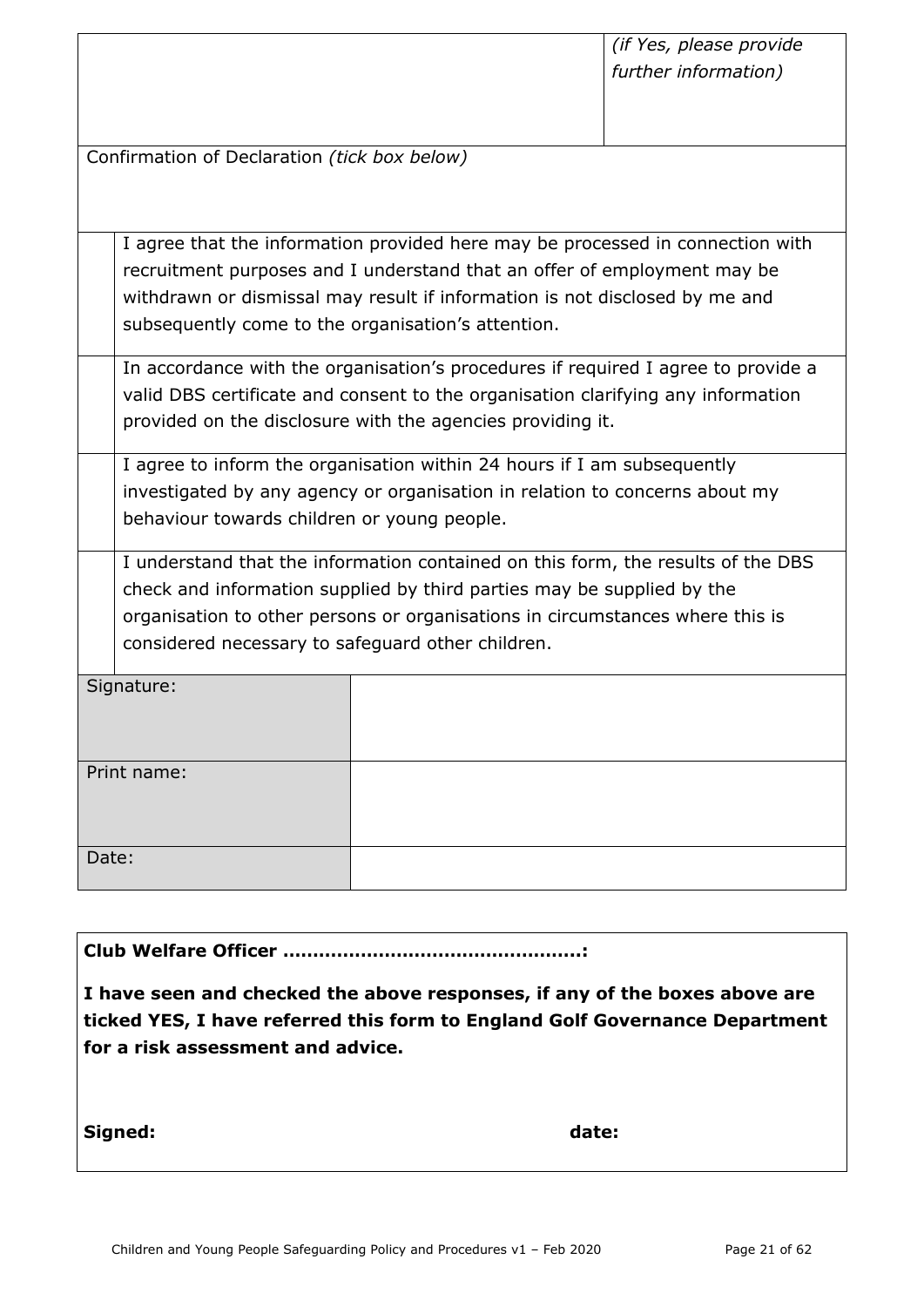| | *(if Yes, please provide further information)* |
|---|---|

Confirmation of Declaration *(tick box below)*

| | |
|---|---|
| | I agree that the information provided here may be processed in connection with recruitment purposes and I understand that an offer of employment may be withdrawn or dismissal may result if information is not disclosed by me and subsequently come to the organisation's attention. |
| | In accordance with the organisation's procedures if required I agree to provide a valid DBS certificate and consent to the organisation clarifying any information provided on the disclosure with the agencies providing it. |
| | I agree to inform the organisation within 24 hours if I am subsequently investigated by any agency or organisation in relation to concerns about my behaviour towards children or young people. |
| | I understand that the information contained on this form, the results of the DBS check and information supplied by third parties may be supplied by the organisation to other persons or organisations in circumstances where this is considered necessary to safeguard other children. |

| | |
|---|---|
| Signature: | |
| Print name: | |
| Date: | |

**Club Welfare Officer ……………………………………………:**

**I have seen and checked the above responses, if any of the boxes above are ticked YES, I have referred this form to England Golf Governance Department for a risk assessment and advice.**

**Signed:** **date:**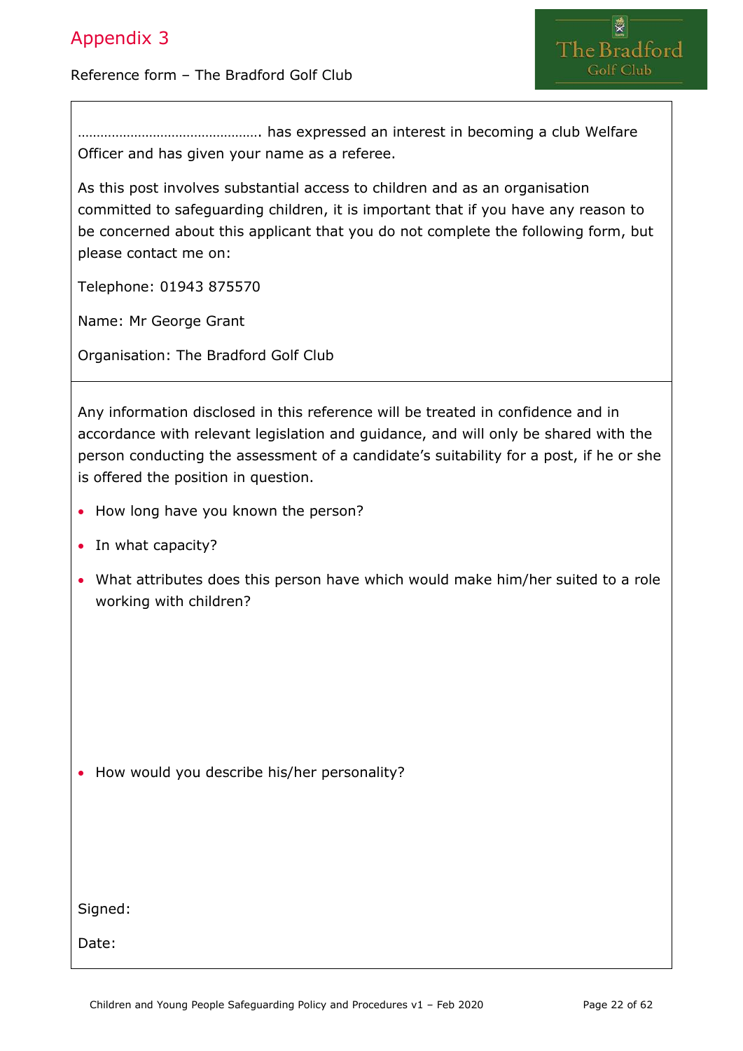# Appendix 3

Reference form – The Bradford Golf Club

…………………………………………. has expressed an interest in becoming a club Welfare Officer and has given your name as a referee.

As this post involves substantial access to children and as an organisation committed to safeguarding children, it is important that if you have any reason to be concerned about this applicant that you do not complete the following form, but please contact me on:

Telephone: 01943 875570

Name: Mr George Grant

Organisation: The Bradford Golf Club

Any information disclosed in this reference will be treated in confidence and in accordance with relevant legislation and guidance, and will only be shared with the person conducting the assessment of a candidate's suitability for a post, if he or she is offered the position in question.

- How long have you known the person?
- In what capacity?
- What attributes does this person have which would make him/her suited to a role working with children?
- How would you describe his/her personality?

Signed:

Date: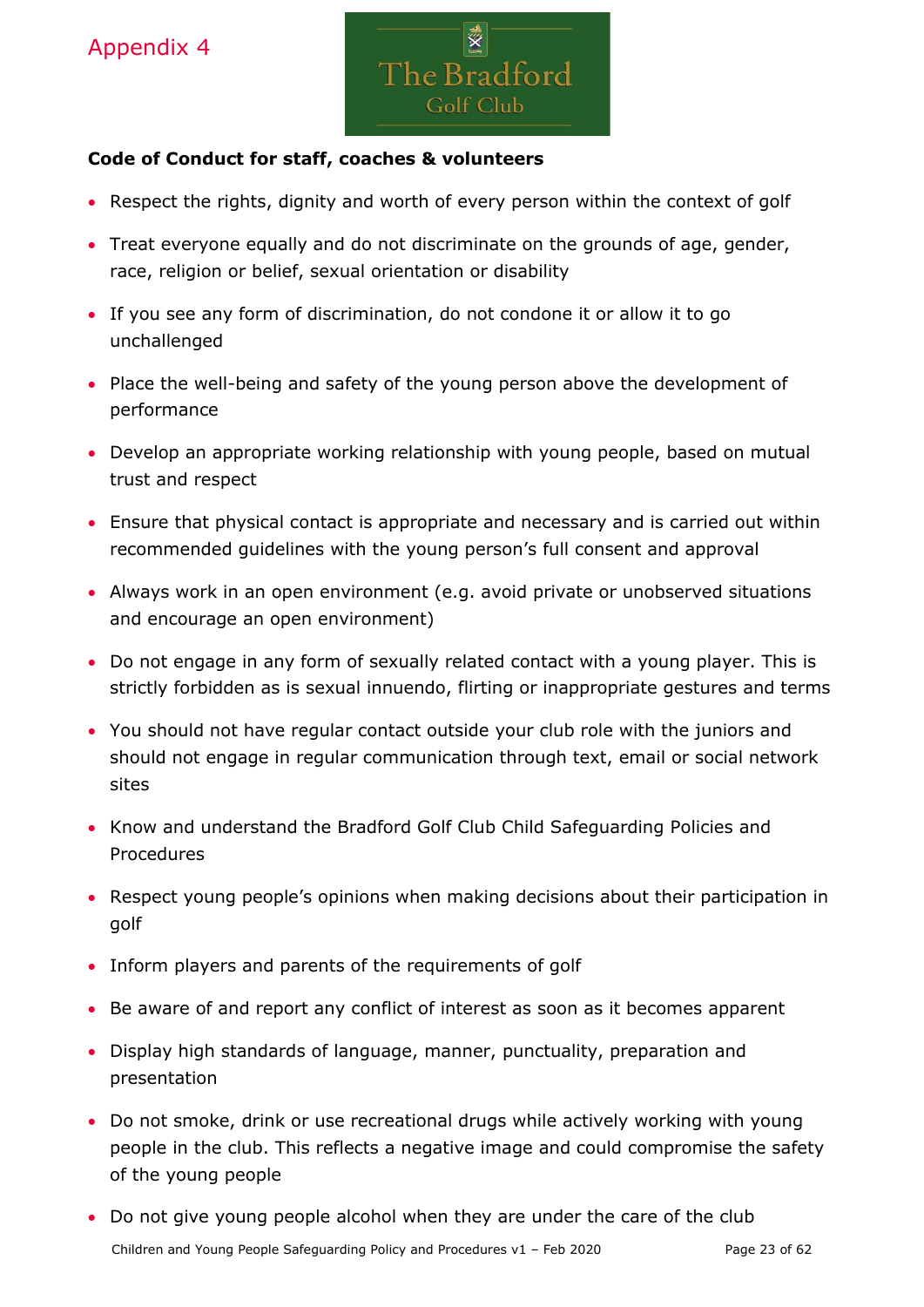Appendix 4

The Bradford Golf Club

**Code of Conduct for staff, coaches & volunteers**

- Respect the rights, dignity and worth of every person within the context of golf
- Treat everyone equally and do not discriminate on the grounds of age, gender, race, religion or belief, sexual orientation or disability
- If you see any form of discrimination, do not condone it or allow it to go unchallenged
- Place the well-being and safety of the young person above the development of performance
- Develop an appropriate working relationship with young people, based on mutual trust and respect
- Ensure that physical contact is appropriate and necessary and is carried out within recommended guidelines with the young person's full consent and approval
- Always work in an open environment (e.g. avoid private or unobserved situations and encourage an open environment)
- Do not engage in any form of sexually related contact with a young player. This is strictly forbidden as is sexual innuendo, flirting or inappropriate gestures and terms
- You should not have regular contact outside your club role with the juniors and should not engage in regular communication through text, email or social network sites
- Know and understand the Bradford Golf Club Child Safeguarding Policies and Procedures
- Respect young people's opinions when making decisions about their participation in golf
- Inform players and parents of the requirements of golf
- Be aware of and report any conflict of interest as soon as it becomes apparent
- Display high standards of language, manner, punctuality, preparation and presentation
- Do not smoke, drink or use recreational drugs while actively working with young people in the club. This reflects a negative image and could compromise the safety of the young people
- Do not give young people alcohol when they are under the care of the club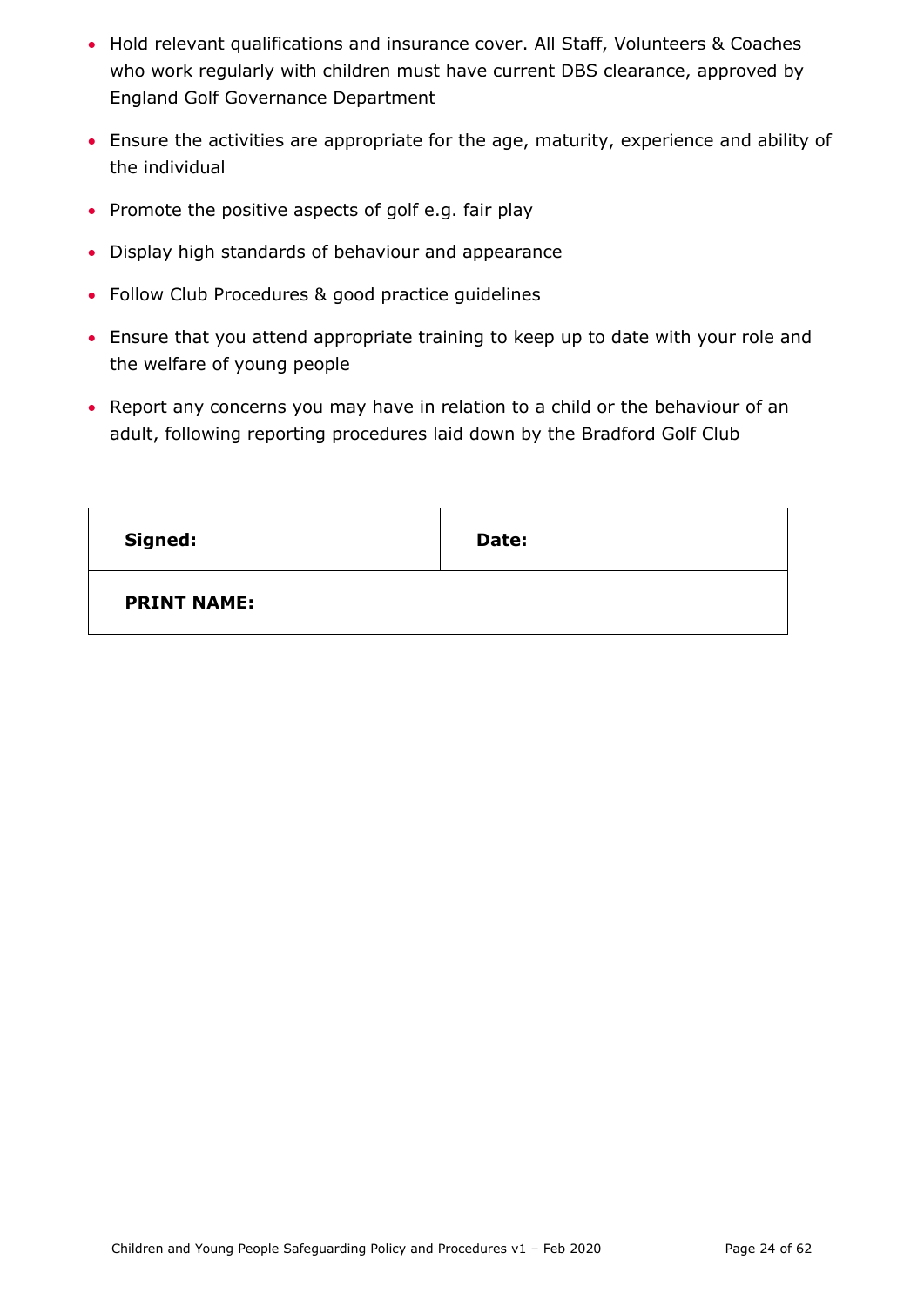- Hold relevant qualifications and insurance cover. All Staff, Volunteers & Coaches who work regularly with children must have current DBS clearance, approved by England Golf Governance Department
- Ensure the activities are appropriate for the age, maturity, experience and ability of the individual
- Promote the positive aspects of golf e.g. fair play
- Display high standards of behaviour and appearance
- Follow Club Procedures & good practice guidelines
- Ensure that you attend appropriate training to keep up to date with your role and the welfare of young people
- Report any concerns you may have in relation to a child or the behaviour of an adult, following reporting procedures laid down by the Bradford Golf Club

| **Signed:** | **Date:** |
| --- | --- |
| **PRINT NAME:** | |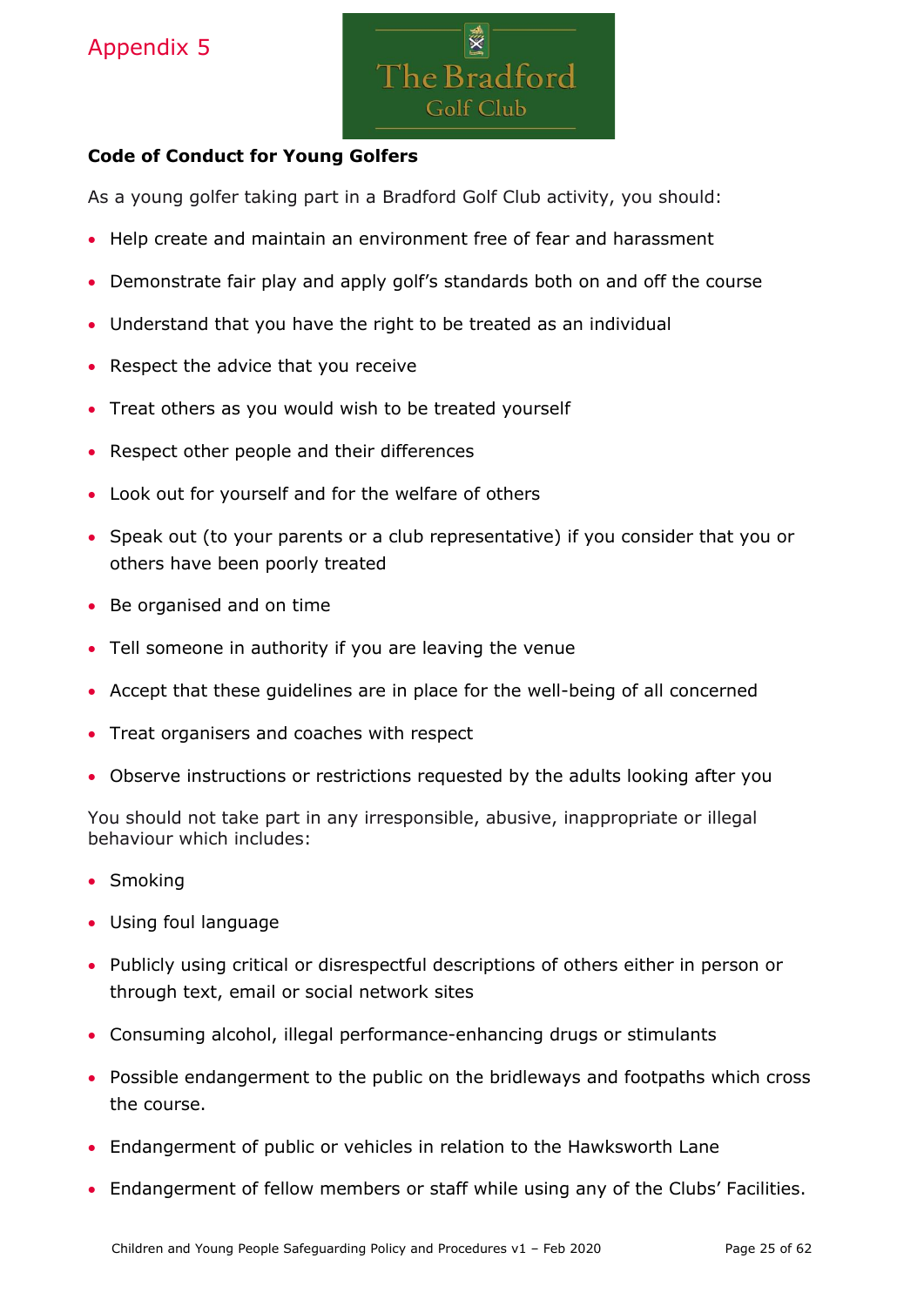Appendix 5

The Bradford Golf Club

**Code of Conduct for Young Golfers**

As a young golfer taking part in a Bradford Golf Club activity, you should:

- Help create and maintain an environment free of fear and harassment
- Demonstrate fair play and apply golf's standards both on and off the course
- Understand that you have the right to be treated as an individual
- Respect the advice that you receive
- Treat others as you would wish to be treated yourself
- Respect other people and their differences
- Look out for yourself and for the welfare of others
- Speak out (to your parents or a club representative) if you consider that you or others have been poorly treated
- Be organised and on time
- Tell someone in authority if you are leaving the venue
- Accept that these guidelines are in place for the well-being of all concerned
- Treat organisers and coaches with respect
- Observe instructions or restrictions requested by the adults looking after you

You should not take part in any irresponsible, abusive, inappropriate or illegal behaviour which includes:

- Smoking
- Using foul language
- Publicly using critical or disrespectful descriptions of others either in person or through text, email or social network sites
- Consuming alcohol, illegal performance-enhancing drugs or stimulants
- Possible endangerment to the public on the bridleways and footpaths which cross the course.
- Endangerment of public or vehicles in relation to the Hawksworth Lane
- Endangerment of fellow members or staff while using any of the Clubs' Facilities.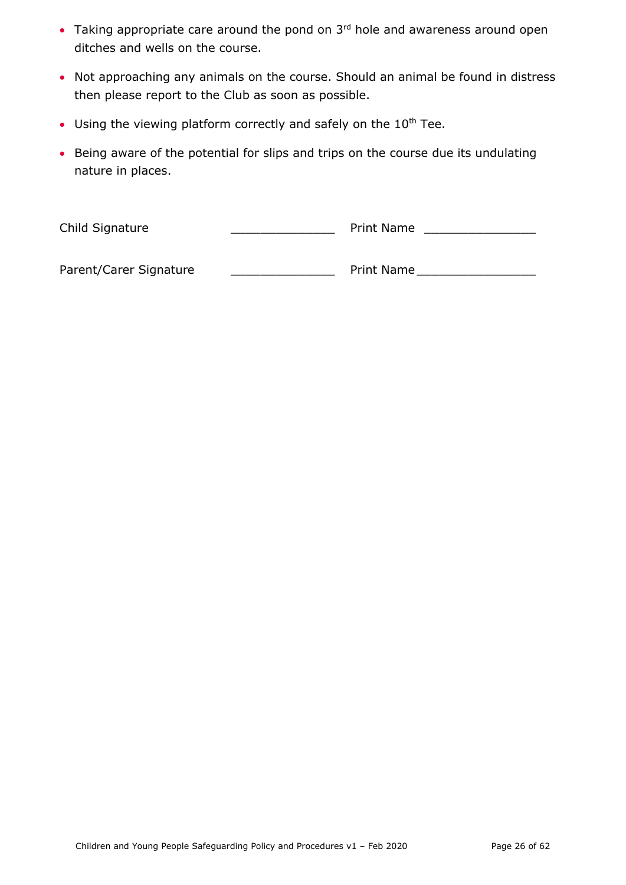- Taking appropriate care around the pond on 3rd hole and awareness around open ditches and wells on the course.
- Not approaching any animals on the course. Should an animal be found in distress then please report to the Club as soon as possible.
- Using the viewing platform correctly and safely on the 10th Tee.
- Being aware of the potential for slips and trips on the course due its undulating nature in places.

Child Signature \_\_\_\_\_\_\_\_\_\_\_\_\_\_\_ Print Name \_\_\_\_\_\_\_\_\_\_\_\_\_\_\_\_

Parent/Carer Signature \_\_\_\_\_\_\_\_\_\_\_\_\_\_\_ Print Name \_\_\_\_\_\_\_\_\_\_\_\_\_\_\_\_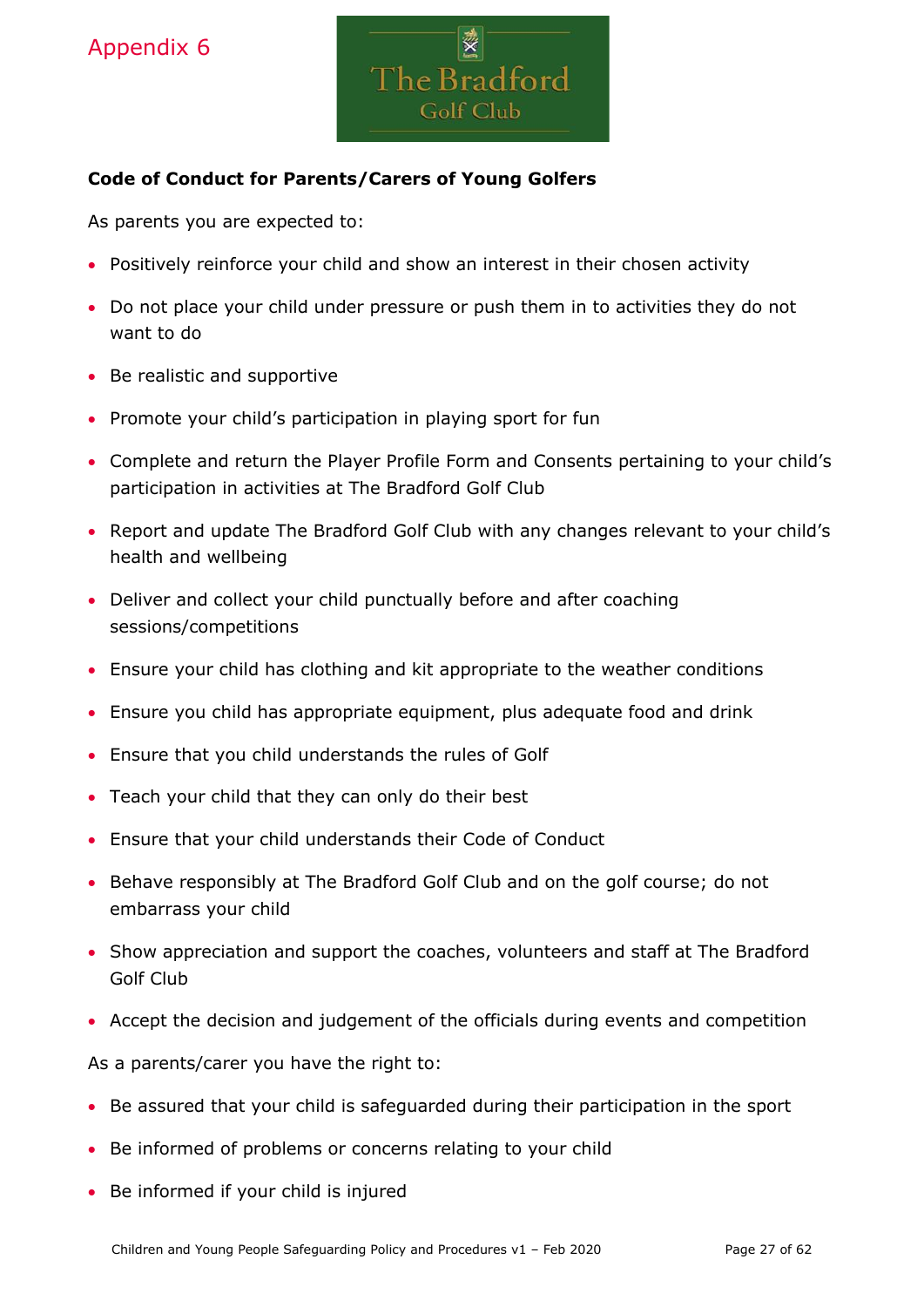Appendix 6

The Bradford Golf Club

**Code of Conduct for Parents/Carers of Young Golfers**

As parents you are expected to:

- Positively reinforce your child and show an interest in their chosen activity
- Do not place your child under pressure or push them in to activities they do not want to do
- Be realistic and supportive
- Promote your child's participation in playing sport for fun
- Complete and return the Player Profile Form and Consents pertaining to your child's participation in activities at The Bradford Golf Club
- Report and update The Bradford Golf Club with any changes relevant to your child's health and wellbeing
- Deliver and collect your child punctually before and after coaching sessions/competitions
- Ensure your child has clothing and kit appropriate to the weather conditions
- Ensure you child has appropriate equipment, plus adequate food and drink
- Ensure that you child understands the rules of Golf
- Teach your child that they can only do their best
- Ensure that your child understands their Code of Conduct
- Behave responsibly at The Bradford Golf Club and on the golf course; do not embarrass your child
- Show appreciation and support the coaches, volunteers and staff at The Bradford Golf Club
- Accept the decision and judgement of the officials during events and competition

As a parents/carer you have the right to:

- Be assured that your child is safeguarded during their participation in the sport
- Be informed of problems or concerns relating to your child
- Be informed if your child is injured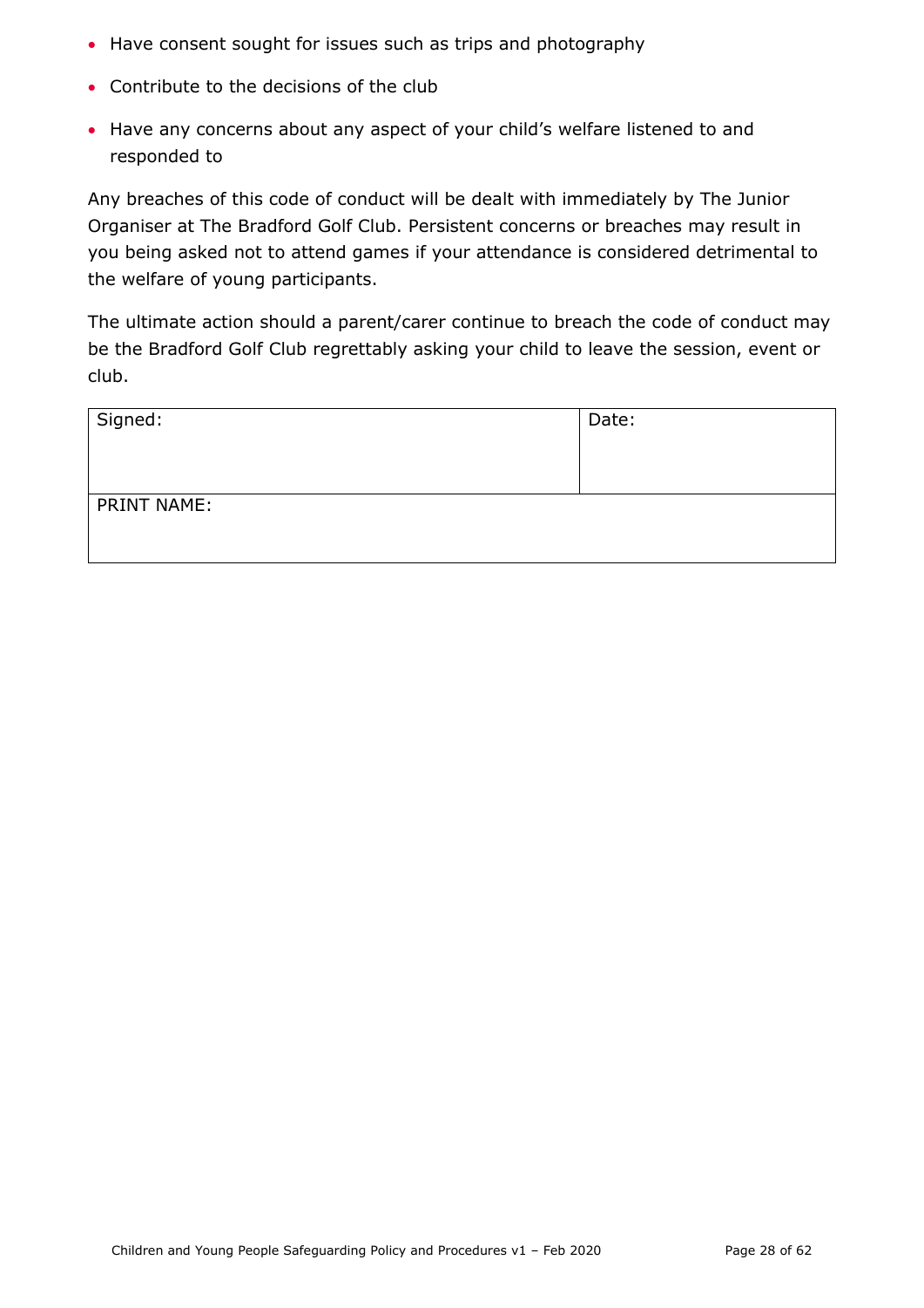- Have consent sought for issues such as trips and photography
- Contribute to the decisions of the club
- Have any concerns about any aspect of your child's welfare listened to and responded to

Any breaches of this code of conduct will be dealt with immediately by The Junior Organiser at The Bradford Golf Club. Persistent concerns or breaches may result in you being asked not to attend games if your attendance is considered detrimental to the welfare of young participants.

The ultimate action should a parent/carer continue to breach the code of conduct may be the Bradford Golf Club regrettably asking your child to leave the session, event or club.

| Signed: | Date: |
| --- | --- |
| PRINT NAME: | |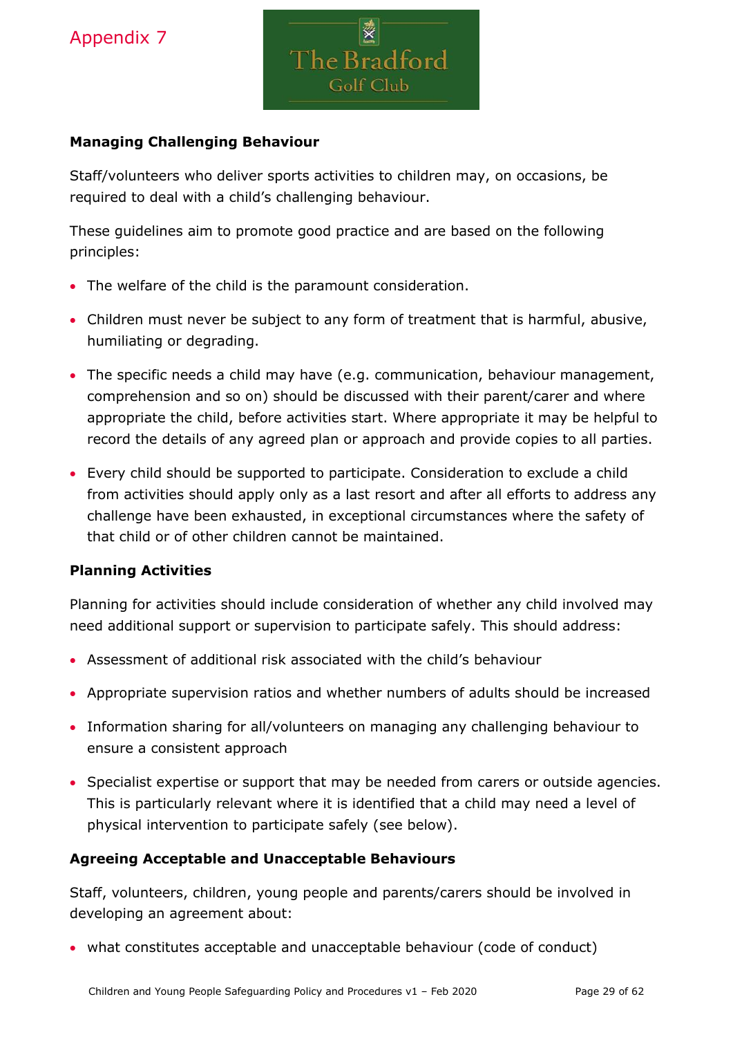Appendix 7

The Bradford Golf Club

**Managing Challenging Behaviour**

Staff/volunteers who deliver sports activities to children may, on occasions, be required to deal with a child's challenging behaviour.

These guidelines aim to promote good practice and are based on the following principles:

- The welfare of the child is the paramount consideration.
- Children must never be subject to any form of treatment that is harmful, abusive, humiliating or degrading.
- The specific needs a child may have (e.g. communication, behaviour management, comprehension and so on) should be discussed with their parent/carer and where appropriate the child, before activities start. Where appropriate it may be helpful to record the details of any agreed plan or approach and provide copies to all parties.
- Every child should be supported to participate. Consideration to exclude a child from activities should apply only as a last resort and after all efforts to address any challenge have been exhausted, in exceptional circumstances where the safety of that child or of other children cannot be maintained.

**Planning Activities**

Planning for activities should include consideration of whether any child involved may need additional support or supervision to participate safely. This should address:

- Assessment of additional risk associated with the child's behaviour
- Appropriate supervision ratios and whether numbers of adults should be increased
- Information sharing for all/volunteers on managing any challenging behaviour to ensure a consistent approach
- Specialist expertise or support that may be needed from carers or outside agencies. This is particularly relevant where it is identified that a child may need a level of physical intervention to participate safely (see below).

**Agreeing Acceptable and Unacceptable Behaviours**

Staff, volunteers, children, young people and parents/carers should be involved in developing an agreement about:

- what constitutes acceptable and unacceptable behaviour (code of conduct)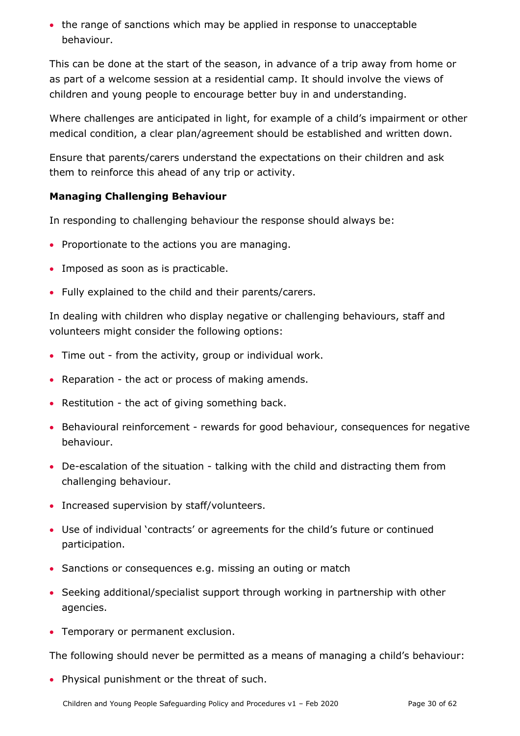- the range of sanctions which may be applied in response to unacceptable behaviour.

This can be done at the start of the season, in advance of a trip away from home or as part of a welcome session at a residential camp. It should involve the views of children and young people to encourage better buy in and understanding.

Where challenges are anticipated in light, for example of a child's impairment or other medical condition, a clear plan/agreement should be established and written down.

Ensure that parents/carers understand the expectations on their children and ask them to reinforce this ahead of any trip or activity.

**Managing Challenging Behaviour**

In responding to challenging behaviour the response should always be:

- Proportionate to the actions you are managing.
- Imposed as soon as is practicable.
- Fully explained to the child and their parents/carers.

In dealing with children who display negative or challenging behaviours, staff and volunteers might consider the following options:

- Time out - from the activity, group or individual work.
- Reparation - the act or process of making amends.
- Restitution - the act of giving something back.
- Behavioural reinforcement - rewards for good behaviour, consequences for negative behaviour.
- De-escalation of the situation - talking with the child and distracting them from challenging behaviour.
- Increased supervision by staff/volunteers.
- Use of individual 'contracts' or agreements for the child's future or continued participation.
- Sanctions or consequences e.g. missing an outing or match
- Seeking additional/specialist support through working in partnership with other agencies.
- Temporary or permanent exclusion.

The following should never be permitted as a means of managing a child's behaviour:

- Physical punishment or the threat of such.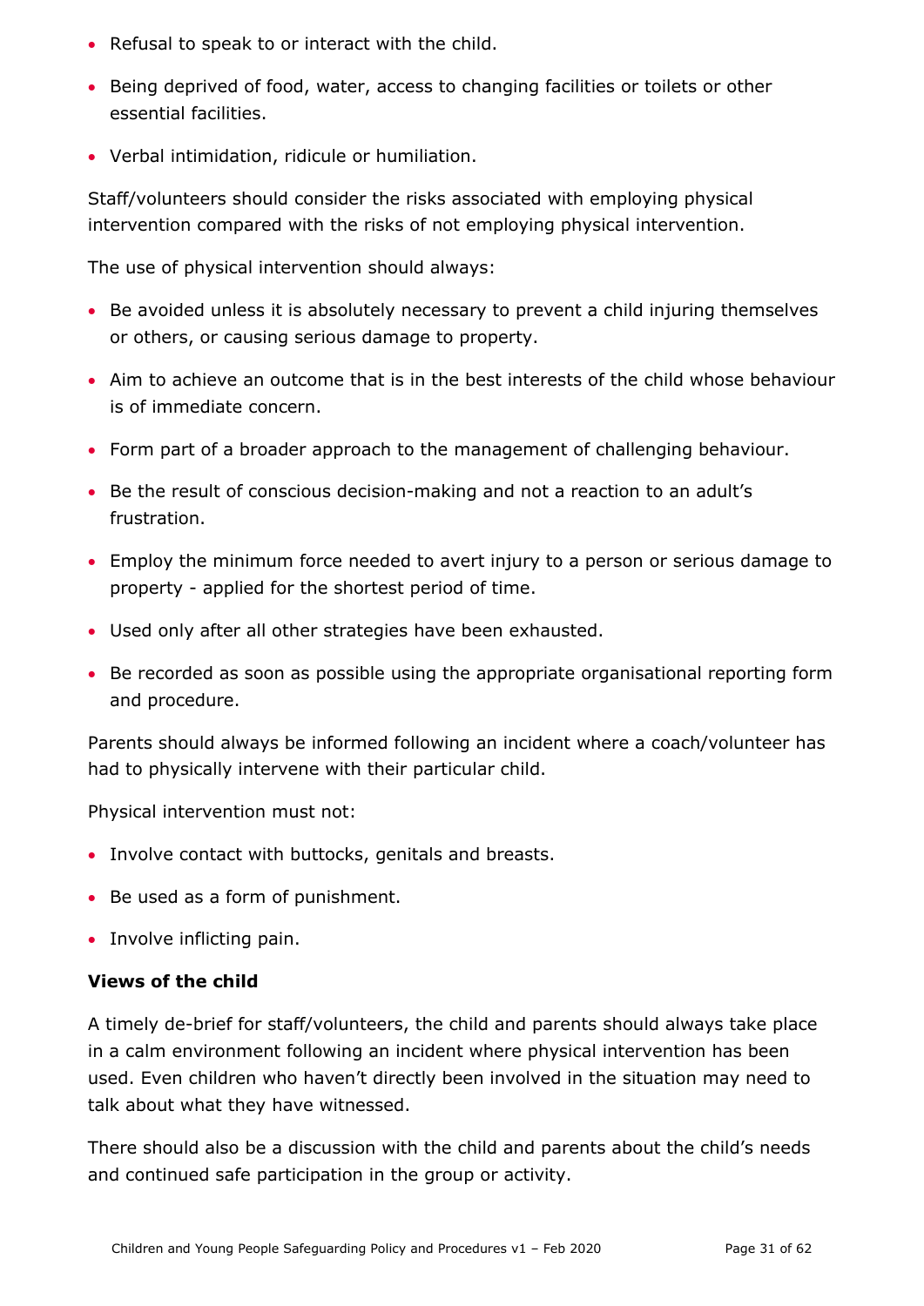- Refusal to speak to or interact with the child.
- Being deprived of food, water, access to changing facilities or toilets or other essential facilities.
- Verbal intimidation, ridicule or humiliation.

Staff/volunteers should consider the risks associated with employing physical intervention compared with the risks of not employing physical intervention.

The use of physical intervention should always:

- Be avoided unless it is absolutely necessary to prevent a child injuring themselves or others, or causing serious damage to property.
- Aim to achieve an outcome that is in the best interests of the child whose behaviour is of immediate concern.
- Form part of a broader approach to the management of challenging behaviour.
- Be the result of conscious decision-making and not a reaction to an adult's frustration.
- Employ the minimum force needed to avert injury to a person or serious damage to property - applied for the shortest period of time.
- Used only after all other strategies have been exhausted.
- Be recorded as soon as possible using the appropriate organisational reporting form and procedure.

Parents should always be informed following an incident where a coach/volunteer has had to physically intervene with their particular child.

Physical intervention must not:

- Involve contact with buttocks, genitals and breasts.
- Be used as a form of punishment.
- Involve inflicting pain.

**Views of the child**

A timely de-brief for staff/volunteers, the child and parents should always take place in a calm environment following an incident where physical intervention has been used. Even children who haven't directly been involved in the situation may need to talk about what they have witnessed.

There should also be a discussion with the child and parents about the child's needs and continued safe participation in the group or activity.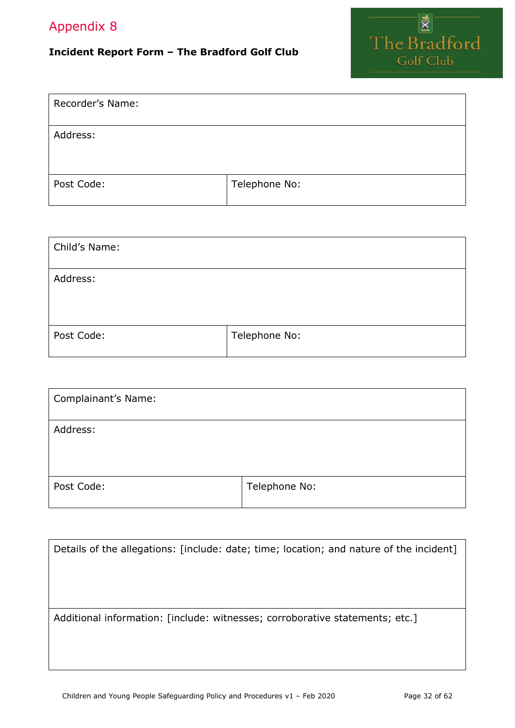Appendix 8

**Incident Report Form – The Bradford Golf Club**

| Recorder's Name: | |
|---|---|
| Address: | |
| Post Code: | Telephone No: |

| Child's Name: | |
|---|---|
| Address: | |
| Post Code: | Telephone No: |

| Complainant's Name: | |
|---|---|
| Address: | |
| Post Code: | Telephone No: |

| Details of the allegations: [include: date; time; location; and nature of the incident] |
|---|
| Additional information: [include: witnesses; corroborative statements; etc.] |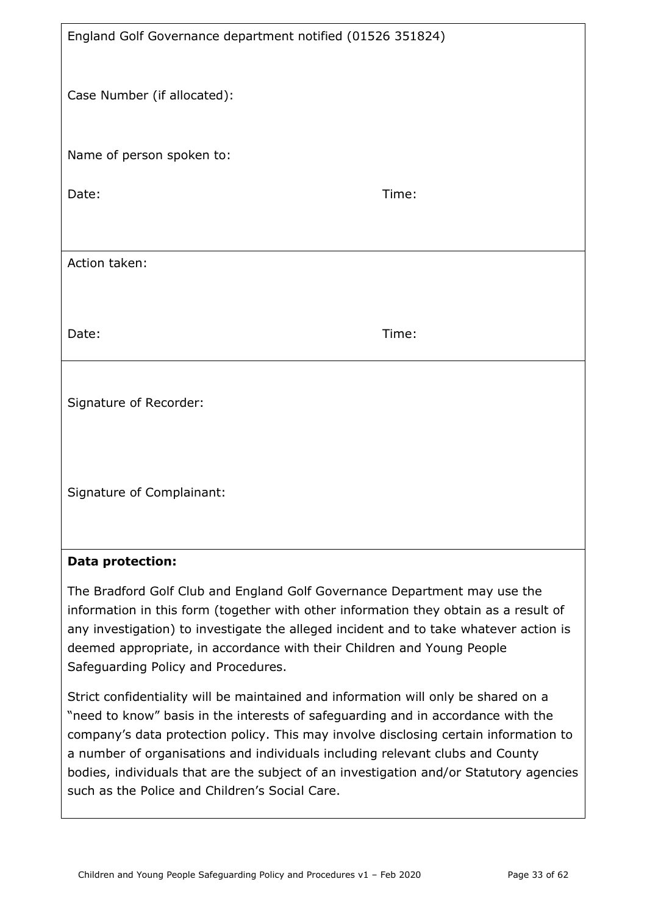England Golf Governance department notified (01526 351824)

Case Number (if allocated):

Name of person spoken to:

Date: Time:

Action taken:

Date: Time:

Signature of Recorder:

Signature of Complainant:

**Data protection:**

The Bradford Golf Club and England Golf Governance Department may use the information in this form (together with other information they obtain as a result of any investigation) to investigate the alleged incident and to take whatever action is deemed appropriate, in accordance with their Children and Young People Safeguarding Policy and Procedures.

Strict confidentiality will be maintained and information will only be shared on a "need to know" basis in the interests of safeguarding and in accordance with the company's data protection policy. This may involve disclosing certain information to a number of organisations and individuals including relevant clubs and County bodies, individuals that are the subject of an investigation and/or Statutory agencies such as the Police and Children's Social Care.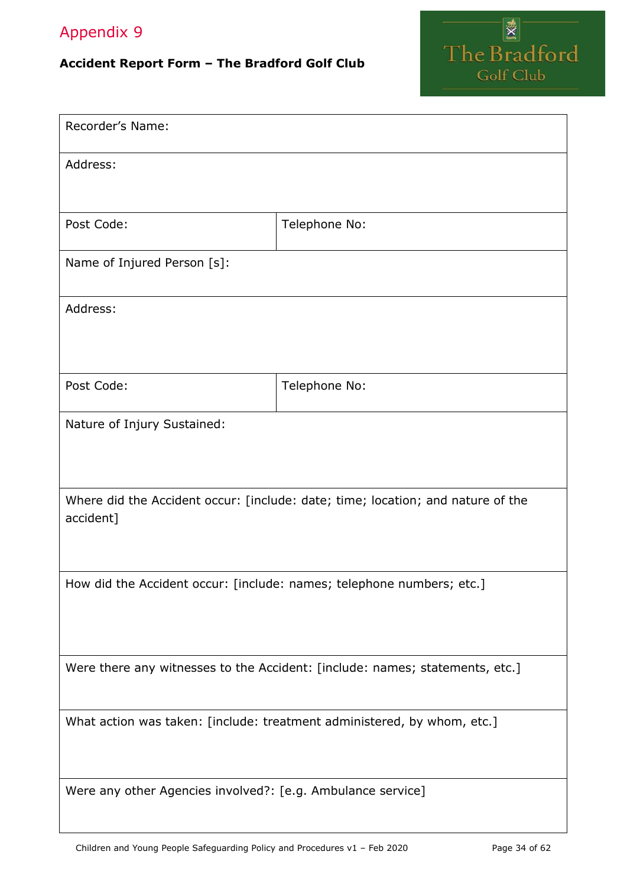Appendix 9

**Accident Report Form – The Bradford Golf Club**

| Recorder's Name: | |
|---|---|
| Address: | |
| Post Code: | Telephone No: |
| Name of Injured Person [s]: | |
| Address: | |
| Post Code: | Telephone No: |
| Nature of Injury Sustained: | |
| Where did the Accident occur: [include: date; time; location; and nature of the accident] | |
| How did the Accident occur: [include: names; telephone numbers; etc.] | |
| Were there any witnesses to the Accident: [include: names; statements, etc.] | |
| What action was taken: [include: treatment administered, by whom, etc.] | |
| Were any other Agencies involved?: [e.g. Ambulance service] | |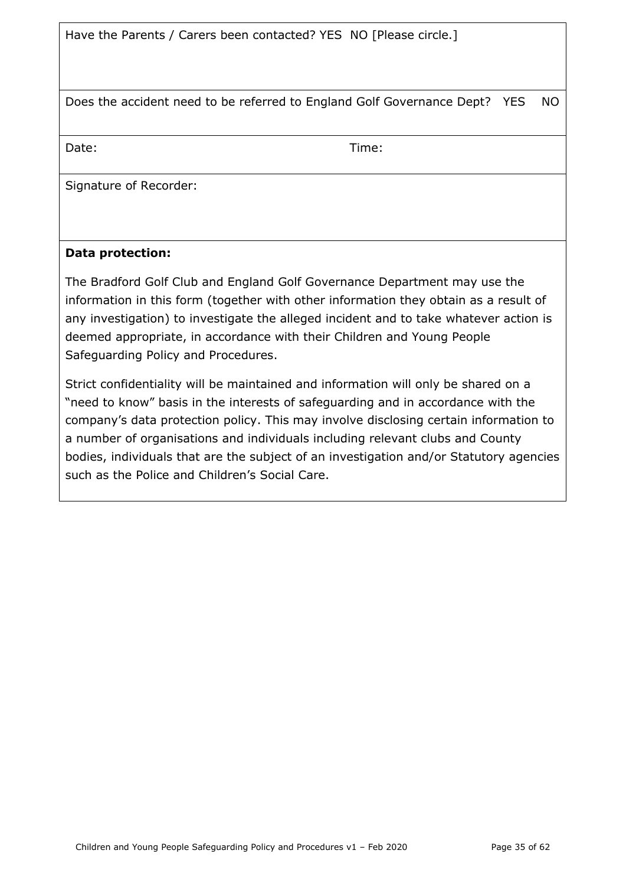| Have the Parents / Carers been contacted? YES NO [Please circle.] | |
|---|---|
| Does the accident need to be referred to England Golf Governance Dept? YES NO | |
| Date: | Time: |
| Signature of Recorder: | |

**Data protection:**

The Bradford Golf Club and England Golf Governance Department may use the information in this form (together with other information they obtain as a result of any investigation) to investigate the alleged incident and to take whatever action is deemed appropriate, in accordance with their Children and Young People Safeguarding Policy and Procedures.

Strict confidentiality will be maintained and information will only be shared on a "need to know" basis in the interests of safeguarding and in accordance with the company's data protection policy. This may involve disclosing certain information to a number of organisations and individuals including relevant clubs and County bodies, individuals that are the subject of an investigation and/or Statutory agencies such as the Police and Children's Social Care.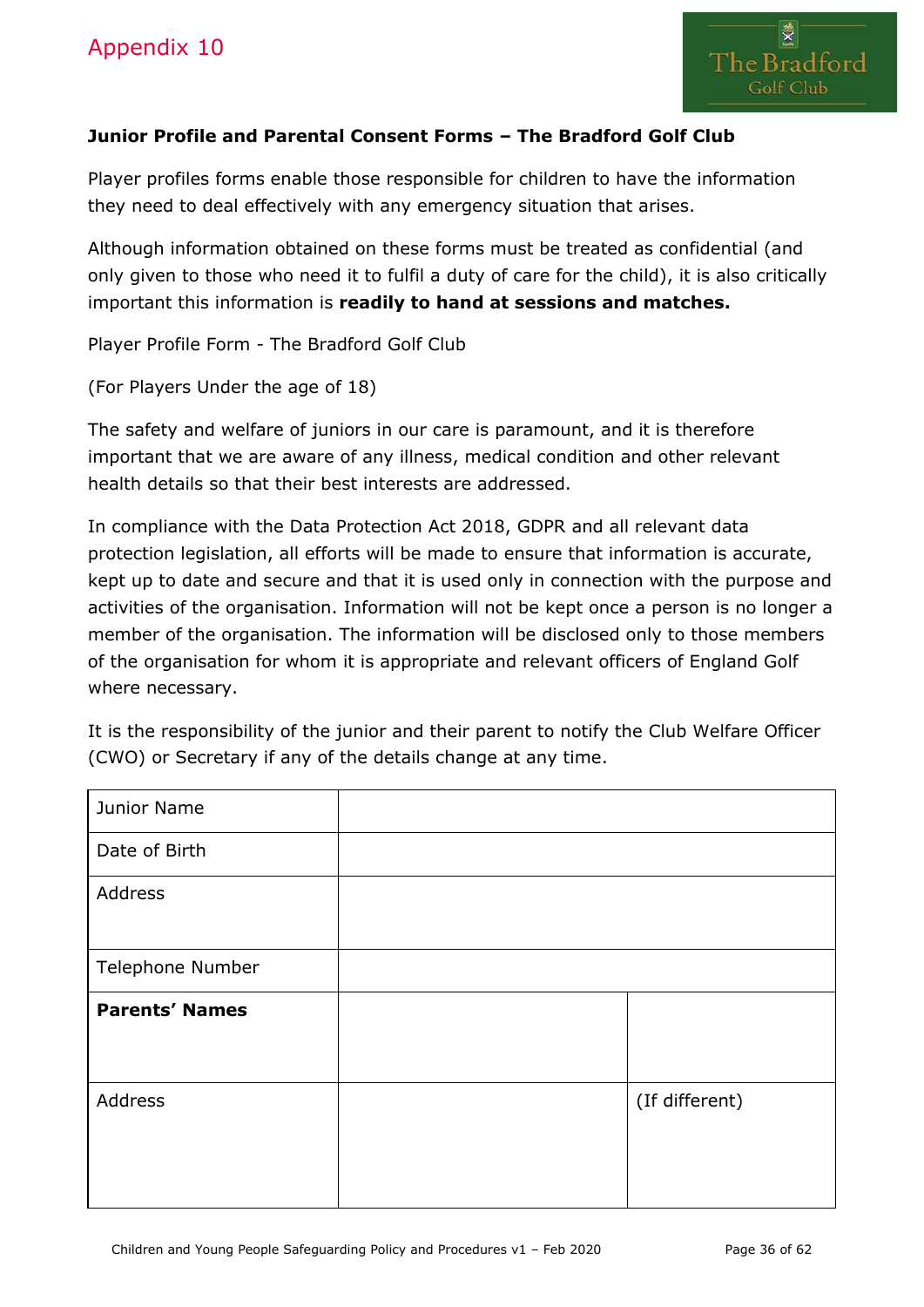Appendix 10

**Junior Profile and Parental Consent Forms – The Bradford Golf Club**

Player profiles forms enable those responsible for children to have the information they need to deal effectively with any emergency situation that arises.

Although information obtained on these forms must be treated as confidential (and only given to those who need it to fulfil a duty of care for the child), it is also critically important this information is **readily to hand at sessions and matches.**

Player Profile Form - The Bradford Golf Club

(For Players Under the age of 18)

The safety and welfare of juniors in our care is paramount, and it is therefore important that we are aware of any illness, medical condition and other relevant health details so that their best interests are addressed.

In compliance with the Data Protection Act 2018, GDPR and all relevant data protection legislation, all efforts will be made to ensure that information is accurate, kept up to date and secure and that it is used only in connection with the purpose and activities of the organisation. Information will not be kept once a person is no longer a member of the organisation. The information will be disclosed only to those members of the organisation for whom it is appropriate and relevant officers of England Golf where necessary.

It is the responsibility of the junior and their parent to notify the Club Welfare Officer (CWO) or Secretary if any of the details change at any time.

| Junior Name | | |
|---|---|---|
| Date of Birth | | |
| Address | | |
| Telephone Number | | |
| **Parents' Names** | | |
| Address | | (If different) |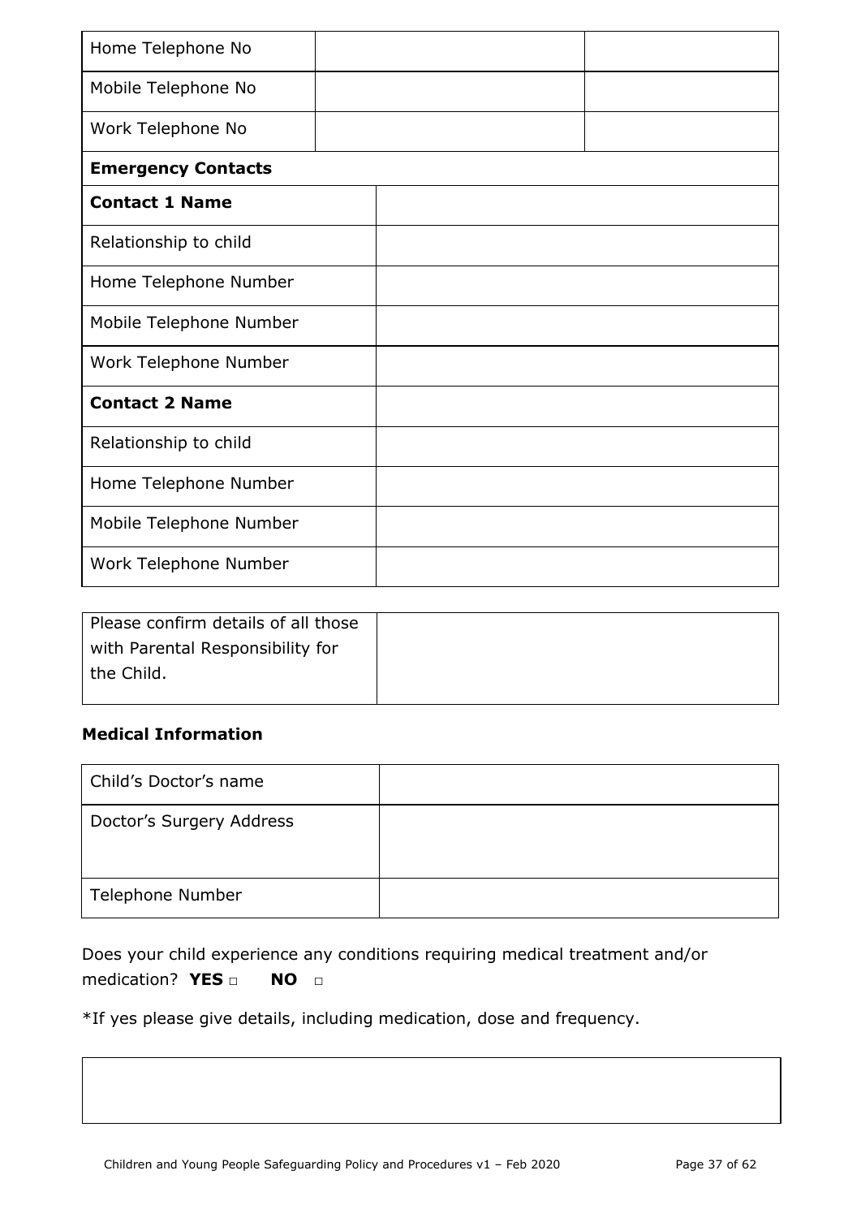| Home Telephone No | | |
|---|---|---|
| Mobile Telephone No | | |
| Work Telephone No | | |

| **Emergency Contacts** | |
|---|---|
| **Contact 1 Name** | |
| Relationship to child | |
| Home Telephone Number | |
| Mobile Telephone Number | |
| Work Telephone Number | |
| **Contact 2 Name** | |
| Relationship to child | |
| Home Telephone Number | |
| Mobile Telephone Number | |
| Work Telephone Number | |

| Please confirm details of all those with Parental Responsibility for the Child. | |
|---|---|

**Medical Information**

| Child's Doctor's name | |
|---|---|
| Doctor's Surgery Address | |
| Telephone Number | |

Does your child experience any conditions requiring medical treatment and/or medication? **YES** □ **NO** □

*If yes please give details, including medication, dose and frequency.

| |
|---|
| |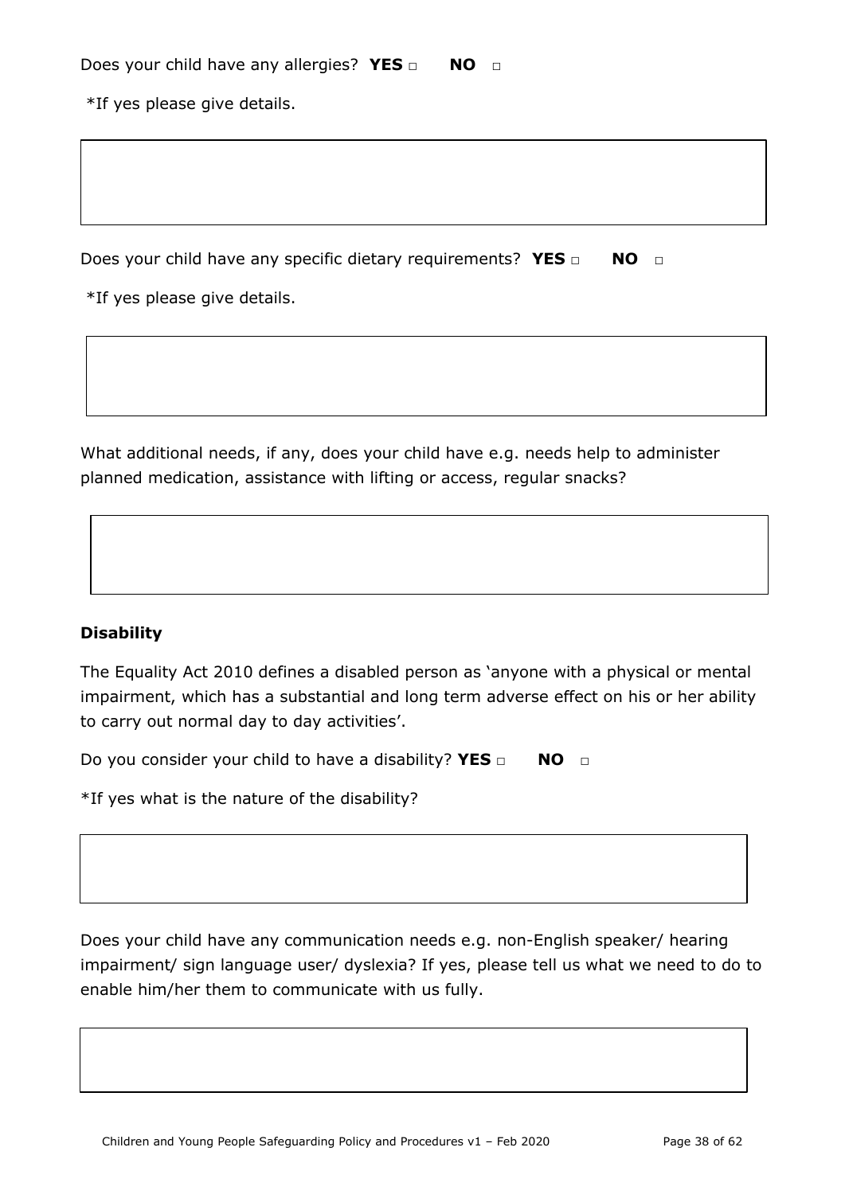Does your child have any allergies? **YES** ▢ **NO** ▢

*If yes please give details.

Does your child have any specific dietary requirements? **YES** ▢ **NO** ▢

*If yes please give details.

What additional needs, if any, does your child have e.g. needs help to administer planned medication, assistance with lifting or access, regular snacks?

**Disability**

The Equality Act 2010 defines a disabled person as 'anyone with a physical or mental impairment, which has a substantial and long term adverse effect on his or her ability to carry out normal day to day activities'.

Do you consider your child to have a disability? **YES** ▢ **NO** ▢

*If yes what is the nature of the disability?

Does your child have any communication needs e.g. non-English speaker/ hearing impairment/ sign language user/ dyslexia? If yes, please tell us what we need to do to enable him/her them to communicate with us fully.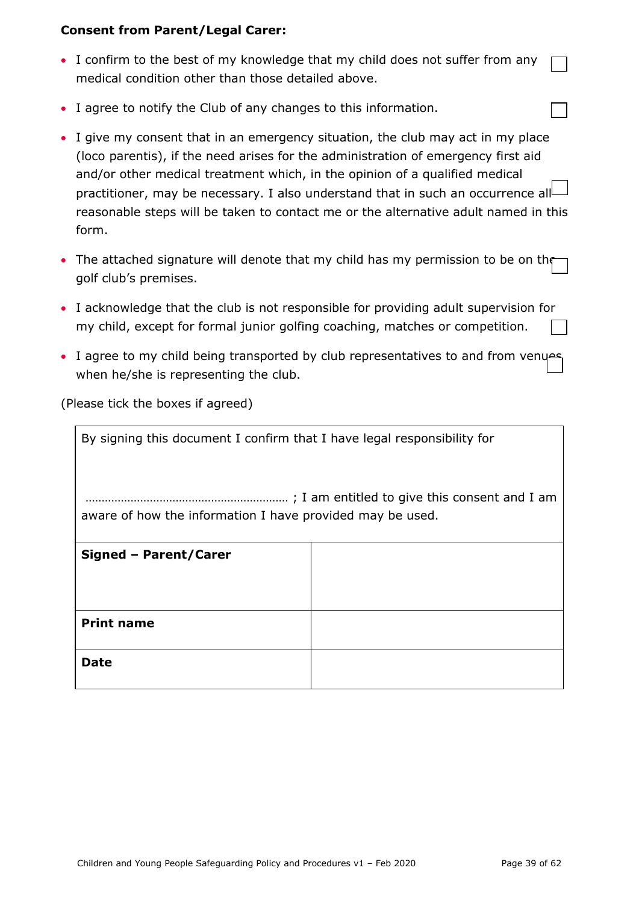**Consent from Parent/Legal Carer:**

- I confirm to the best of my knowledge that my child does not suffer from any medical condition other than those detailed above. ☐
- I agree to notify the Club of any changes to this information. ☐
- I give my consent that in an emergency situation, the club may act in my place (loco parentis), if the need arises for the administration of emergency first aid and/or other medical treatment which, in the opinion of a qualified medical practitioner, may be necessary. I also understand that in such an occurrence all reasonable steps will be taken to contact me or the alternative adult named in this form. ☐
- The attached signature will denote that my child has my permission to be on the golf club's premises. ☐
- I acknowledge that the club is not responsible for providing adult supervision for my child, except for formal junior golfing coaching, matches or competition. ☐
- I agree to my child being transported by club representatives to and from venues when he/she is representing the club. ☐

(Please tick the boxes if agreed)

| By signing this document I confirm that I have legal responsibility for<br><br>…………………………………………………… ; I am entitled to give this consent and I am aware of how the information I have provided may be used. | |
|---|---|
| **Signed – Parent/Carer** | |
| **Print name** | |
| **Date** | |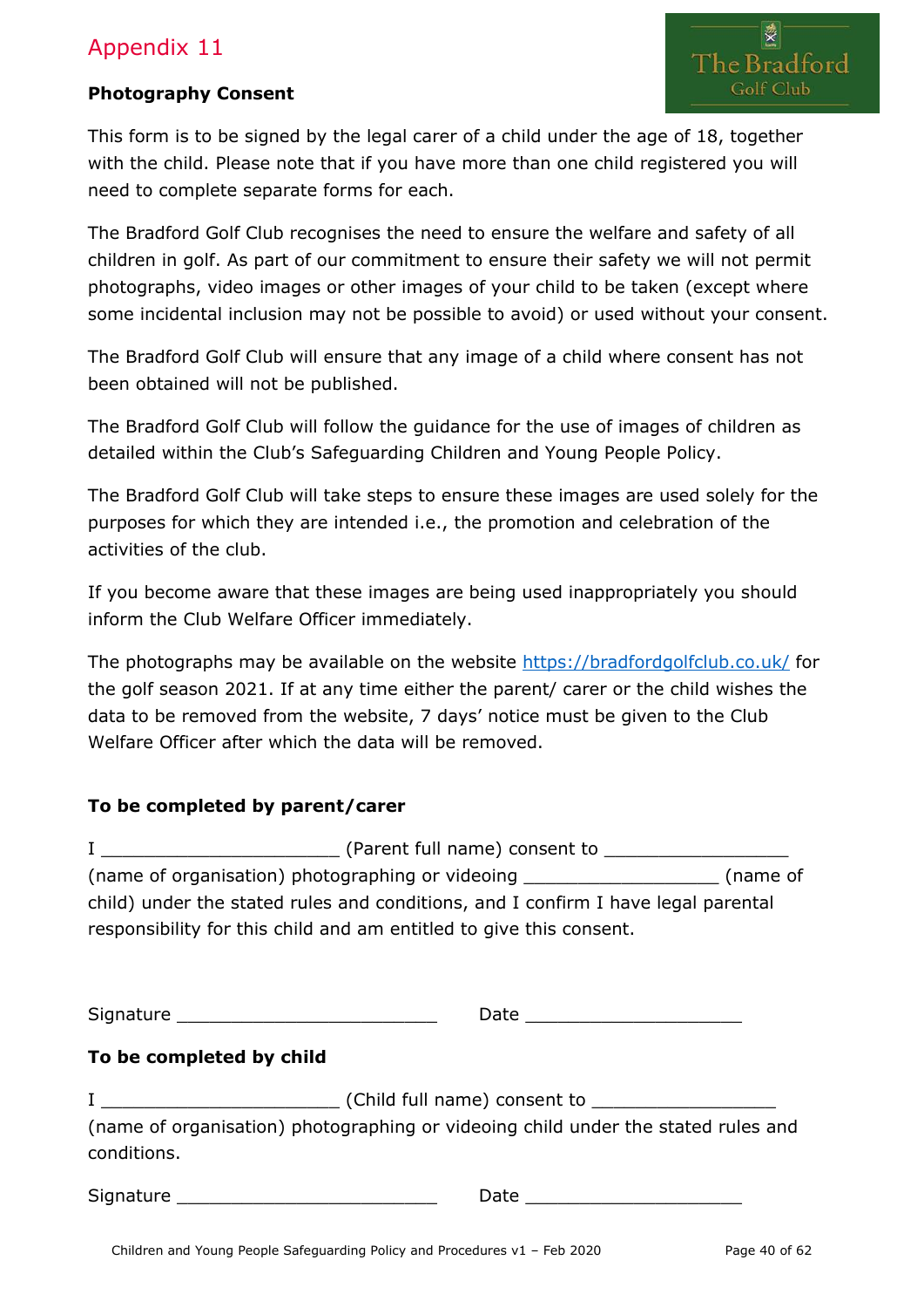# Appendix 11

**Photography Consent**

This form is to be signed by the legal carer of a child under the age of 18, together with the child. Please note that if you have more than one child registered you will need to complete separate forms for each.

The Bradford Golf Club recognises the need to ensure the welfare and safety of all children in golf. As part of our commitment to ensure their safety we will not permit photographs, video images or other images of your child to be taken (except where some incidental inclusion may not be possible to avoid) or used without your consent.

The Bradford Golf Club will ensure that any image of a child where consent has not been obtained will not be published.

The Bradford Golf Club will follow the guidance for the use of images of children as detailed within the Club's Safeguarding Children and Young People Policy.

The Bradford Golf Club will take steps to ensure these images are used solely for the purposes for which they are intended i.e., the promotion and celebration of the activities of the club.

If you become aware that these images are being used inappropriately you should inform the Club Welfare Officer immediately.

The photographs may be available on the website https://bradfordgolfclub.co.uk/ for the golf season 2021. If at any time either the parent/ carer or the child wishes the data to be removed from the website, 7 days' notice must be given to the Club Welfare Officer after which the data will be removed.

**To be completed by parent/carer**

I ______________________ (Parent full name) consent to _________________ (name of organisation) photographing or videoing __________________ (name of child) under the stated rules and conditions, and I confirm I have legal parental responsibility for this child and am entitled to give this consent.

Signature ________________________ Date ____________________

**To be completed by child**

I ______________________ (Child full name) consent to _________________ (name of organisation) photographing or videoing child under the stated rules and conditions.

Signature ________________________ Date ____________________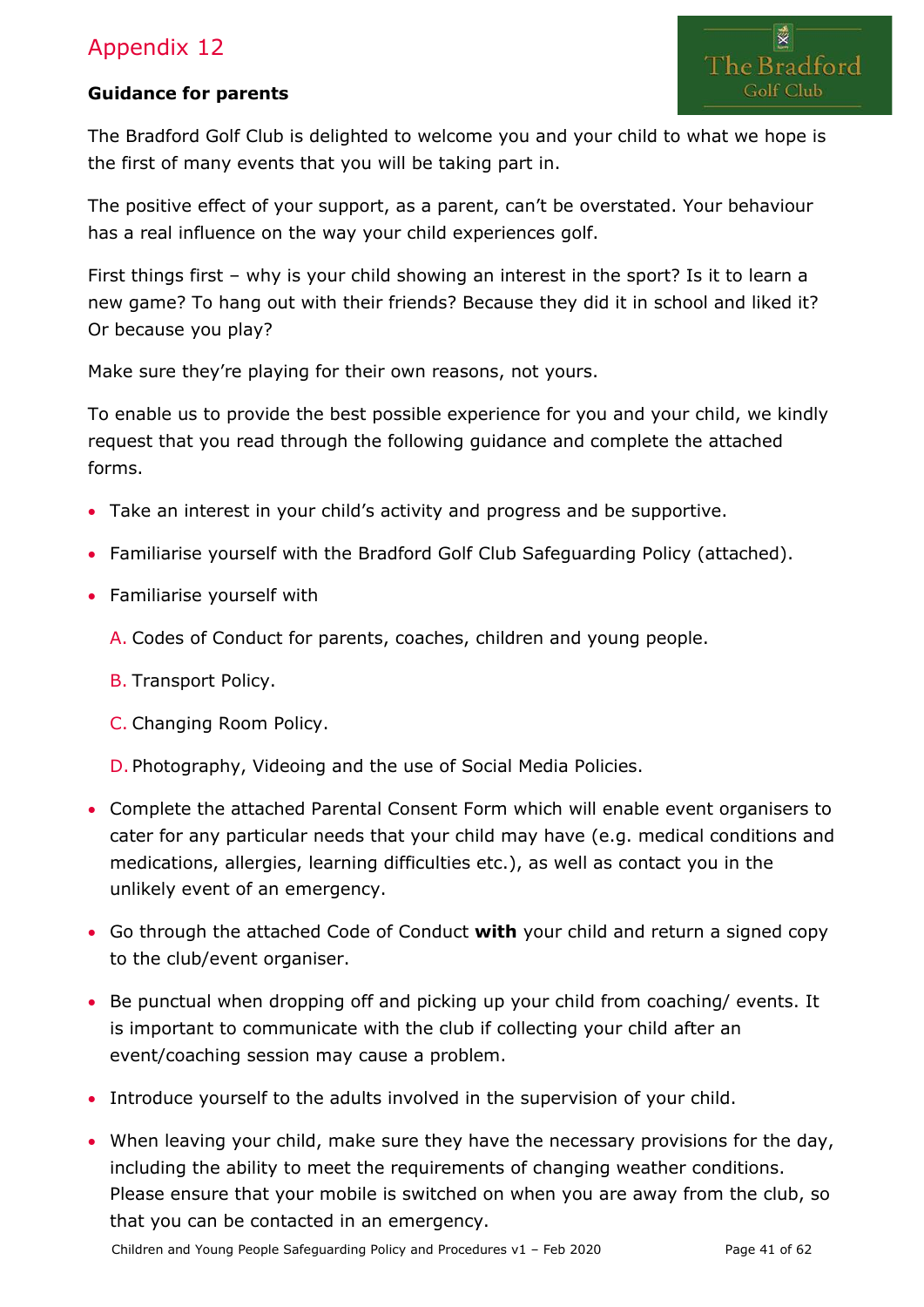# Appendix 12

**Guidance for parents**

The Bradford Golf Club is delighted to welcome you and your child to what we hope is the first of many events that you will be taking part in.

The positive effect of your support, as a parent, can't be overstated. Your behaviour has a real influence on the way your child experiences golf.

First things first – why is your child showing an interest in the sport? Is it to learn a new game? To hang out with their friends? Because they did it in school and liked it? Or because you play?

Make sure they're playing for their own reasons, not yours.

To enable us to provide the best possible experience for you and your child, we kindly request that you read through the following guidance and complete the attached forms.

- Take an interest in your child's activity and progress and be supportive.
- Familiarise yourself with the Bradford Golf Club Safeguarding Policy (attached).
- Familiarise yourself with
  - A. Codes of Conduct for parents, coaches, children and young people.
  - B. Transport Policy.
  - C. Changing Room Policy.
  - D. Photography, Videoing and the use of Social Media Policies.
- Complete the attached Parental Consent Form which will enable event organisers to cater for any particular needs that your child may have (e.g. medical conditions and medications, allergies, learning difficulties etc.), as well as contact you in the unlikely event of an emergency.
- Go through the attached Code of Conduct **with** your child and return a signed copy to the club/event organiser.
- Be punctual when dropping off and picking up your child from coaching/ events. It is important to communicate with the club if collecting your child after an event/coaching session may cause a problem.
- Introduce yourself to the adults involved in the supervision of your child.
- When leaving your child, make sure they have the necessary provisions for the day, including the ability to meet the requirements of changing weather conditions. Please ensure that your mobile is switched on when you are away from the club, so that you can be contacted in an emergency.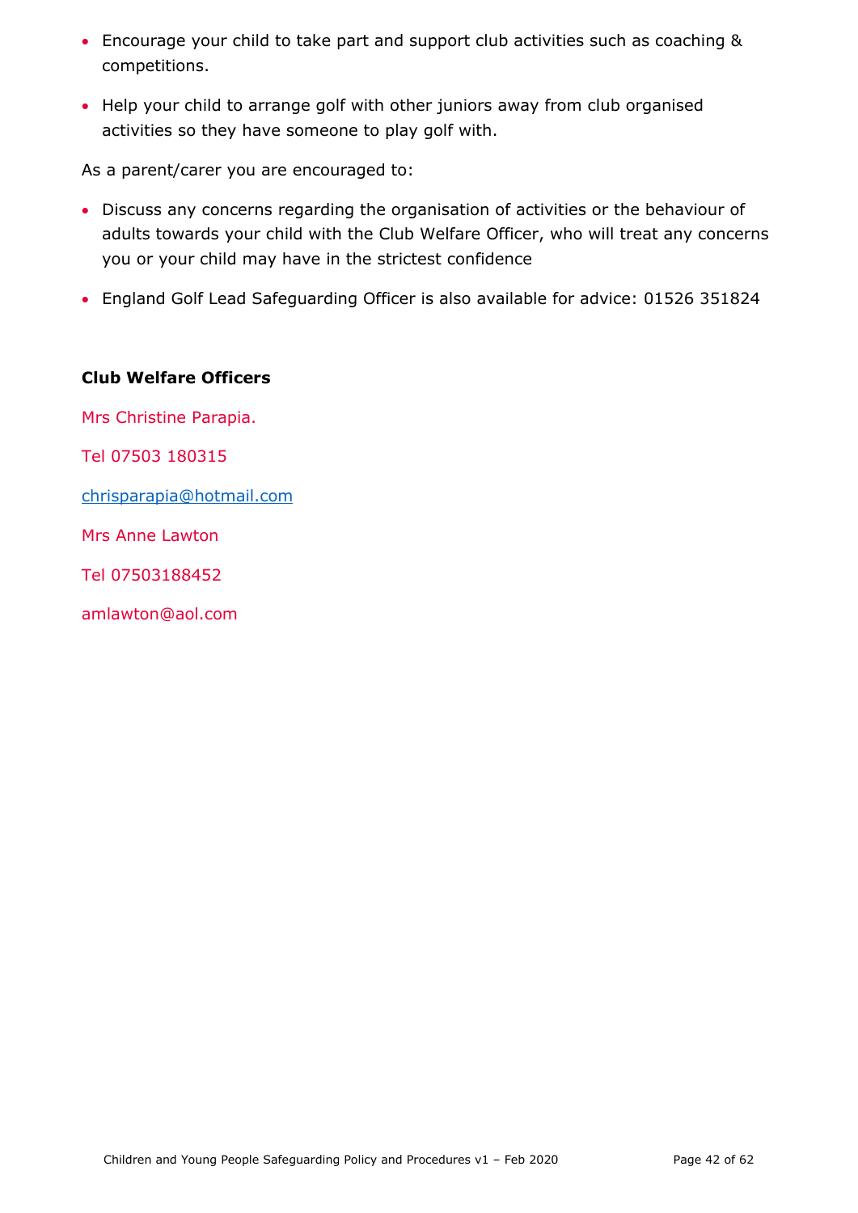- Encourage your child to take part and support club activities such as coaching & competitions.
- Help your child to arrange golf with other juniors away from club organised activities so they have someone to play golf with.

As a parent/carer you are encouraged to:

- Discuss any concerns regarding the organisation of activities or the behaviour of adults towards your child with the Club Welfare Officer, who will treat any concerns you or your child may have in the strictest confidence
- England Golf Lead Safeguarding Officer is also available for advice: 01526 351824

**Club Welfare Officers**

Mrs Christine Parapia.

Tel 07503 180315

chrisparapia@hotmail.com

Mrs Anne Lawton

Tel 07503188452

amlawton@aol.com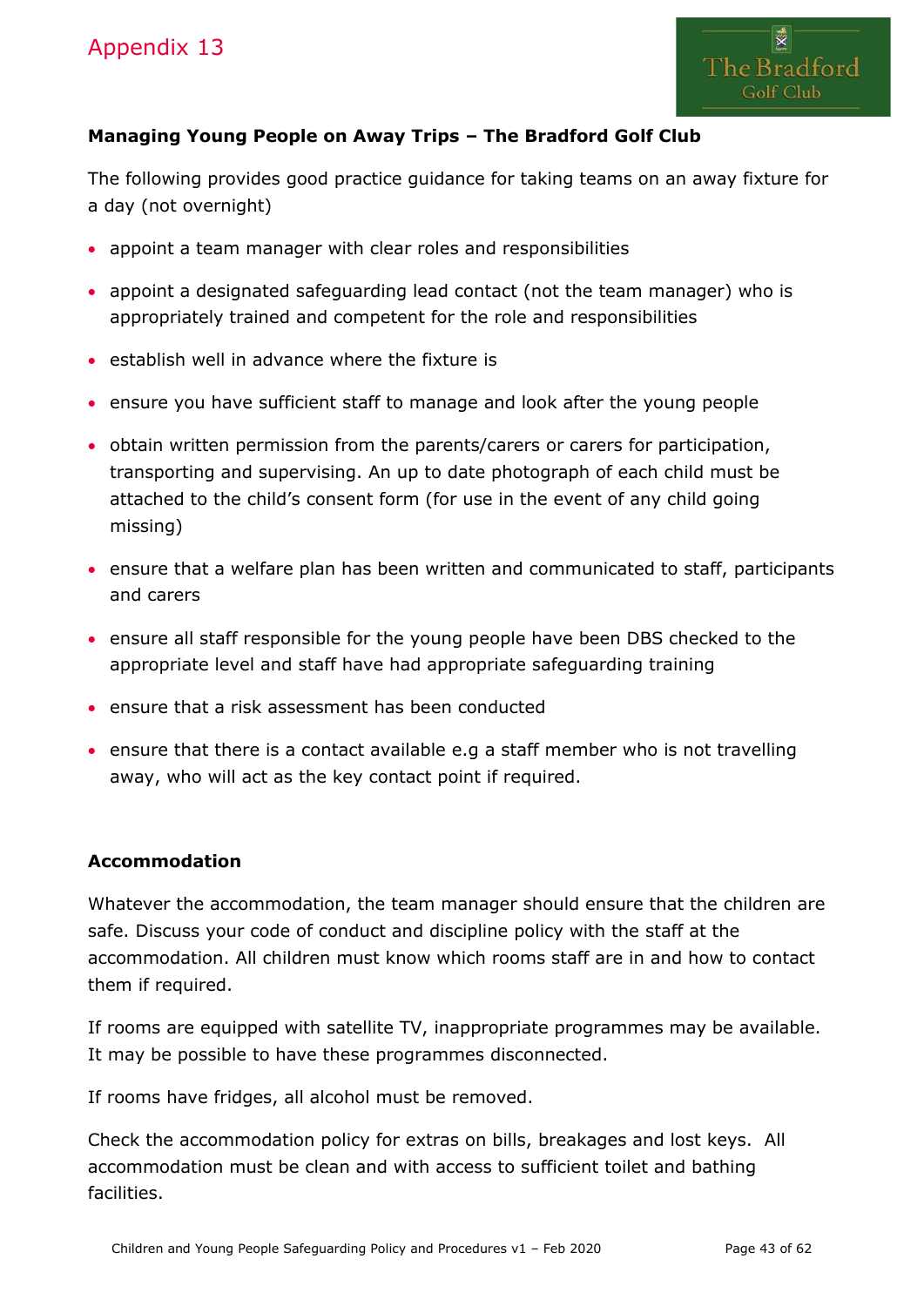Appendix 13

**Managing Young People on Away Trips – The Bradford Golf Club**

The following provides good practice guidance for taking teams on an away fixture for a day (not overnight)

- appoint a team manager with clear roles and responsibilities
- appoint a designated safeguarding lead contact (not the team manager) who is appropriately trained and competent for the role and responsibilities
- establish well in advance where the fixture is
- ensure you have sufficient staff to manage and look after the young people
- obtain written permission from the parents/carers or carers for participation, transporting and supervising. An up to date photograph of each child must be attached to the child's consent form (for use in the event of any child going missing)
- ensure that a welfare plan has been written and communicated to staff, participants and carers
- ensure all staff responsible for the young people have been DBS checked to the appropriate level and staff have had appropriate safeguarding training
- ensure that a risk assessment has been conducted
- ensure that there is a contact available e.g a staff member who is not travelling away, who will act as the key contact point if required.

**Accommodation**

Whatever the accommodation, the team manager should ensure that the children are safe. Discuss your code of conduct and discipline policy with the staff at the accommodation. All children must know which rooms staff are in and how to contact them if required.

If rooms are equipped with satellite TV, inappropriate programmes may be available. It may be possible to have these programmes disconnected.

If rooms have fridges, all alcohol must be removed.

Check the accommodation policy for extras on bills, breakages and lost keys. All accommodation must be clean and with access to sufficient toilet and bathing facilities.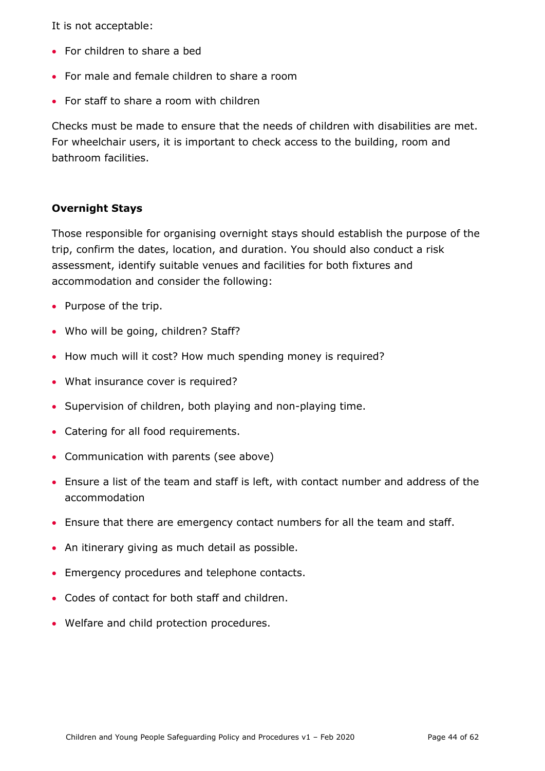It is not acceptable:

- For children to share a bed
- For male and female children to share a room
- For staff to share a room with children

Checks must be made to ensure that the needs of children with disabilities are met. For wheelchair users, it is important to check access to the building, room and bathroom facilities.

**Overnight Stays**

Those responsible for organising overnight stays should establish the purpose of the trip, confirm the dates, location, and duration. You should also conduct a risk assessment, identify suitable venues and facilities for both fixtures and accommodation and consider the following:

- Purpose of the trip.
- Who will be going, children? Staff?
- How much will it cost? How much spending money is required?
- What insurance cover is required?
- Supervision of children, both playing and non-playing time.
- Catering for all food requirements.
- Communication with parents (see above)
- Ensure a list of the team and staff is left, with contact number and address of the accommodation
- Ensure that there are emergency contact numbers for all the team and staff.
- An itinerary giving as much detail as possible.
- Emergency procedures and telephone contacts.
- Codes of contact for both staff and children.
- Welfare and child protection procedures.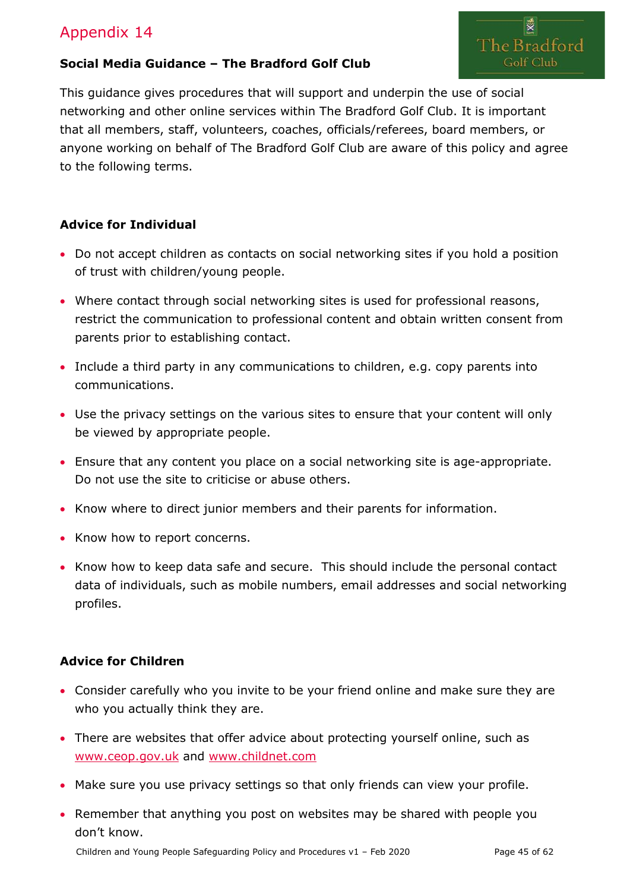Appendix 14

**Social Media Guidance – The Bradford Golf Club**

This guidance gives procedures that will support and underpin the use of social networking and other online services within The Bradford Golf Club. It is important that all members, staff, volunteers, coaches, officials/referees, board members, or anyone working on behalf of The Bradford Golf Club are aware of this policy and agree to the following terms.

**Advice for Individual**

- Do not accept children as contacts on social networking sites if you hold a position of trust with children/young people.
- Where contact through social networking sites is used for professional reasons, restrict the communication to professional content and obtain written consent from parents prior to establishing contact.
- Include a third party in any communications to children, e.g. copy parents into communications.
- Use the privacy settings on the various sites to ensure that your content will only be viewed by appropriate people.
- Ensure that any content you place on a social networking site is age-appropriate. Do not use the site to criticise or abuse others.
- Know where to direct junior members and their parents for information.
- Know how to report concerns.
- Know how to keep data safe and secure. This should include the personal contact data of individuals, such as mobile numbers, email addresses and social networking profiles.

**Advice for Children**

- Consider carefully who you invite to be your friend online and make sure they are who you actually think they are.
- There are websites that offer advice about protecting yourself online, such as www.ceop.gov.uk and www.childnet.com
- Make sure you use privacy settings so that only friends can view your profile.
- Remember that anything you post on websites may be shared with people you don't know.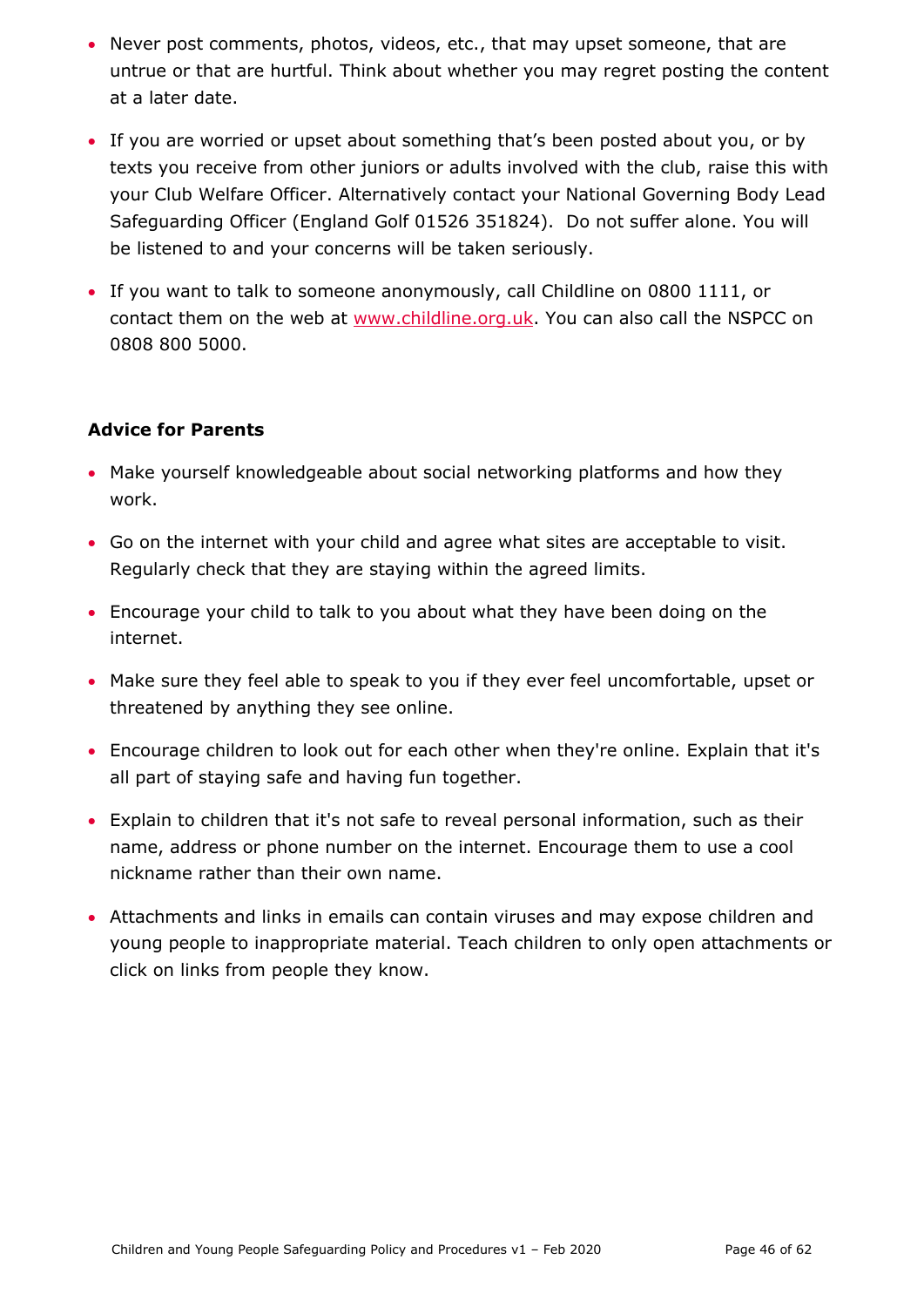- Never post comments, photos, videos, etc., that may upset someone, that are untrue or that are hurtful. Think about whether you may regret posting the content at a later date.
- If you are worried or upset about something that's been posted about you, or by texts you receive from other juniors or adults involved with the club, raise this with your Club Welfare Officer. Alternatively contact your National Governing Body Lead Safeguarding Officer (England Golf 01526 351824). Do not suffer alone. You will be listened to and your concerns will be taken seriously.
- If you want to talk to someone anonymously, call Childline on 0800 1111, or contact them on the web at [www.childline.org.uk](http://www.childline.org.uk). You can also call the NSPCC on 0808 800 5000.

**Advice for Parents**

- Make yourself knowledgeable about social networking platforms and how they work.
- Go on the internet with your child and agree what sites are acceptable to visit. Regularly check that they are staying within the agreed limits.
- Encourage your child to talk to you about what they have been doing on the internet.
- Make sure they feel able to speak to you if they ever feel uncomfortable, upset or threatened by anything they see online.
- Encourage children to look out for each other when they're online. Explain that it's all part of staying safe and having fun together.
- Explain to children that it's not safe to reveal personal information, such as their name, address or phone number on the internet. Encourage them to use a cool nickname rather than their own name.
- Attachments and links in emails can contain viruses and may expose children and young people to inappropriate material. Teach children to only open attachments or click on links from people they know.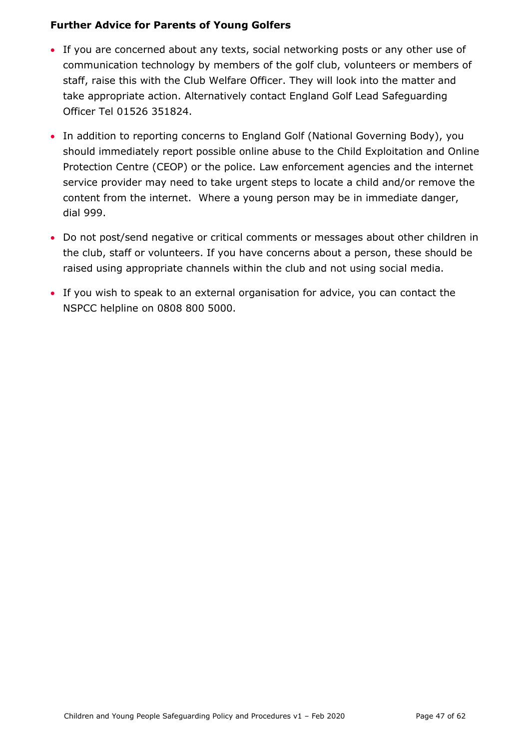**Further Advice for Parents of Young Golfers**

- If you are concerned about any texts, social networking posts or any other use of communication technology by members of the golf club, volunteers or members of staff, raise this with the Club Welfare Officer. They will look into the matter and take appropriate action. Alternatively contact England Golf Lead Safeguarding Officer Tel 01526 351824.
- In addition to reporting concerns to England Golf (National Governing Body), you should immediately report possible online abuse to the Child Exploitation and Online Protection Centre (CEOP) or the police. Law enforcement agencies and the internet service provider may need to take urgent steps to locate a child and/or remove the content from the internet. Where a young person may be in immediate danger, dial 999.
- Do not post/send negative or critical comments or messages about other children in the club, staff or volunteers. If you have concerns about a person, these should be raised using appropriate channels within the club and not using social media.
- If you wish to speak to an external organisation for advice, you can contact the NSPCC helpline on 0808 800 5000.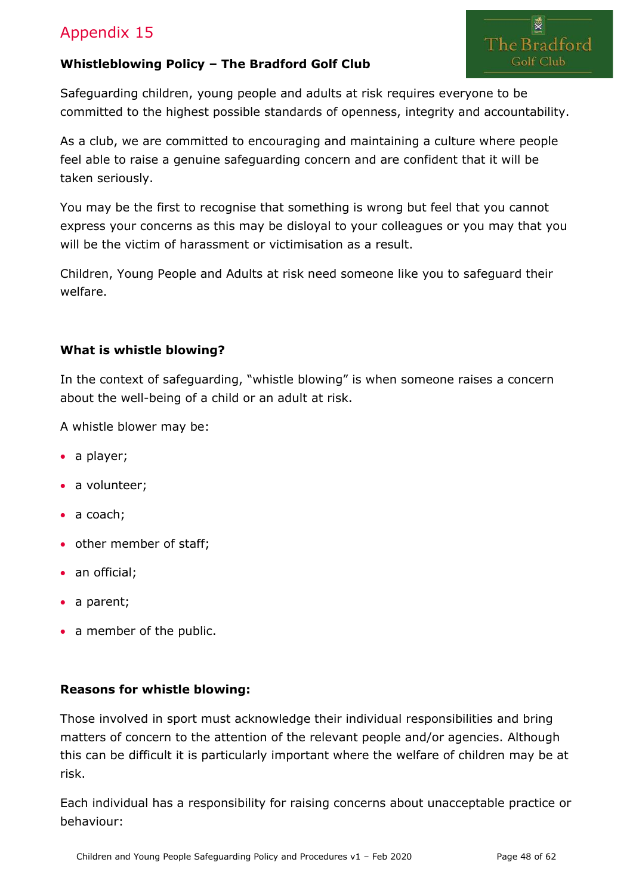Appendix 15

**Whistleblowing Policy – The Bradford Golf Club**

Safeguarding children, young people and adults at risk requires everyone to be committed to the highest possible standards of openness, integrity and accountability.

As a club, we are committed to encouraging and maintaining a culture where people feel able to raise a genuine safeguarding concern and are confident that it will be taken seriously.

You may be the first to recognise that something is wrong but feel that you cannot express your concerns as this may be disloyal to your colleagues or you may that you will be the victim of harassment or victimisation as a result.

Children, Young People and Adults at risk need someone like you to safeguard their welfare.

**What is whistle blowing?**

In the context of safeguarding, "whistle blowing" is when someone raises a concern about the well-being of a child or an adult at risk.

A whistle blower may be:

- a player;
- a volunteer;
- a coach;
- other member of staff;
- an official;
- a parent;
- a member of the public.

**Reasons for whistle blowing:**

Those involved in sport must acknowledge their individual responsibilities and bring matters of concern to the attention of the relevant people and/or agencies. Although this can be difficult it is particularly important where the welfare of children may be at risk.

Each individual has a responsibility for raising concerns about unacceptable practice or behaviour: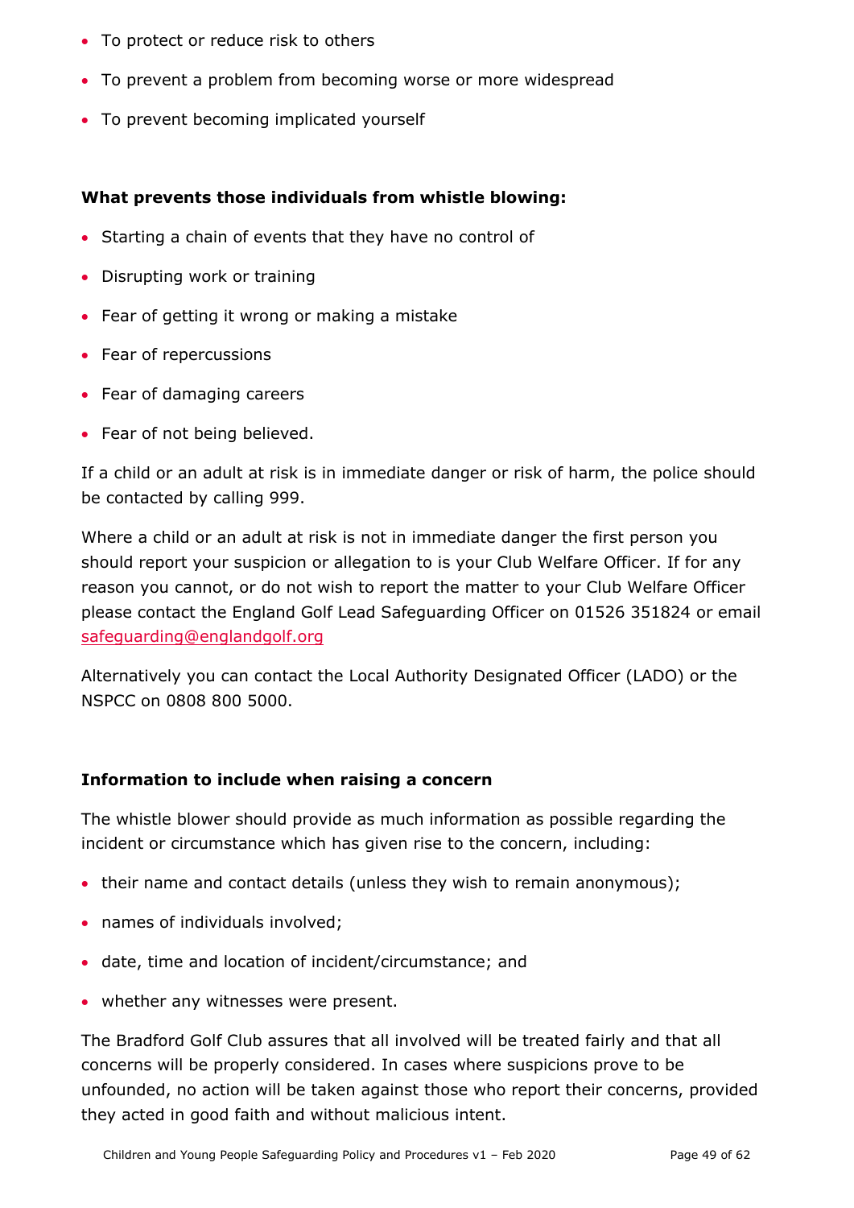- To protect or reduce risk to others
- To prevent a problem from becoming worse or more widespread
- To prevent becoming implicated yourself

**What prevents those individuals from whistle blowing:**

- Starting a chain of events that they have no control of
- Disrupting work or training
- Fear of getting it wrong or making a mistake
- Fear of repercussions
- Fear of damaging careers
- Fear of not being believed.

If a child or an adult at risk is in immediate danger or risk of harm, the police should be contacted by calling 999.

Where a child or an adult at risk is not in immediate danger the first person you should report your suspicion or allegation to is your Club Welfare Officer. If for any reason you cannot, or do not wish to report the matter to your Club Welfare Officer please contact the England Golf Lead Safeguarding Officer on 01526 351824 or email safeguarding@englandgolf.org

Alternatively you can contact the Local Authority Designated Officer (LADO) or the NSPCC on 0808 800 5000.

**Information to include when raising a concern**

The whistle blower should provide as much information as possible regarding the incident or circumstance which has given rise to the concern, including:

- their name and contact details (unless they wish to remain anonymous);
- names of individuals involved;
- date, time and location of incident/circumstance; and
- whether any witnesses were present.

The Bradford Golf Club assures that all involved will be treated fairly and that all concerns will be properly considered. In cases where suspicions prove to be unfounded, no action will be taken against those who report their concerns, provided they acted in good faith and without malicious intent.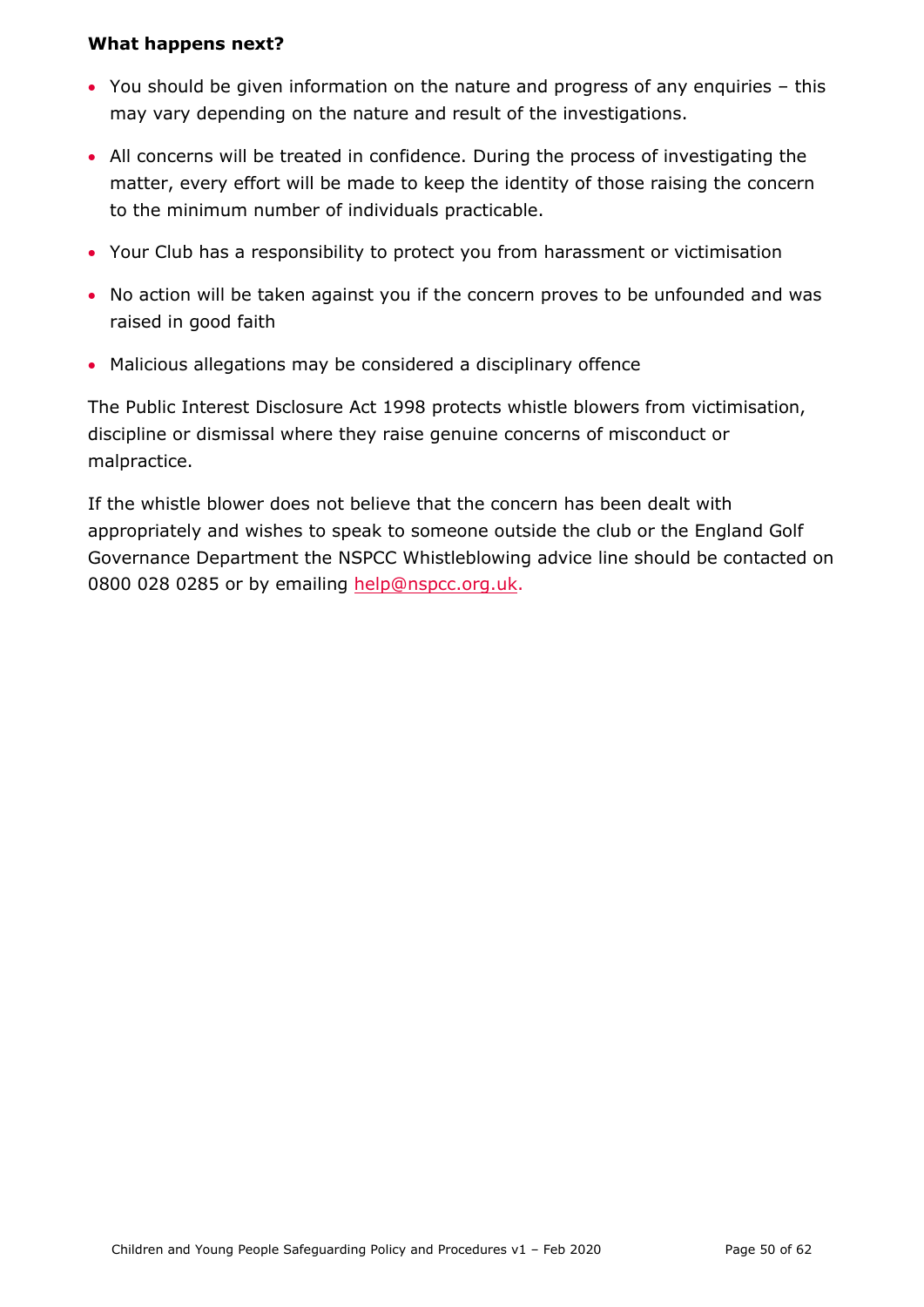**What happens next?**

- You should be given information on the nature and progress of any enquiries – this may vary depending on the nature and result of the investigations.
- All concerns will be treated in confidence. During the process of investigating the matter, every effort will be made to keep the identity of those raising the concern to the minimum number of individuals practicable.
- Your Club has a responsibility to protect you from harassment or victimisation
- No action will be taken against you if the concern proves to be unfounded and was raised in good faith
- Malicious allegations may be considered a disciplinary offence

The Public Interest Disclosure Act 1998 protects whistle blowers from victimisation, discipline or dismissal where they raise genuine concerns of misconduct or malpractice.

If the whistle blower does not believe that the concern has been dealt with appropriately and wishes to speak to someone outside the club or the England Golf Governance Department the NSPCC Whistleblowing advice line should be contacted on 0800 028 0285 or by emailing help@nspcc.org.uk.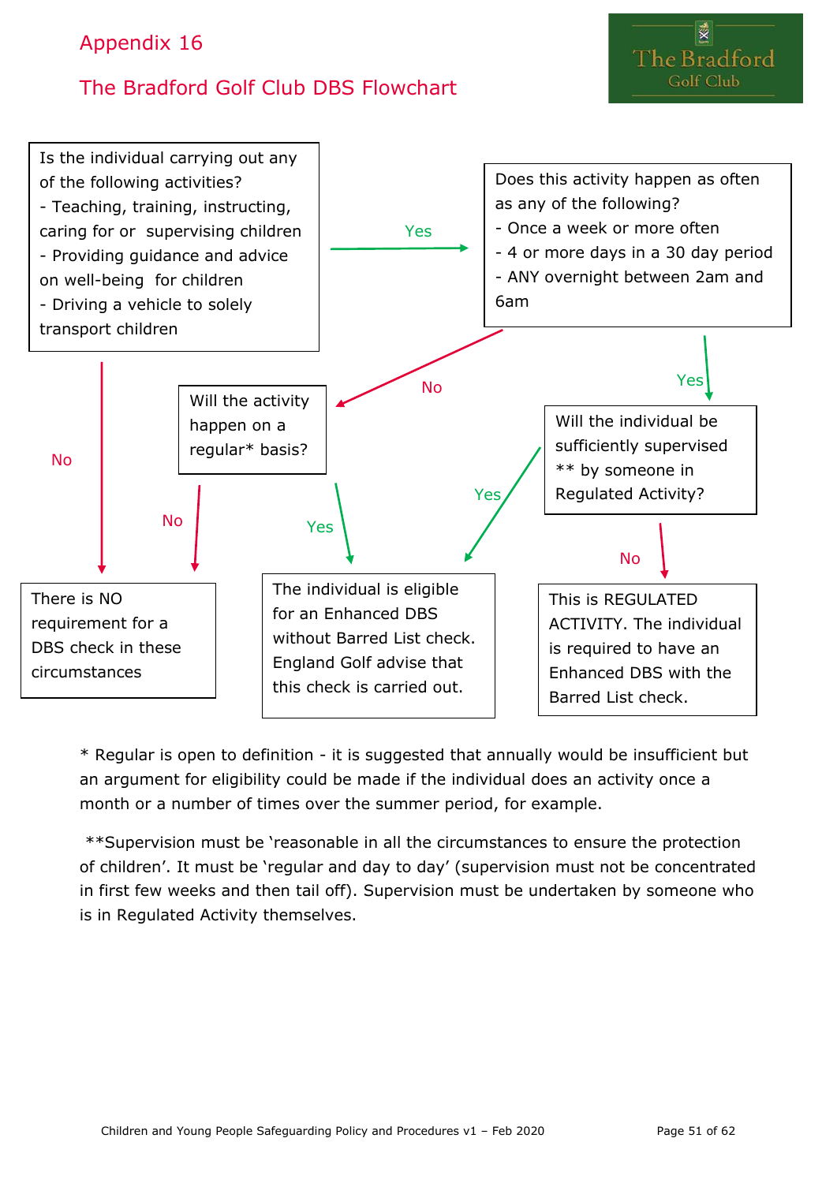# Appendix 16

## The Bradford Golf Club DBS Flowchart

The Bradford Golf Club

**Is the individual carrying out any of the following activities?**
- Teaching, training, instructing, caring for or supervising children
- Providing guidance and advice on well-being for children
- Driving a vehicle to solely transport children

→ **No** → There is NO requirement for a DBS check in these circumstances

→ **Yes** → **Does this activity happen as often as any of the following?**
- Once a week or more often
- 4 or more days in a 30 day period
- ANY overnight between 2am and 6am

  → **No** → **Will the activity happen on a regular* basis?**
  - **No** → There is NO requirement for a DBS check in these circumstances
  - **Yes** → The individual is eligible for an Enhanced DBS without Barred List check. England Golf advise that this check is carried out.

  → **Yes** → **Will the individual be sufficiently supervised ** by someone in Regulated Activity?**
  - **Yes** → The individual is eligible for an Enhanced DBS without Barred List check. England Golf advise that this check is carried out.
  - **No** → This is REGULATED ACTIVITY. The individual is required to have an Enhanced DBS with the Barred List check.

* Regular is open to definition - it is suggested that annually would be insufficient but an argument for eligibility could be made if the individual does an activity once a month or a number of times over the summer period, for example.

**Supervision must be 'reasonable in all the circumstances to ensure the protection of children'. It must be 'regular and day to day' (supervision must not be concentrated in first few weeks and then tail off). Supervision must be undertaken by someone who is in Regulated Activity themselves.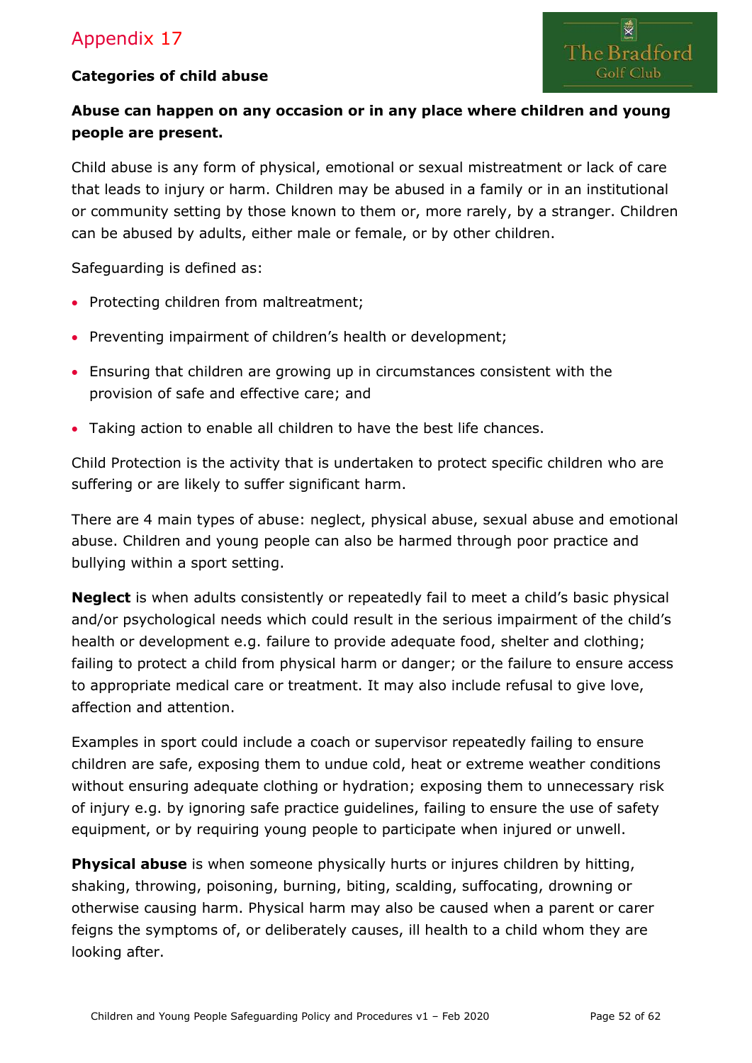# Appendix 17

**Categories of child abuse**

**Abuse can happen on any occasion or in any place where children and young people are present.**

Child abuse is any form of physical, emotional or sexual mistreatment or lack of care that leads to injury or harm. Children may be abused in a family or in an institutional or community setting by those known to them or, more rarely, by a stranger. Children can be abused by adults, either male or female, or by other children.

Safeguarding is defined as:

- Protecting children from maltreatment;
- Preventing impairment of children's health or development;
- Ensuring that children are growing up in circumstances consistent with the provision of safe and effective care; and
- Taking action to enable all children to have the best life chances.

Child Protection is the activity that is undertaken to protect specific children who are suffering or are likely to suffer significant harm.

There are 4 main types of abuse: neglect, physical abuse, sexual abuse and emotional abuse. Children and young people can also be harmed through poor practice and bullying within a sport setting.

**Neglect** is when adults consistently or repeatedly fail to meet a child's basic physical and/or psychological needs which could result in the serious impairment of the child's health or development e.g. failure to provide adequate food, shelter and clothing; failing to protect a child from physical harm or danger; or the failure to ensure access to appropriate medical care or treatment. It may also include refusal to give love, affection and attention.

Examples in sport could include a coach or supervisor repeatedly failing to ensure children are safe, exposing them to undue cold, heat or extreme weather conditions without ensuring adequate clothing or hydration; exposing them to unnecessary risk of injury e.g. by ignoring safe practice guidelines, failing to ensure the use of safety equipment, or by requiring young people to participate when injured or unwell.

**Physical abuse** is when someone physically hurts or injures children by hitting, shaking, throwing, poisoning, burning, biting, scalding, suffocating, drowning or otherwise causing harm. Physical harm may also be caused when a parent or carer feigns the symptoms of, or deliberately causes, ill health to a child whom they are looking after.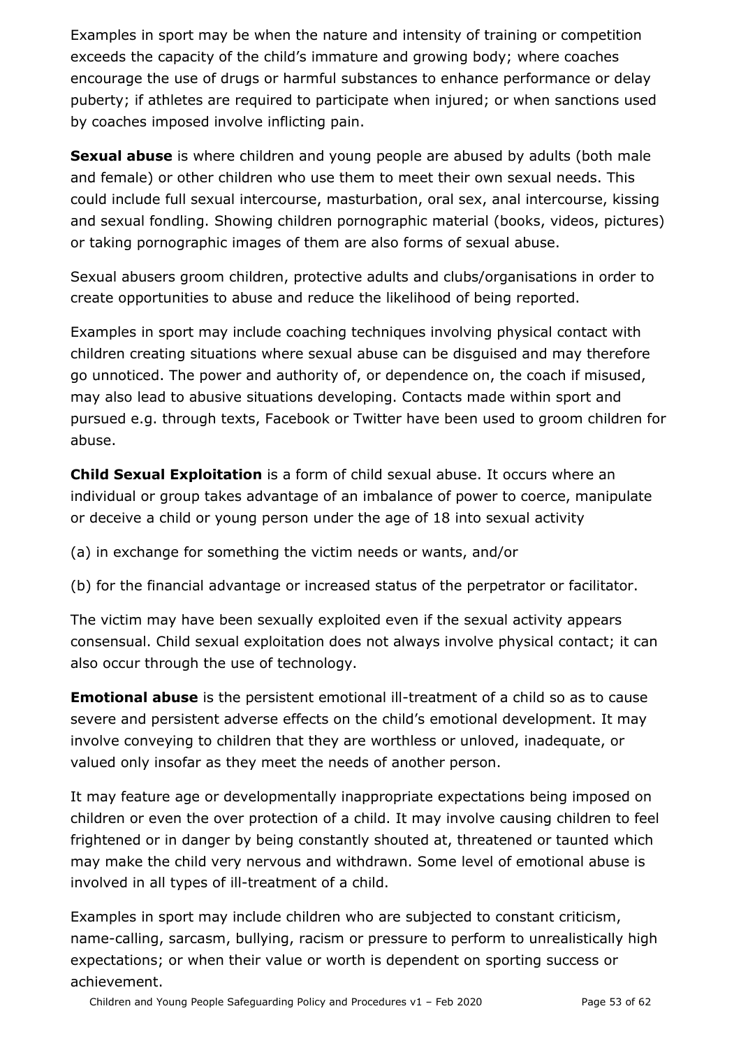Examples in sport may be when the nature and intensity of training or competition exceeds the capacity of the child's immature and growing body; where coaches encourage the use of drugs or harmful substances to enhance performance or delay puberty; if athletes are required to participate when injured; or when sanctions used by coaches imposed involve inflicting pain.

**Sexual abuse** is where children and young people are abused by adults (both male and female) or other children who use them to meet their own sexual needs. This could include full sexual intercourse, masturbation, oral sex, anal intercourse, kissing and sexual fondling. Showing children pornographic material (books, videos, pictures) or taking pornographic images of them are also forms of sexual abuse.

Sexual abusers groom children, protective adults and clubs/organisations in order to create opportunities to abuse and reduce the likelihood of being reported.

Examples in sport may include coaching techniques involving physical contact with children creating situations where sexual abuse can be disguised and may therefore go unnoticed. The power and authority of, or dependence on, the coach if misused, may also lead to abusive situations developing. Contacts made within sport and pursued e.g. through texts, Facebook or Twitter have been used to groom children for abuse.

**Child Sexual Exploitation** is a form of child sexual abuse. It occurs where an individual or group takes advantage of an imbalance of power to coerce, manipulate or deceive a child or young person under the age of 18 into sexual activity

(a) in exchange for something the victim needs or wants, and/or

(b) for the financial advantage or increased status of the perpetrator or facilitator.

The victim may have been sexually exploited even if the sexual activity appears consensual. Child sexual exploitation does not always involve physical contact; it can also occur through the use of technology.

**Emotional abuse** is the persistent emotional ill-treatment of a child so as to cause severe and persistent adverse effects on the child's emotional development. It may involve conveying to children that they are worthless or unloved, inadequate, or valued only insofar as they meet the needs of another person.

It may feature age or developmentally inappropriate expectations being imposed on children or even the over protection of a child. It may involve causing children to feel frightened or in danger by being constantly shouted at, threatened or taunted which may make the child very nervous and withdrawn. Some level of emotional abuse is involved in all types of ill-treatment of a child.

Examples in sport may include children who are subjected to constant criticism, name-calling, sarcasm, bullying, racism or pressure to perform to unrealistically high expectations; or when their value or worth is dependent on sporting success or achievement.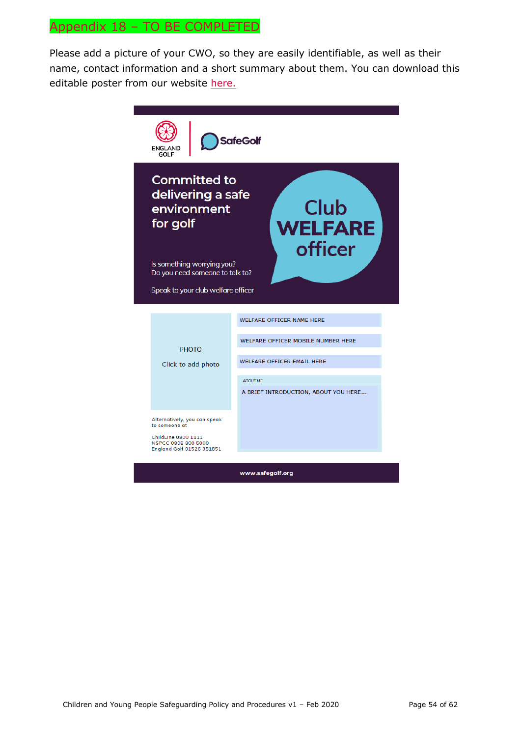# Appendix 18 – TO BE COMPLETED

Please add a picture of your CWO, so they are easily identifiable, as well as their name, contact information and a short summary about them. You can download this editable poster from our website here.

ENGLAND GOLF | SafeGolf

**Committed to delivering a safe environment for golf**

**Club WELFARE officer**

Is something worrying you?
Do you need someone to talk to?

Speak to your club welfare officer

PHOTO

Click to add photo

WELFARE OFFICER NAME HERE

WELFARE OFFICER MOBILE NUMBER HERE

WELFARE OFFICER EMAIL HERE

ABOUT ME

A BRIEF INTRODUCTION, ABOUT YOU HERE...

Alternatively, you can speak to someone at

ChildLine 0800 1111
NSPCC 0808 800 5000
England Golf 01526 351851

**www.safegolf.org**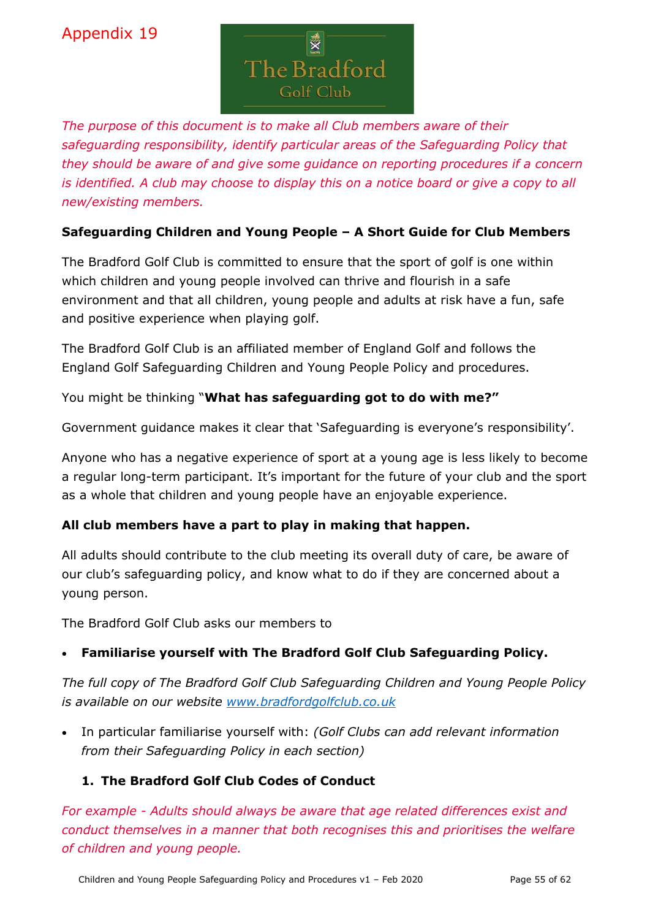Appendix 19

The Bradford Golf Club

*The purpose of this document is to make all Club members aware of their safeguarding responsibility, identify particular areas of the Safeguarding Policy that they should be aware of and give some guidance on reporting procedures if a concern is identified. A club may choose to display this on a notice board or give a copy to all new/existing members.*

**Safeguarding Children and Young People – A Short Guide for Club Members**

The Bradford Golf Club is committed to ensure that the sport of golf is one within which children and young people involved can thrive and flourish in a safe environment and that all children, young people and adults at risk have a fun, safe and positive experience when playing golf.

The Bradford Golf Club is an affiliated member of England Golf and follows the England Golf Safeguarding Children and Young People Policy and procedures.

You might be thinking "**What has safeguarding got to do with me?"**

Government guidance makes it clear that 'Safeguarding is everyone's responsibility'.

Anyone who has a negative experience of sport at a young age is less likely to become a regular long-term participant. It's important for the future of your club and the sport as a whole that children and young people have an enjoyable experience.

**All club members have a part to play in making that happen.**

All adults should contribute to the club meeting its overall duty of care, be aware of our club's safeguarding policy, and know what to do if they are concerned about a young person.

The Bradford Golf Club asks our members to

- **Familiarise yourself with The Bradford Golf Club Safeguarding Policy.**

*The full copy of The Bradford Golf Club Safeguarding Children and Young People Policy is available on our website [www.bradfordgolfclub.co.uk](www.bradfordgolfclub.co.uk)*

- In particular familiarise yourself with: *(Golf Clubs can add relevant information from their Safeguarding Policy in each section)*

  1. **The Bradford Golf Club Codes of Conduct**

*For example - Adults should always be aware that age related differences exist and conduct themselves in a manner that both recognises this and prioritises the welfare of children and young people.*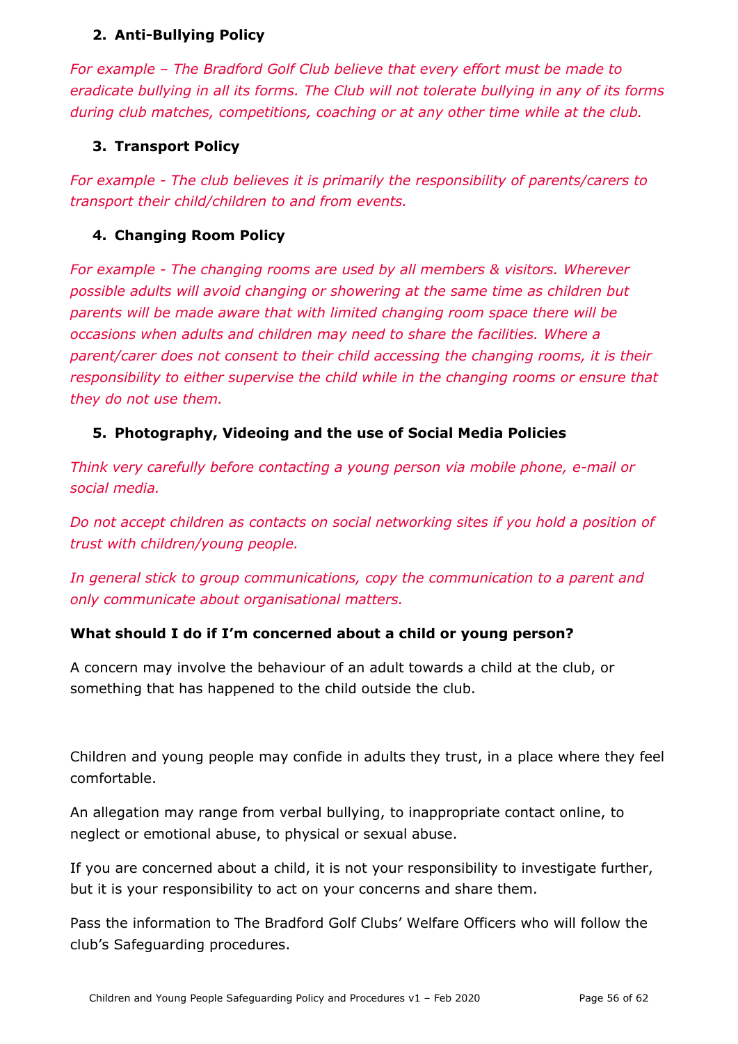2. **Anti-Bullying Policy**

*For example – The Bradford Golf Club believe that every effort must be made to eradicate bullying in all its forms. The Club will not tolerate bullying in any of its forms during club matches, competitions, coaching or at any other time while at the club.*

3. **Transport Policy**

*For example - The club believes it is primarily the responsibility of parents/carers to transport their child/children to and from events.*

4. **Changing Room Policy**

*For example - The changing rooms are used by all members & visitors. Wherever possible adults will avoid changing or showering at the same time as children but parents will be made aware that with limited changing room space there will be occasions when adults and children may need to share the facilities. Where a parent/carer does not consent to their child accessing the changing rooms, it is their responsibility to either supervise the child while in the changing rooms or ensure that they do not use them.*

5. **Photography, Videoing and the use of Social Media Policies**

*Think very carefully before contacting a young person via mobile phone, e-mail or social media.*

*Do not accept children as contacts on social networking sites if you hold a position of trust with children/young people.*

*In general stick to group communications, copy the communication to a parent and only communicate about organisational matters.*

**What should I do if I'm concerned about a child or young person?**

A concern may involve the behaviour of an adult towards a child at the club, or something that has happened to the child outside the club.

Children and young people may confide in adults they trust, in a place where they feel comfortable.

An allegation may range from verbal bullying, to inappropriate contact online, to neglect or emotional abuse, to physical or sexual abuse.

If you are concerned about a child, it is not your responsibility to investigate further, but it is your responsibility to act on your concerns and share them.

Pass the information to The Bradford Golf Clubs' Welfare Officers who will follow the club's Safeguarding procedures.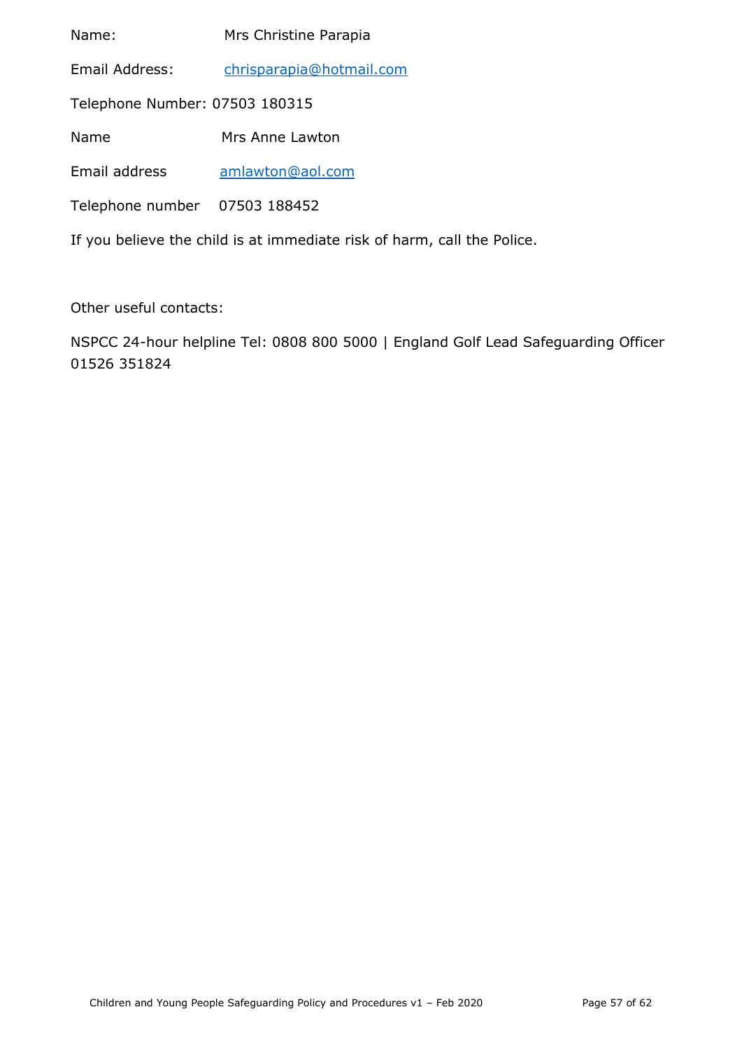Name: Mrs Christine Parapia

Email Address: chrisparapia@hotmail.com

Telephone Number: 07503 180315

Name Mrs Anne Lawton

Email address amlawton@aol.com

Telephone number 07503 188452

If you believe the child is at immediate risk of harm, call the Police.

Other useful contacts:

NSPCC 24-hour helpline Tel: 0808 800 5000 | England Golf Lead Safeguarding Officer 01526 351824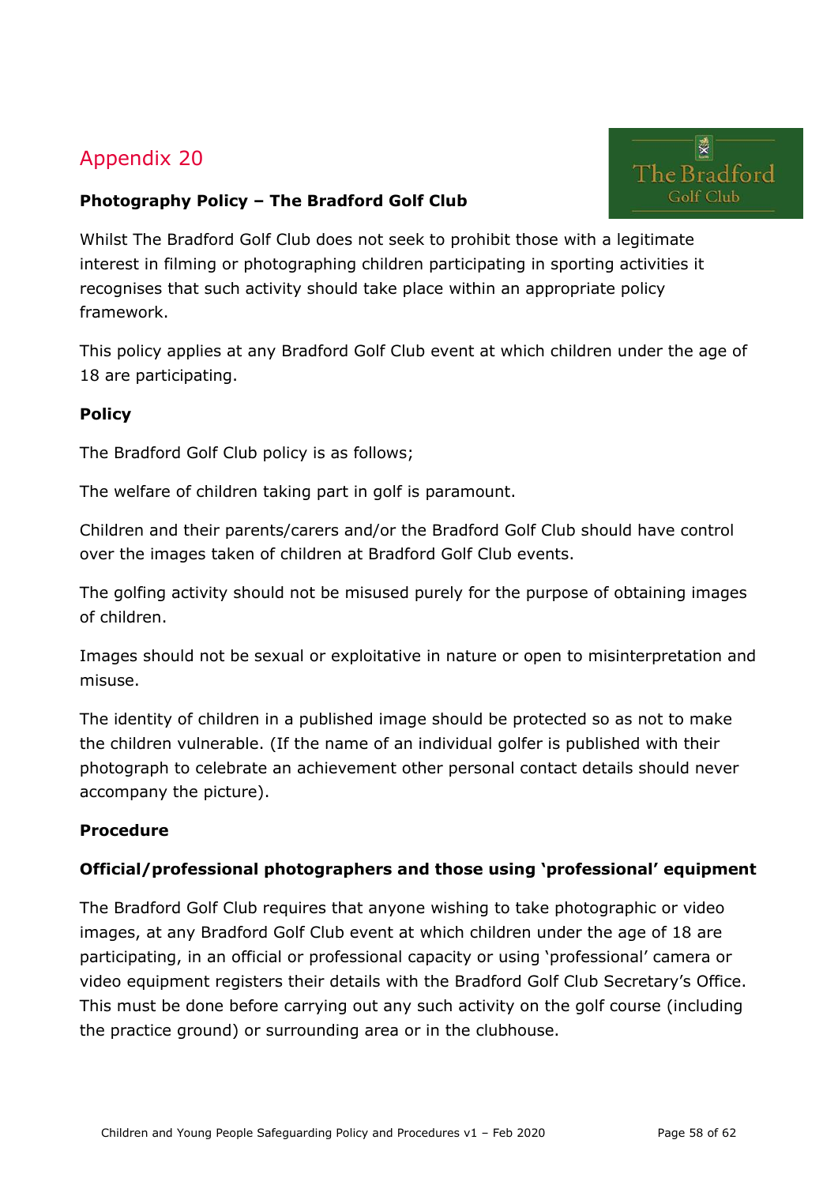## Appendix 20

**Photography Policy – The Bradford Golf Club**

Whilst The Bradford Golf Club does not seek to prohibit those with a legitimate interest in filming or photographing children participating in sporting activities it recognises that such activity should take place within an appropriate policy framework.

This policy applies at any Bradford Golf Club event at which children under the age of 18 are participating.

**Policy**

The Bradford Golf Club policy is as follows;

The welfare of children taking part in golf is paramount.

Children and their parents/carers and/or the Bradford Golf Club should have control over the images taken of children at Bradford Golf Club events.

The golfing activity should not be misused purely for the purpose of obtaining images of children.

Images should not be sexual or exploitative in nature or open to misinterpretation and misuse.

The identity of children in a published image should be protected so as not to make the children vulnerable. (If the name of an individual golfer is published with their photograph to celebrate an achievement other personal contact details should never accompany the picture).

**Procedure**

**Official/professional photographers and those using 'professional' equipment**

The Bradford Golf Club requires that anyone wishing to take photographic or video images, at any Bradford Golf Club event at which children under the age of 18 are participating, in an official or professional capacity or using 'professional' camera or video equipment registers their details with the Bradford Golf Club Secretary's Office. This must be done before carrying out any such activity on the golf course (including the practice ground) or surrounding area or in the clubhouse.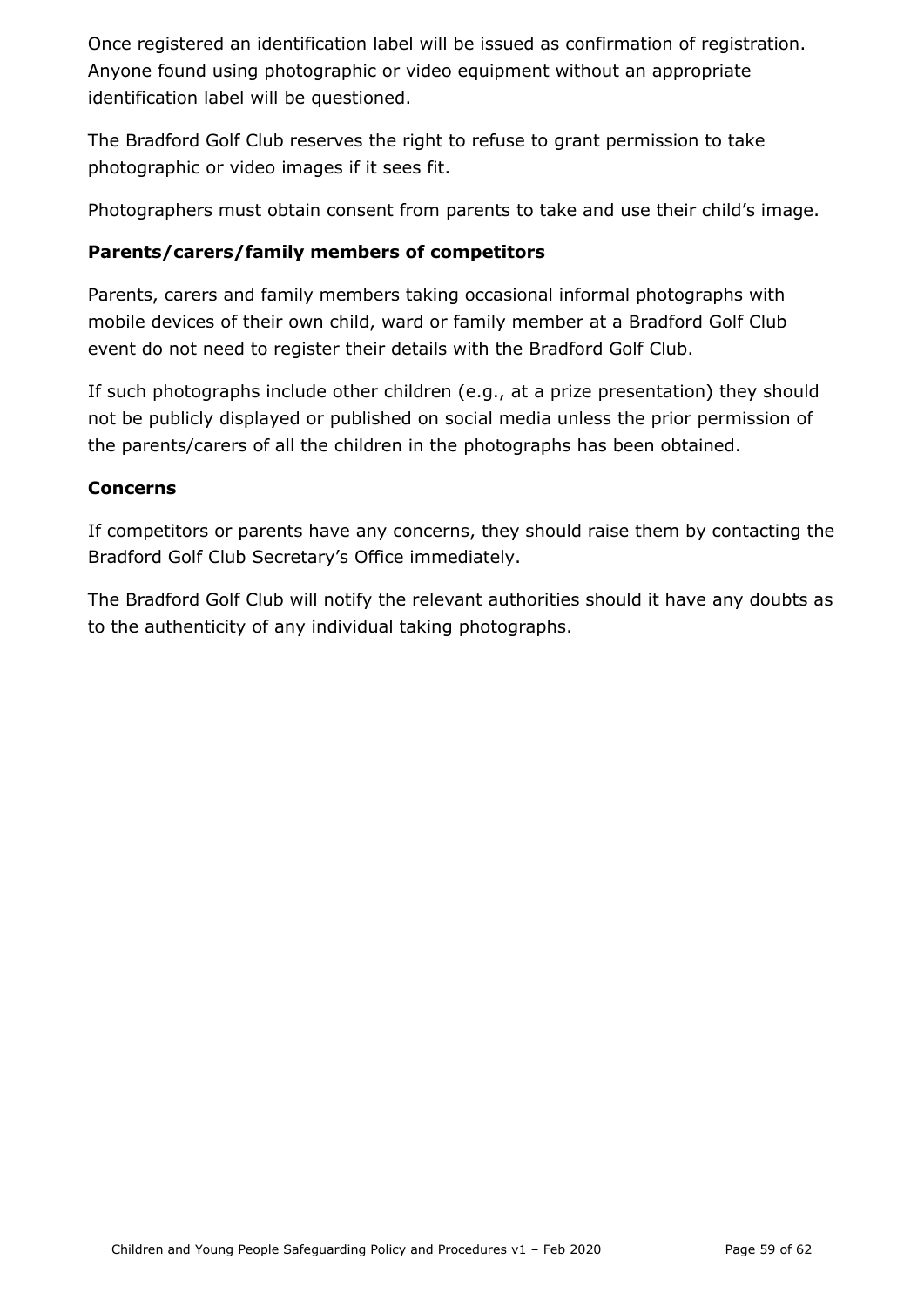Once registered an identification label will be issued as confirmation of registration. Anyone found using photographic or video equipment without an appropriate identification label will be questioned.

The Bradford Golf Club reserves the right to refuse to grant permission to take photographic or video images if it sees fit.

Photographers must obtain consent from parents to take and use their child's image.

**Parents/carers/family members of competitors**

Parents, carers and family members taking occasional informal photographs with mobile devices of their own child, ward or family member at a Bradford Golf Club event do not need to register their details with the Bradford Golf Club.

If such photographs include other children (e.g., at a prize presentation) they should not be publicly displayed or published on social media unless the prior permission of the parents/carers of all the children in the photographs has been obtained.

**Concerns**

If competitors or parents have any concerns, they should raise them by contacting the Bradford Golf Club Secretary's Office immediately.

The Bradford Golf Club will notify the relevant authorities should it have any doubts as to the authenticity of any individual taking photographs.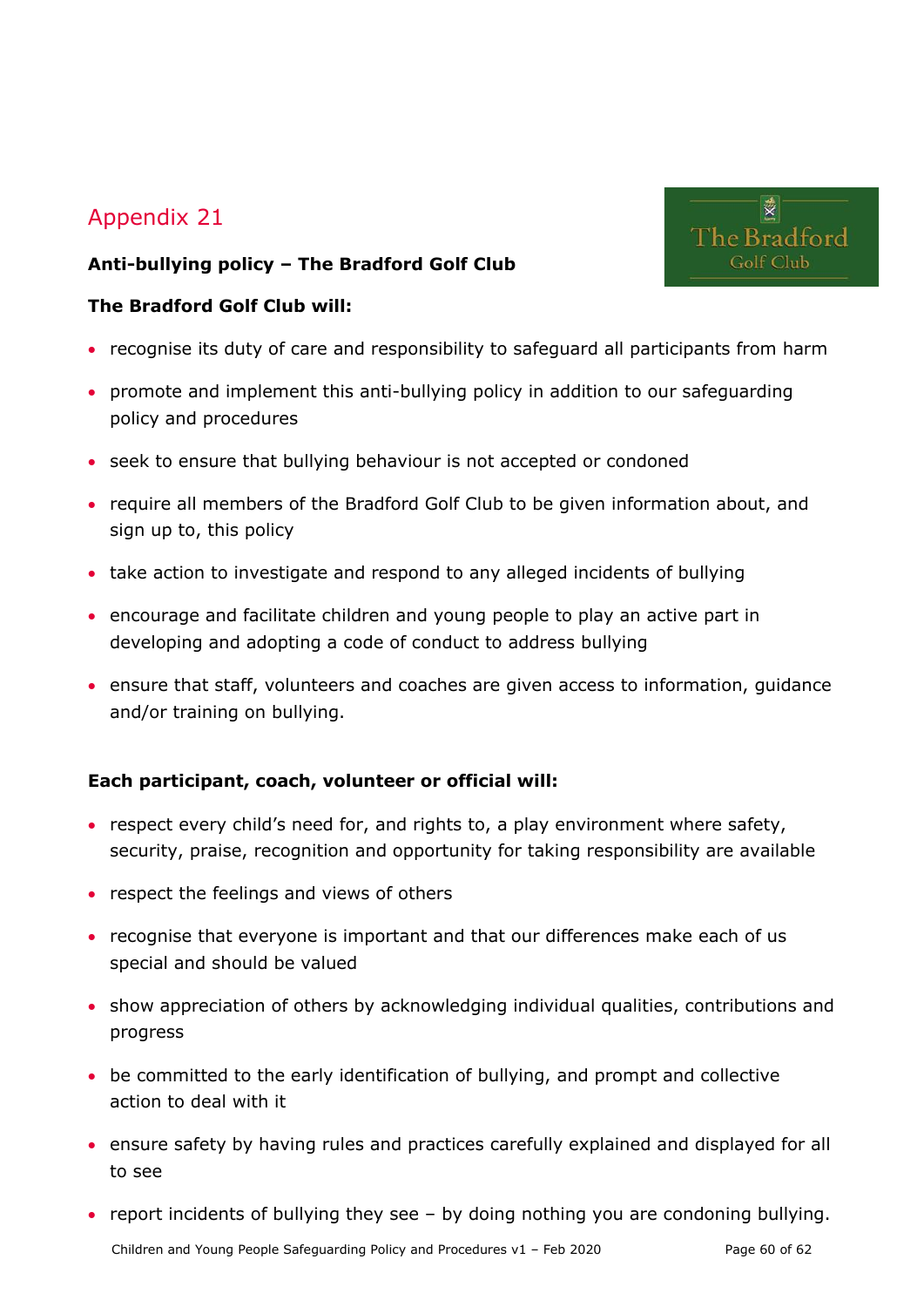# Appendix 21

**Anti-bullying policy – The Bradford Golf Club**

**The Bradford Golf Club will:**

- recognise its duty of care and responsibility to safeguard all participants from harm
- promote and implement this anti-bullying policy in addition to our safeguarding policy and procedures
- seek to ensure that bullying behaviour is not accepted or condoned
- require all members of the Bradford Golf Club to be given information about, and sign up to, this policy
- take action to investigate and respond to any alleged incidents of bullying
- encourage and facilitate children and young people to play an active part in developing and adopting a code of conduct to address bullying
- ensure that staff, volunteers and coaches are given access to information, guidance and/or training on bullying.

**Each participant, coach, volunteer or official will:**

- respect every child's need for, and rights to, a play environment where safety, security, praise, recognition and opportunity for taking responsibility are available
- respect the feelings and views of others
- recognise that everyone is important and that our differences make each of us special and should be valued
- show appreciation of others by acknowledging individual qualities, contributions and progress
- be committed to the early identification of bullying, and prompt and collective action to deal with it
- ensure safety by having rules and practices carefully explained and displayed for all to see
- report incidents of bullying they see – by doing nothing you are condoning bullying.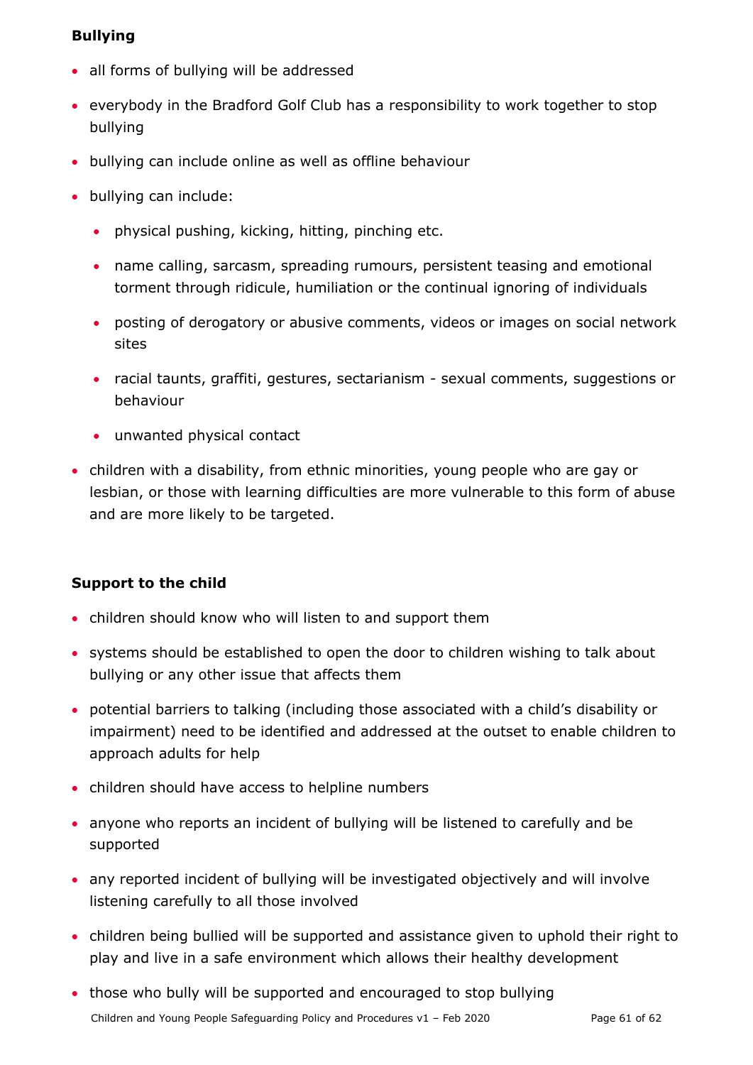**Bullying**

- all forms of bullying will be addressed
- everybody in the Bradford Golf Club has a responsibility to work together to stop bullying
- bullying can include online as well as offline behaviour
- bullying can include:
  - physical pushing, kicking, hitting, pinching etc.
  - name calling, sarcasm, spreading rumours, persistent teasing and emotional torment through ridicule, humiliation or the continual ignoring of individuals
  - posting of derogatory or abusive comments, videos or images on social network sites
  - racial taunts, graffiti, gestures, sectarianism - sexual comments, suggestions or behaviour
  - unwanted physical contact
- children with a disability, from ethnic minorities, young people who are gay or lesbian, or those with learning difficulties are more vulnerable to this form of abuse and are more likely to be targeted.

**Support to the child**

- children should know who will listen to and support them
- systems should be established to open the door to children wishing to talk about bullying or any other issue that affects them
- potential barriers to talking (including those associated with a child's disability or impairment) need to be identified and addressed at the outset to enable children to approach adults for help
- children should have access to helpline numbers
- anyone who reports an incident of bullying will be listened to carefully and be supported
- any reported incident of bullying will be investigated objectively and will involve listening carefully to all those involved
- children being bullied will be supported and assistance given to uphold their right to play and live in a safe environment which allows their healthy development
- those who bully will be supported and encouraged to stop bullying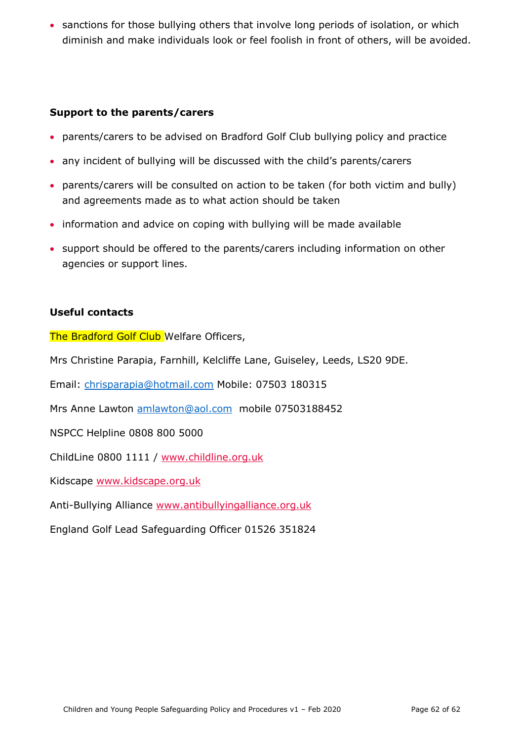- sanctions for those bullying others that involve long periods of isolation, or which diminish and make individuals look or feel foolish in front of others, will be avoided.

**Support to the parents/carers**

- parents/carers to be advised on Bradford Golf Club bullying policy and practice
- any incident of bullying will be discussed with the child's parents/carers
- parents/carers will be consulted on action to be taken (for both victim and bully) and agreements made as to what action should be taken
- information and advice on coping with bullying will be made available
- support should be offered to the parents/carers including information on other agencies or support lines.

**Useful contacts**

The Bradford Golf Club Welfare Officers,

Mrs Christine Parapia, Farnhill, Kelcliffe Lane, Guiseley, Leeds, LS20 9DE.

Email: chrisparapia@hotmail.com Mobile: 07503 180315

Mrs Anne Lawton amlawton@aol.com mobile 07503188452

NSPCC Helpline 0808 800 5000

ChildLine 0800 1111 / www.childline.org.uk

Kidscape www.kidscape.org.uk

Anti-Bullying Alliance www.antibullyingalliance.org.uk

England Golf Lead Safeguarding Officer 01526 351824